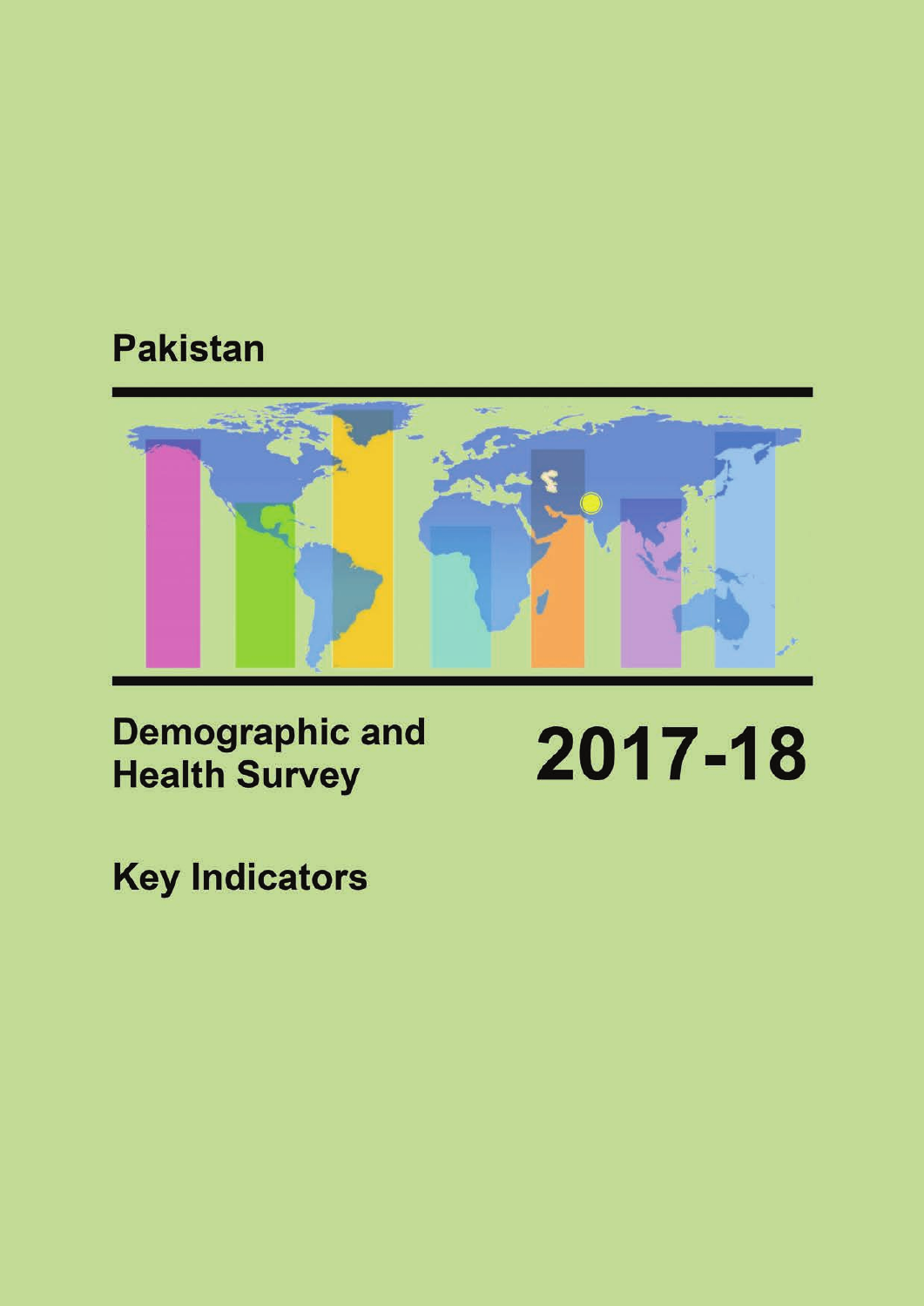# Pakistan

# Demographic and Health Survey

# 2017-18

## Key Indicators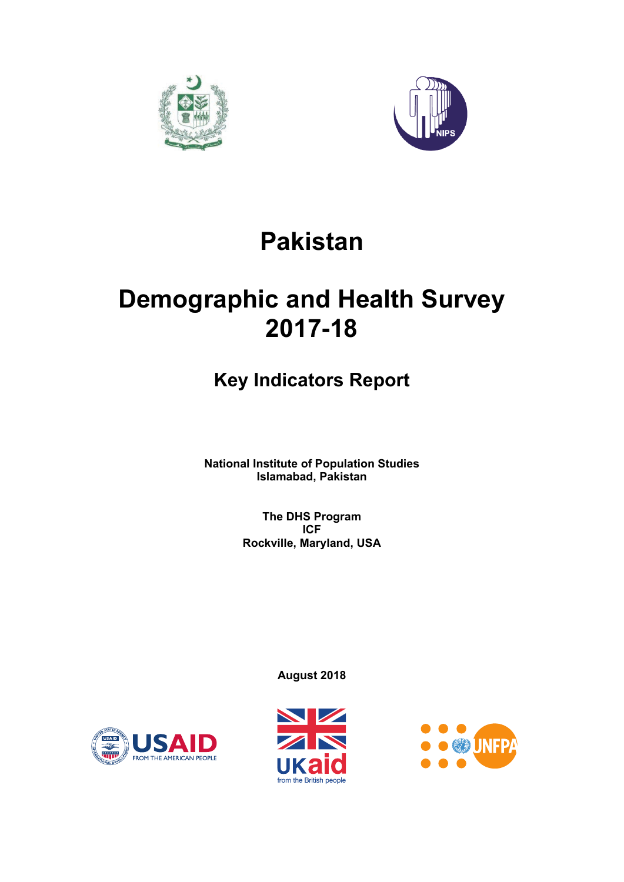# Pakistan

# Demographic and Health Survey 2017-18

## Key Indicators Report

**National Institute of Population Studies**
**Islamabad, Pakistan**

**The DHS Program**
**ICF**
**Rockville, Maryland, USA**

**August 2018**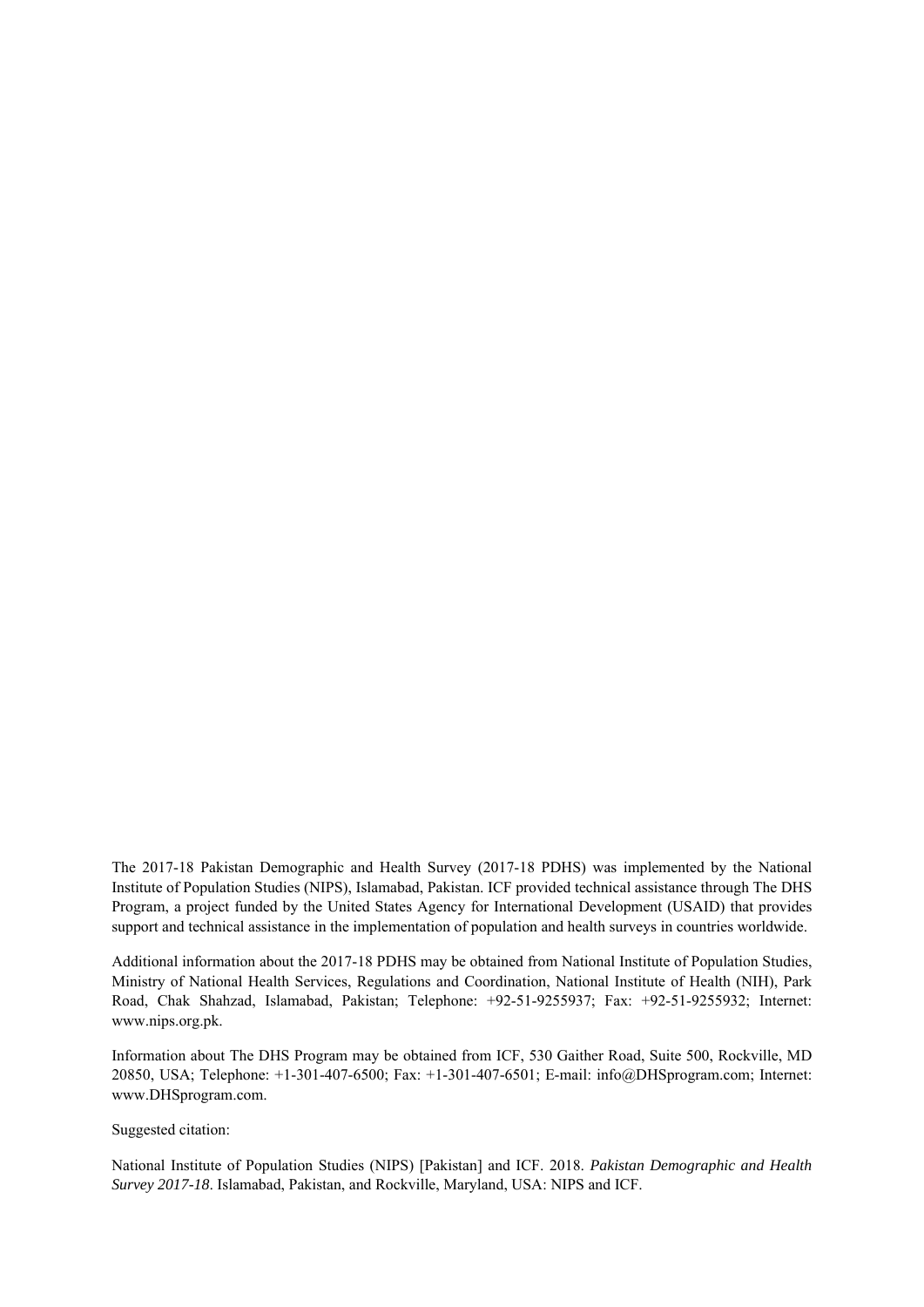The 2017-18 Pakistan Demographic and Health Survey (2017-18 PDHS) was implemented by the National Institute of Population Studies (NIPS), Islamabad, Pakistan. ICF provided technical assistance through The DHS Program, a project funded by the United States Agency for International Development (USAID) that provides support and technical assistance in the implementation of population and health surveys in countries worldwide.

Additional information about the 2017-18 PDHS may be obtained from National Institute of Population Studies, Ministry of National Health Services, Regulations and Coordination, National Institute of Health (NIH), Park Road, Chak Shahzad, Islamabad, Pakistan; Telephone: +92-51-9255937; Fax: +92-51-9255932; Internet: www.nips.org.pk.

Information about The DHS Program may be obtained from ICF, 530 Gaither Road, Suite 500, Rockville, MD 20850, USA; Telephone: +1-301-407-6500; Fax: +1-301-407-6501; E-mail: info@DHSprogram.com; Internet: www.DHSprogram.com.

Suggested citation:

National Institute of Population Studies (NIPS) [Pakistan] and ICF. 2018. *Pakistan Demographic and Health Survey 2017-18*. Islamabad, Pakistan, and Rockville, Maryland, USA: NIPS and ICF.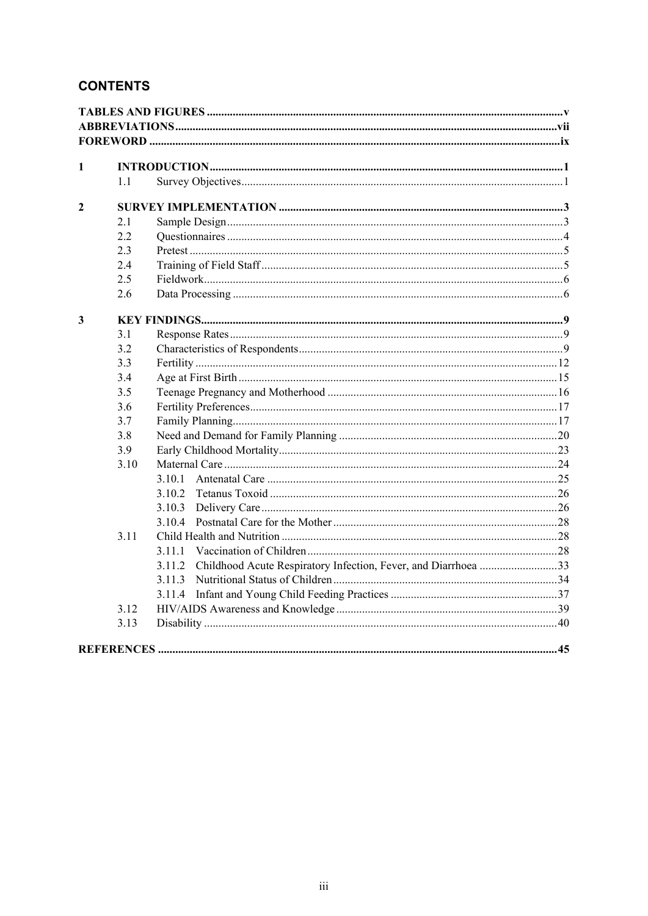## CONTENTS

| | | | |
|---|---|---|---|
| **TABLES AND FIGURES** | | | **v** |
| **ABBREVIATIONS** | | | **vii** |
| **FOREWORD** | | | **ix** |
| **1** | **INTRODUCTION** | | **1** |
| | 1.1 | Survey Objectives | 1 |
| **2** | **SURVEY IMPLEMENTATION** | | **3** |
| | 2.1 | Sample Design | 3 |
| | 2.2 | Questionnaires | 4 |
| | 2.3 | Pretest | 5 |
| | 2.4 | Training of Field Staff | 5 |
| | 2.5 | Fieldwork | 6 |
| | 2.6 | Data Processing | 6 |
| **3** | **KEY FINDINGS** | | **9** |
| | 3.1 | Response Rates | 9 |
| | 3.2 | Characteristics of Respondents | 9 |
| | 3.3 | Fertility | 12 |
| | 3.4 | Age at First Birth | 15 |
| | 3.5 | Teenage Pregnancy and Motherhood | 16 |
| | 3.6 | Fertility Preferences | 17 |
| | 3.7 | Family Planning | 17 |
| | 3.8 | Need and Demand for Family Planning | 20 |
| | 3.9 | Early Childhood Mortality | 23 |
| | 3.10 | Maternal Care | 24 |
| | | 3.10.1 Antenatal Care | 25 |
| | | 3.10.2 Tetanus Toxoid | 26 |
| | | 3.10.3 Delivery Care | 26 |
| | | 3.10.4 Postnatal Care for the Mother | 28 |
| | 3.11 | Child Health and Nutrition | 28 |
| | | 3.11.1 Vaccination of Children | 28 |
| | | 3.11.2 Childhood Acute Respiratory Infection, Fever, and Diarrhoea | 33 |
| | | 3.11.3 Nutritional Status of Children | 34 |
| | | 3.11.4 Infant and Young Child Feeding Practices | 37 |
| | 3.12 | HIV/AIDS Awareness and Knowledge | 39 |
| | 3.13 | Disability | 40 |
| **REFERENCES** | | | **45** |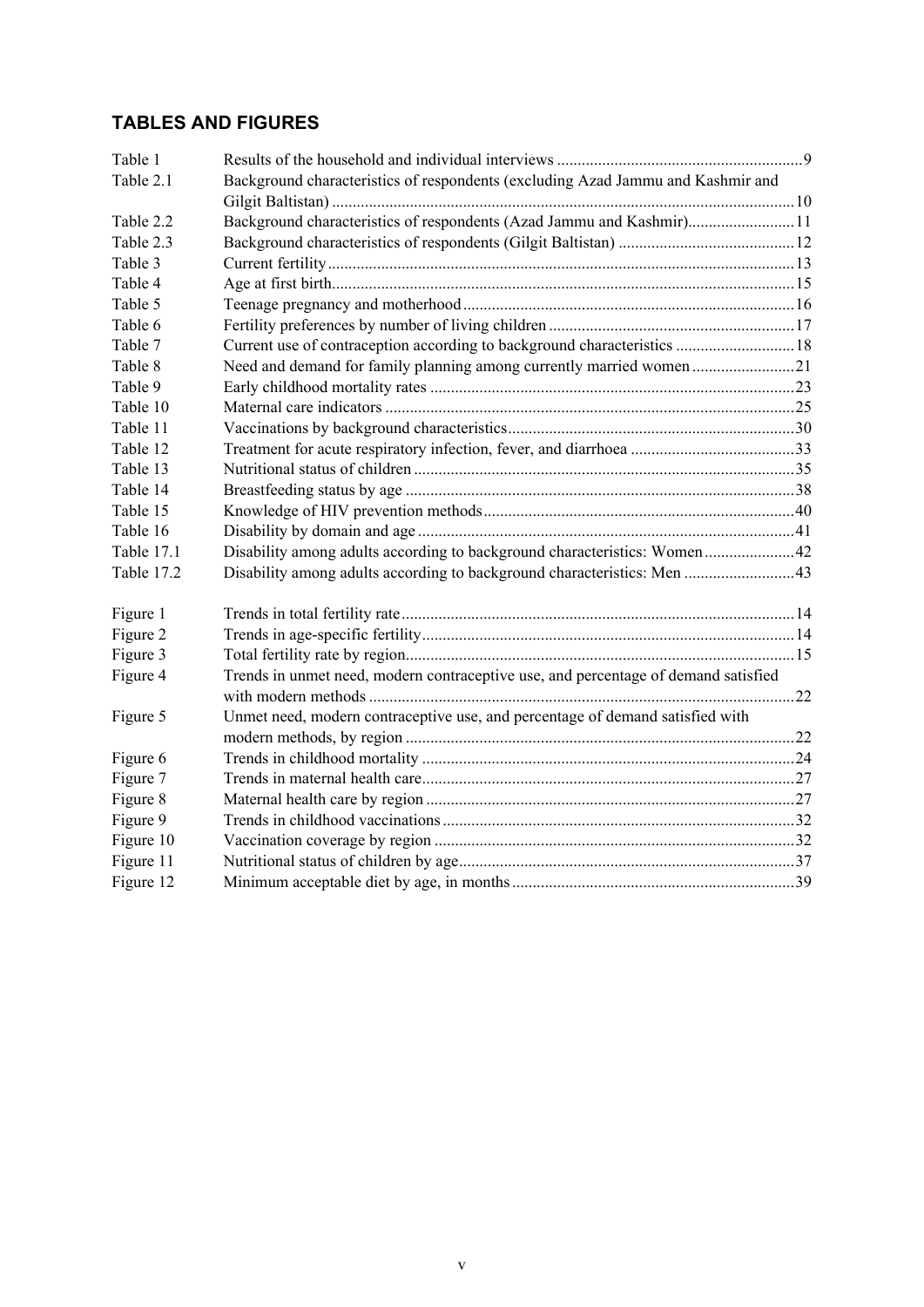## TABLES AND FIGURES

| | | |
|---|---|---|
| Table 1 | Results of the household and individual interviews | 9 |
| Table 2.1 | Background characteristics of respondents (excluding Azad Jammu and Kashmir and Gilgit Baltistan) | 10 |
| Table 2.2 | Background characteristics of respondents (Azad Jammu and Kashmir) | 11 |
| Table 2.3 | Background characteristics of respondents (Gilgit Baltistan) | 12 |
| Table 3 | Current fertility | 13 |
| Table 4 | Age at first birth | 15 |
| Table 5 | Teenage pregnancy and motherhood | 16 |
| Table 6 | Fertility preferences by number of living children | 17 |
| Table 7 | Current use of contraception according to background characteristics | 18 |
| Table 8 | Need and demand for family planning among currently married women | 21 |
| Table 9 | Early childhood mortality rates | 23 |
| Table 10 | Maternal care indicators | 25 |
| Table 11 | Vaccinations by background characteristics | 30 |
| Table 12 | Treatment for acute respiratory infection, fever, and diarrhoea | 33 |
| Table 13 | Nutritional status of children | 35 |
| Table 14 | Breastfeeding status by age | 38 |
| Table 15 | Knowledge of HIV prevention methods | 40 |
| Table 16 | Disability by domain and age | 41 |
| Table 17.1 | Disability among adults according to background characteristics: Women | 42 |
| Table 17.2 | Disability among adults according to background characteristics: Men | 43 |

| | | |
|---|---|---|
| Figure 1 | Trends in total fertility rate | 14 |
| Figure 2 | Trends in age-specific fertility | 14 |
| Figure 3 | Total fertility rate by region | 15 |
| Figure 4 | Trends in unmet need, modern contraceptive use, and percentage of demand satisfied with modern methods | 22 |
| Figure 5 | Unmet need, modern contraceptive use, and percentage of demand satisfied with modern methods, by region | 22 |
| Figure 6 | Trends in childhood mortality | 24 |
| Figure 7 | Trends in maternal health care | 27 |
| Figure 8 | Maternal health care by region | 27 |
| Figure 9 | Trends in childhood vaccinations | 32 |
| Figure 10 | Vaccination coverage by region | 32 |
| Figure 11 | Nutritional status of children by age | 37 |
| Figure 12 | Minimum acceptable diet by age, in months | 39 |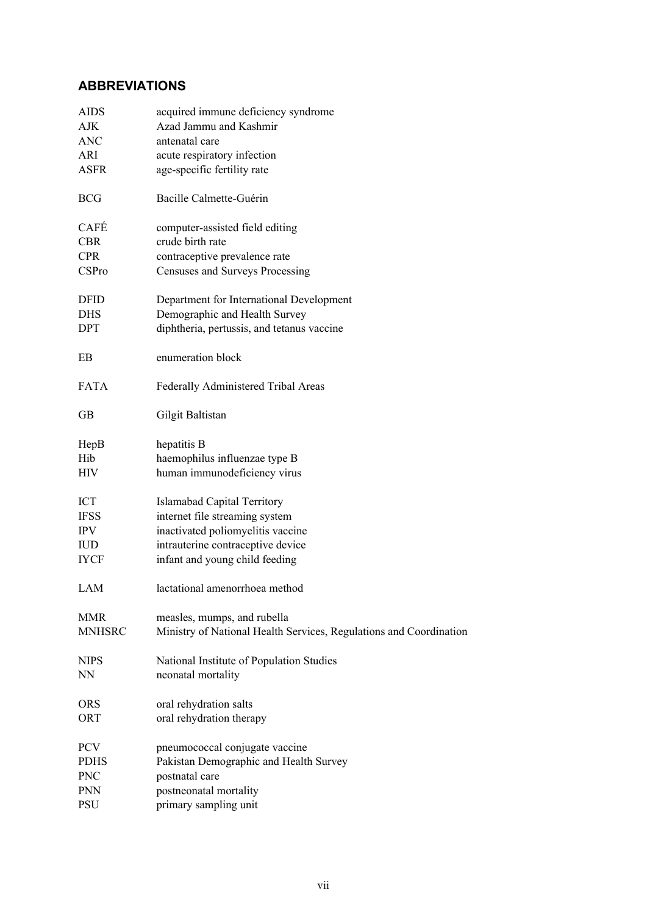## ABBREVIATIONS

| | |
|---|---|
| AIDS | acquired immune deficiency syndrome |
| AJK | Azad Jammu and Kashmir |
| ANC | antenatal care |
| ARI | acute respiratory infection |
| ASFR | age-specific fertility rate |
| BCG | Bacille Calmette-Guérin |
| CAFÉ | computer-assisted field editing |
| CBR | crude birth rate |
| CPR | contraceptive prevalence rate |
| CSPro | Censuses and Surveys Processing |
| DFID | Department for International Development |
| DHS | Demographic and Health Survey |
| DPT | diphtheria, pertussis, and tetanus vaccine |
| EB | enumeration block |
| FATA | Federally Administered Tribal Areas |
| GB | Gilgit Baltistan |
| HepB | hepatitis B |
| Hib | haemophilus influenzae type B |
| HIV | human immunodeficiency virus |
| ICT | Islamabad Capital Territory |
| IFSS | internet file streaming system |
| IPV | inactivated poliomyelitis vaccine |
| IUD | intrauterine contraceptive device |
| IYCF | infant and young child feeding |
| LAM | lactational amenorrhoea method |
| MMR | measles, mumps, and rubella |
| MNHSRC | Ministry of National Health Services, Regulations and Coordination |
| NIPS | National Institute of Population Studies |
| NN | neonatal mortality |
| ORS | oral rehydration salts |
| ORT | oral rehydration therapy |
| PCV | pneumococcal conjugate vaccine |
| PDHS | Pakistan Demographic and Health Survey |
| PNC | postnatal care |
| PNN | postneonatal mortality |
| PSU | primary sampling unit |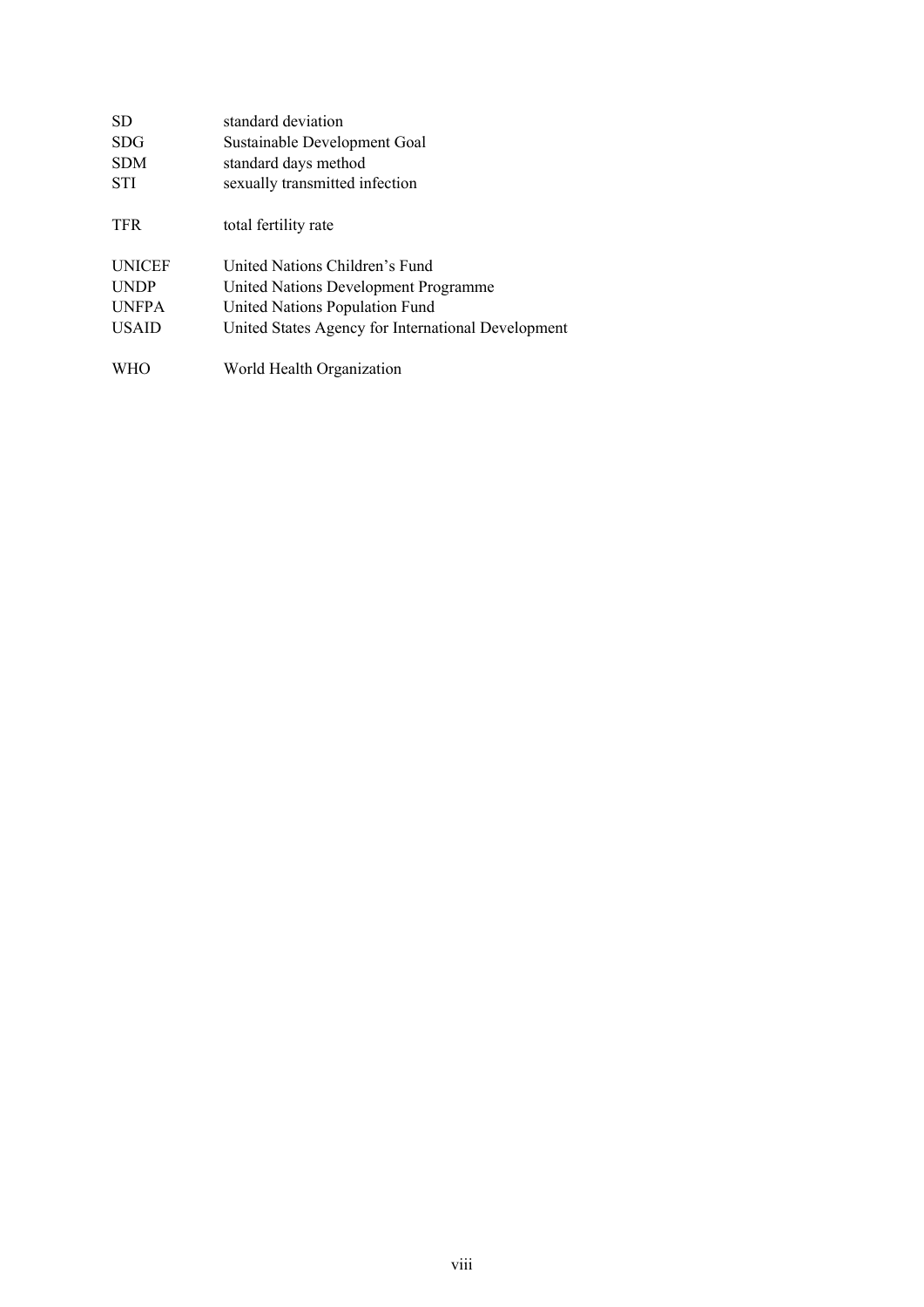| | |
|---|---|
| SD | standard deviation |
| SDG | Sustainable Development Goal |
| SDM | standard days method |
| STI | sexually transmitted infection |
| TFR | total fertility rate |
| UNICEF | United Nations Children's Fund |
| UNDP | United Nations Development Programme |
| UNFPA | United Nations Population Fund |
| USAID | United States Agency for International Development |
| WHO | World Health Organization |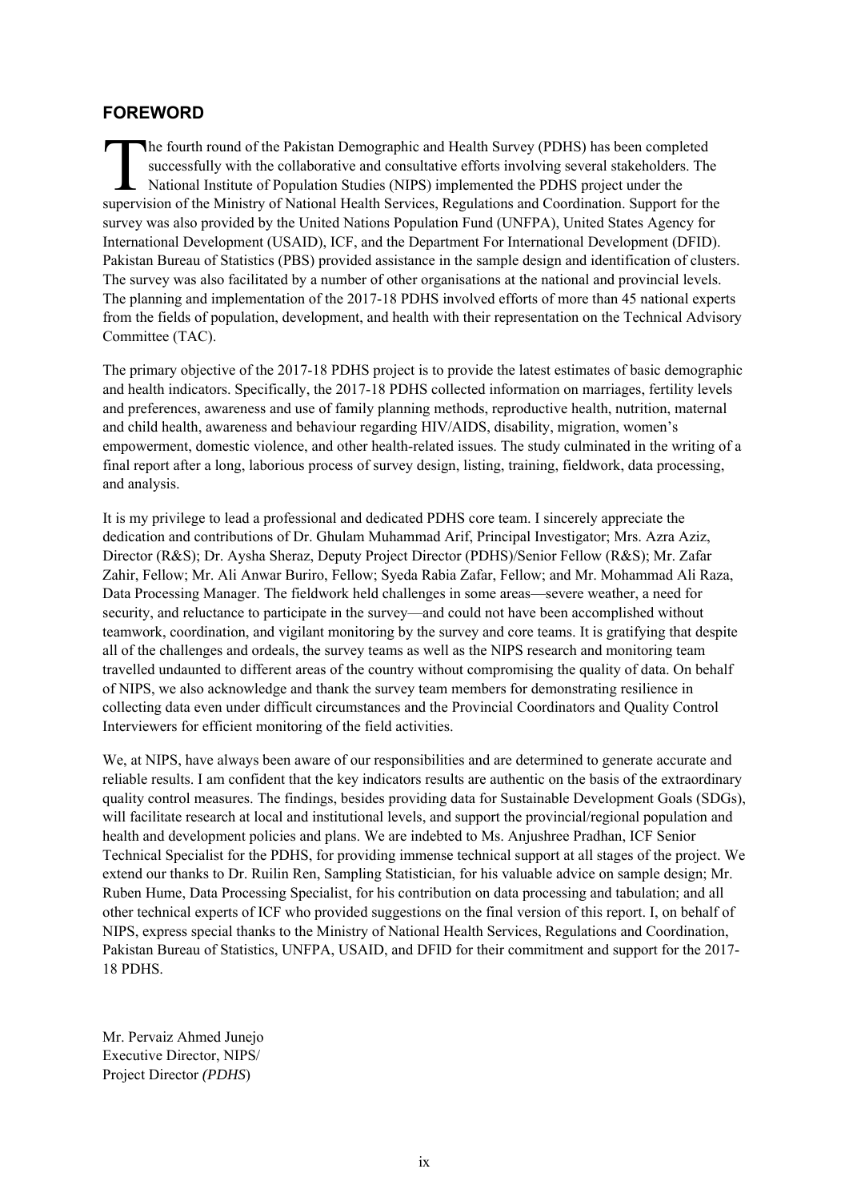## FOREWORD

The fourth round of the Pakistan Demographic and Health Survey (PDHS) has been completed successfully with the collaborative and consultative efforts involving several stakeholders. The National Institute of Population Studies (NIPS) implemented the PDHS project under the supervision of the Ministry of National Health Services, Regulations and Coordination. Support for the survey was also provided by the United Nations Population Fund (UNFPA), United States Agency for International Development (USAID), ICF, and the Department For International Development (DFID). Pakistan Bureau of Statistics (PBS) provided assistance in the sample design and identification of clusters. The survey was also facilitated by a number of other organisations at the national and provincial levels. The planning and implementation of the 2017-18 PDHS involved efforts of more than 45 national experts from the fields of population, development, and health with their representation on the Technical Advisory Committee (TAC).

The primary objective of the 2017-18 PDHS project is to provide the latest estimates of basic demographic and health indicators. Specifically, the 2017-18 PDHS collected information on marriages, fertility levels and preferences, awareness and use of family planning methods, reproductive health, nutrition, maternal and child health, awareness and behaviour regarding HIV/AIDS, disability, migration, women's empowerment, domestic violence, and other health-related issues. The study culminated in the writing of a final report after a long, laborious process of survey design, listing, training, fieldwork, data processing, and analysis.

It is my privilege to lead a professional and dedicated PDHS core team. I sincerely appreciate the dedication and contributions of Dr. Ghulam Muhammad Arif, Principal Investigator; Mrs. Azra Aziz, Director (R&S); Dr. Aysha Sheraz, Deputy Project Director (PDHS)/Senior Fellow (R&S); Mr. Zafar Zahir, Fellow; Mr. Ali Anwar Buriro, Fellow; Syeda Rabia Zafar, Fellow; and Mr. Mohammad Ali Raza, Data Processing Manager. The fieldwork held challenges in some areas—severe weather, a need for security, and reluctance to participate in the survey—and could not have been accomplished without teamwork, coordination, and vigilant monitoring by the survey and core teams. It is gratifying that despite all of the challenges and ordeals, the survey teams as well as the NIPS research and monitoring team travelled undaunted to different areas of the country without compromising the quality of data. On behalf of NIPS, we also acknowledge and thank the survey team members for demonstrating resilience in collecting data even under difficult circumstances and the Provincial Coordinators and Quality Control Interviewers for efficient monitoring of the field activities.

We, at NIPS, have always been aware of our responsibilities and are determined to generate accurate and reliable results. I am confident that the key indicators results are authentic on the basis of the extraordinary quality control measures. The findings, besides providing data for Sustainable Development Goals (SDGs), will facilitate research at local and institutional levels, and support the provincial/regional population and health and development policies and plans. We are indebted to Ms. Anjushree Pradhan, ICF Senior Technical Specialist for the PDHS, for providing immense technical support at all stages of the project. We extend our thanks to Dr. Ruilin Ren, Sampling Statistician, for his valuable advice on sample design; Mr. Ruben Hume, Data Processing Specialist, for his contribution on data processing and tabulation; and all other technical experts of ICF who provided suggestions on the final version of this report. I, on behalf of NIPS, express special thanks to the Ministry of National Health Services, Regulations and Coordination, Pakistan Bureau of Statistics, UNFPA, USAID, and DFID for their commitment and support for the 2017-18 PDHS.

Mr. Pervaiz Ahmed Junejo
Executive Director, NIPS/
Project Director *(PDHS)*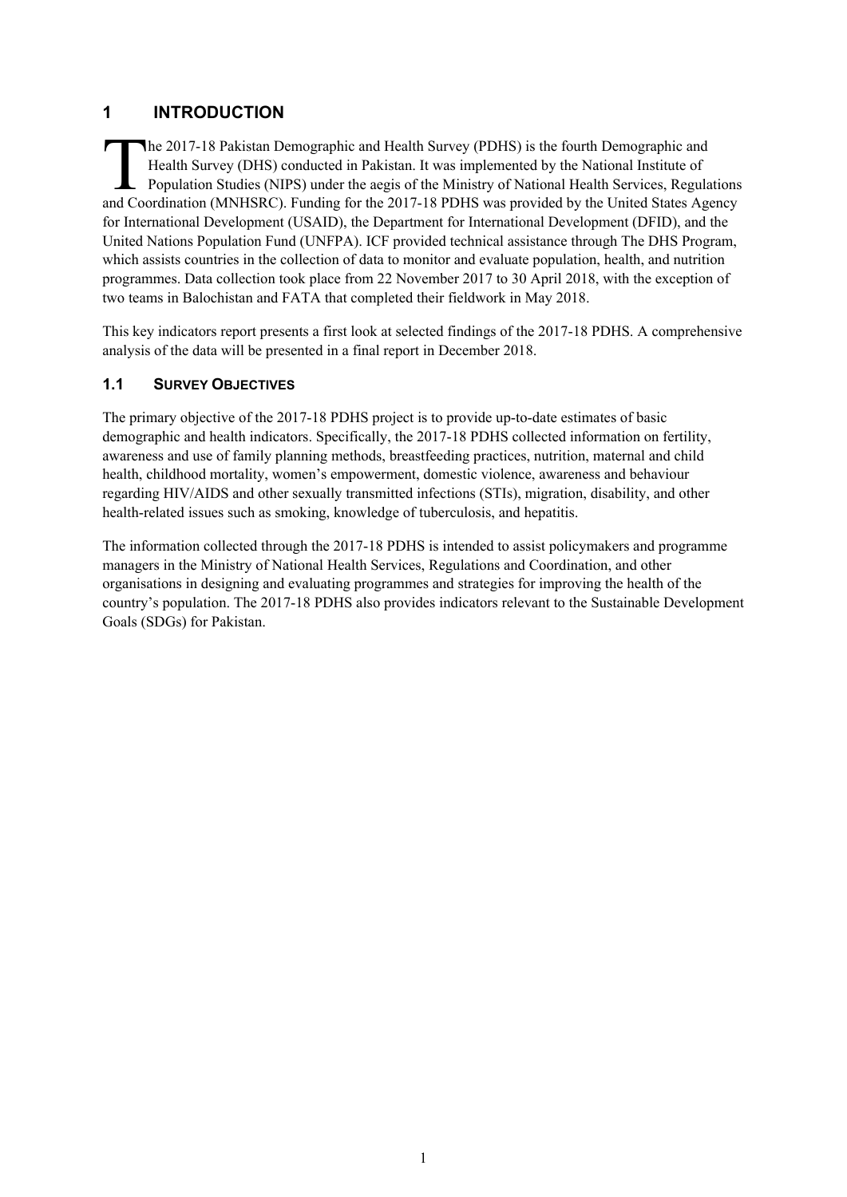# 1 INTRODUCTION

The 2017-18 Pakistan Demographic and Health Survey (PDHS) is the fourth Demographic and Health Survey (DHS) conducted in Pakistan. It was implemented by the National Institute of Population Studies (NIPS) under the aegis of the Ministry of National Health Services, Regulations and Coordination (MNHSRC). Funding for the 2017-18 PDHS was provided by the United States Agency for International Development (USAID), the Department for International Development (DFID), and the United Nations Population Fund (UNFPA). ICF provided technical assistance through The DHS Program, which assists countries in the collection of data to monitor and evaluate population, health, and nutrition programmes. Data collection took place from 22 November 2017 to 30 April 2018, with the exception of two teams in Balochistan and FATA that completed their fieldwork in May 2018.

This key indicators report presents a first look at selected findings of the 2017-18 PDHS. A comprehensive analysis of the data will be presented in a final report in December 2018.

## 1.1 SURVEY OBJECTIVES

The primary objective of the 2017-18 PDHS project is to provide up-to-date estimates of basic demographic and health indicators. Specifically, the 2017-18 PDHS collected information on fertility, awareness and use of family planning methods, breastfeeding practices, nutrition, maternal and child health, childhood mortality, women's empowerment, domestic violence, awareness and behaviour regarding HIV/AIDS and other sexually transmitted infections (STIs), migration, disability, and other health-related issues such as smoking, knowledge of tuberculosis, and hepatitis.

The information collected through the 2017-18 PDHS is intended to assist policymakers and programme managers in the Ministry of National Health Services, Regulations and Coordination, and other organisations in designing and evaluating programmes and strategies for improving the health of the country's population. The 2017-18 PDHS also provides indicators relevant to the Sustainable Development Goals (SDGs) for Pakistan.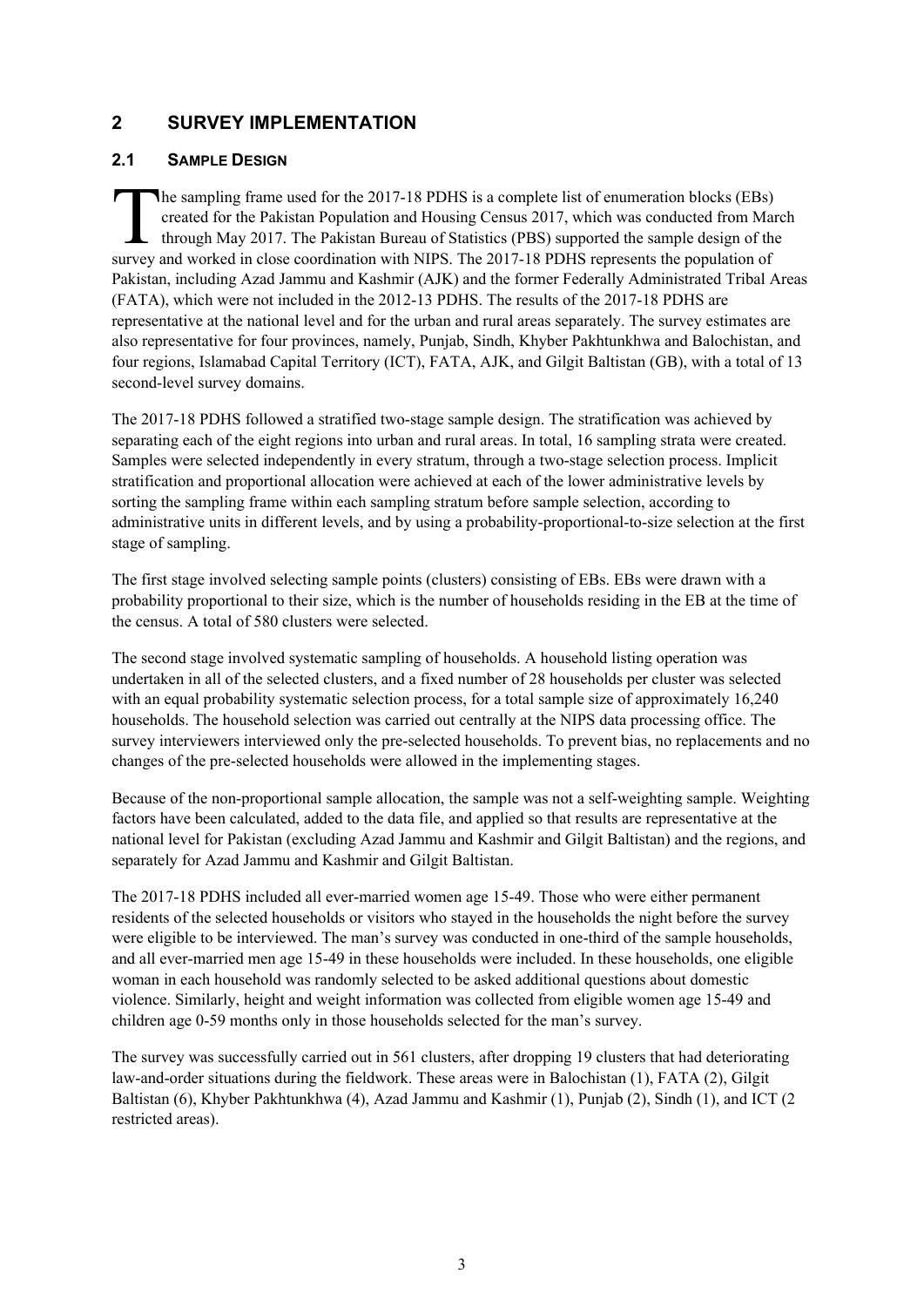# 2 SURVEY IMPLEMENTATION

## 2.1 SAMPLE DESIGN

The sampling frame used for the 2017-18 PDHS is a complete list of enumeration blocks (EBs) created for the Pakistan Population and Housing Census 2017, which was conducted from March through May 2017. The Pakistan Bureau of Statistics (PBS) supported the sample design of the survey and worked in close coordination with NIPS. The 2017-18 PDHS represents the population of Pakistan, including Azad Jammu and Kashmir (AJK) and the former Federally Administrated Tribal Areas (FATA), which were not included in the 2012-13 PDHS. The results of the 2017-18 PDHS are representative at the national level and for the urban and rural areas separately. The survey estimates are also representative for four provinces, namely, Punjab, Sindh, Khyber Pakhtunkhwa and Balochistan, and four regions, Islamabad Capital Territory (ICT), FATA, AJK, and Gilgit Baltistan (GB), with a total of 13 second-level survey domains.

The 2017-18 PDHS followed a stratified two-stage sample design. The stratification was achieved by separating each of the eight regions into urban and rural areas. In total, 16 sampling strata were created. Samples were selected independently in every stratum, through a two-stage selection process. Implicit stratification and proportional allocation were achieved at each of the lower administrative levels by sorting the sampling frame within each sampling stratum before sample selection, according to administrative units in different levels, and by using a probability-proportional-to-size selection at the first stage of sampling.

The first stage involved selecting sample points (clusters) consisting of EBs. EBs were drawn with a probability proportional to their size, which is the number of households residing in the EB at the time of the census. A total of 580 clusters were selected.

The second stage involved systematic sampling of households. A household listing operation was undertaken in all of the selected clusters, and a fixed number of 28 households per cluster was selected with an equal probability systematic selection process, for a total sample size of approximately 16,240 households. The household selection was carried out centrally at the NIPS data processing office. The survey interviewers interviewed only the pre-selected households. To prevent bias, no replacements and no changes of the pre-selected households were allowed in the implementing stages.

Because of the non-proportional sample allocation, the sample was not a self-weighting sample. Weighting factors have been calculated, added to the data file, and applied so that results are representative at the national level for Pakistan (excluding Azad Jammu and Kashmir and Gilgit Baltistan) and the regions, and separately for Azad Jammu and Kashmir and Gilgit Baltistan.

The 2017-18 PDHS included all ever-married women age 15-49. Those who were either permanent residents of the selected households or visitors who stayed in the households the night before the survey were eligible to be interviewed. The man's survey was conducted in one-third of the sample households, and all ever-married men age 15-49 in these households were included. In these households, one eligible woman in each household was randomly selected to be asked additional questions about domestic violence. Similarly, height and weight information was collected from eligible women age 15-49 and children age 0-59 months only in those households selected for the man's survey.

The survey was successfully carried out in 561 clusters, after dropping 19 clusters that had deteriorating law-and-order situations during the fieldwork. These areas were in Balochistan (1), FATA (2), Gilgit Baltistan (6), Khyber Pakhtunkhwa (4), Azad Jammu and Kashmir (1), Punjab (2), Sindh (1), and ICT (2 restricted areas).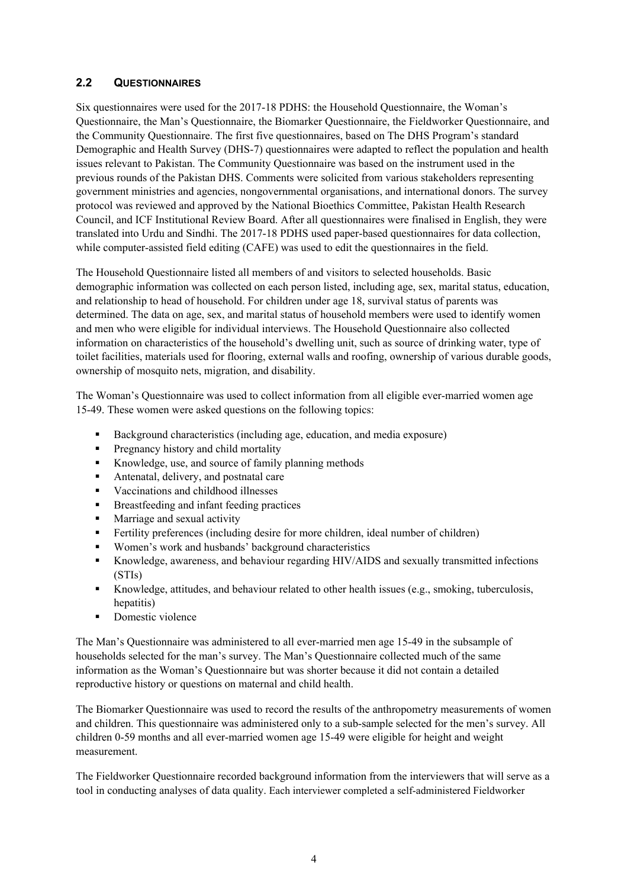## 2.2 QUESTIONNAIRES

Six questionnaires were used for the 2017-18 PDHS: the Household Questionnaire, the Woman's Questionnaire, the Man's Questionnaire, the Biomarker Questionnaire, the Fieldworker Questionnaire, and the Community Questionnaire. The first five questionnaires, based on The DHS Program's standard Demographic and Health Survey (DHS-7) questionnaires were adapted to reflect the population and health issues relevant to Pakistan. The Community Questionnaire was based on the instrument used in the previous rounds of the Pakistan DHS. Comments were solicited from various stakeholders representing government ministries and agencies, nongovernmental organisations, and international donors. The survey protocol was reviewed and approved by the National Bioethics Committee, Pakistan Health Research Council, and ICF Institutional Review Board. After all questionnaires were finalised in English, they were translated into Urdu and Sindhi. The 2017-18 PDHS used paper-based questionnaires for data collection, while computer-assisted field editing (CAFE) was used to edit the questionnaires in the field.

The Household Questionnaire listed all members of and visitors to selected households. Basic demographic information was collected on each person listed, including age, sex, marital status, education, and relationship to head of household. For children under age 18, survival status of parents was determined. The data on age, sex, and marital status of household members were used to identify women and men who were eligible for individual interviews. The Household Questionnaire also collected information on characteristics of the household's dwelling unit, such as source of drinking water, type of toilet facilities, materials used for flooring, external walls and roofing, ownership of various durable goods, ownership of mosquito nets, migration, and disability.

The Woman's Questionnaire was used to collect information from all eligible ever-married women age 15-49. These women were asked questions on the following topics:

- Background characteristics (including age, education, and media exposure)
- Pregnancy history and child mortality
- Knowledge, use, and source of family planning methods
- Antenatal, delivery, and postnatal care
- Vaccinations and childhood illnesses
- Breastfeeding and infant feeding practices
- Marriage and sexual activity
- Fertility preferences (including desire for more children, ideal number of children)
- Women's work and husbands' background characteristics
- Knowledge, awareness, and behaviour regarding HIV/AIDS and sexually transmitted infections (STIs)
- Knowledge, attitudes, and behaviour related to other health issues (e.g., smoking, tuberculosis, hepatitis)
- Domestic violence

The Man's Questionnaire was administered to all ever-married men age 15-49 in the subsample of households selected for the man's survey. The Man's Questionnaire collected much of the same information as the Woman's Questionnaire but was shorter because it did not contain a detailed reproductive history or questions on maternal and child health.

The Biomarker Questionnaire was used to record the results of the anthropometry measurements of women and children. This questionnaire was administered only to a sub-sample selected for the men's survey. All children 0-59 months and all ever-married women age 15-49 were eligible for height and weight measurement.

The Fieldworker Questionnaire recorded background information from the interviewers that will serve as a tool in conducting analyses of data quality. Each interviewer completed a self-administered Fieldworker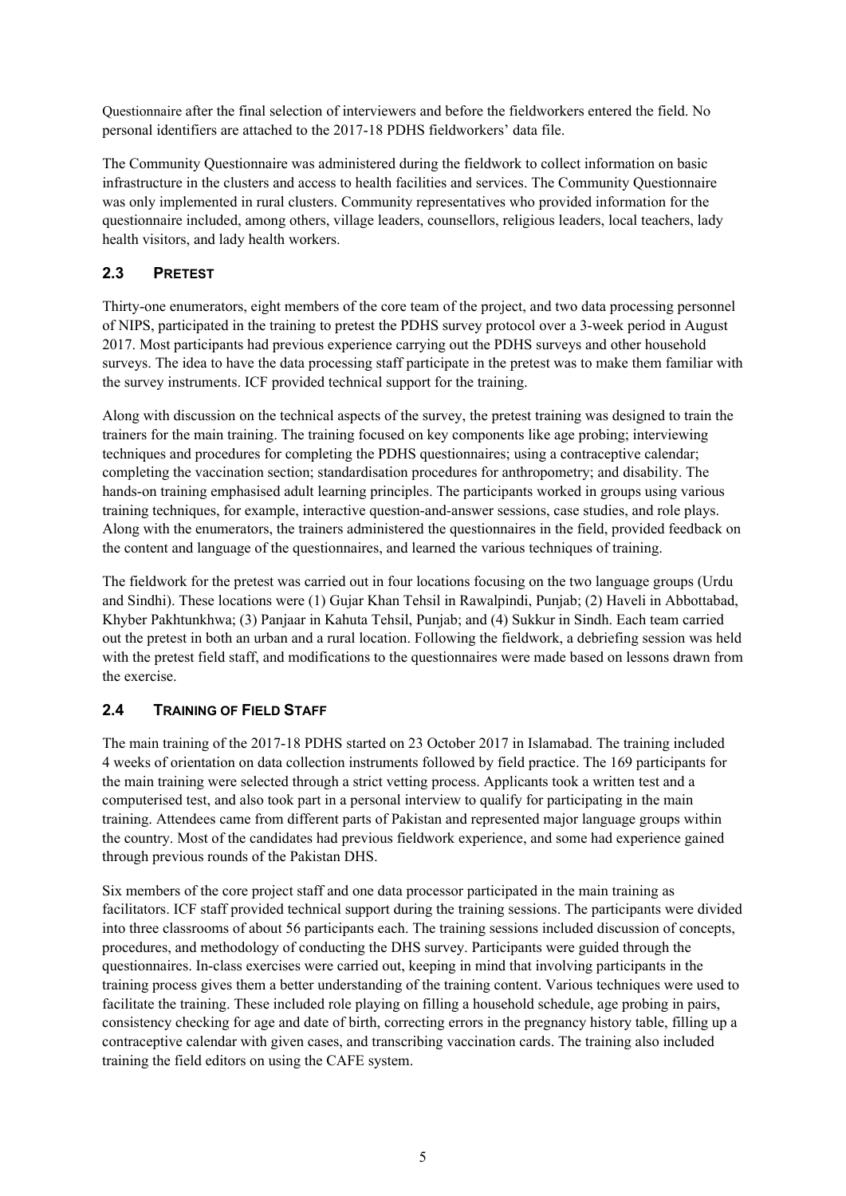Questionnaire after the final selection of interviewers and before the fieldworkers entered the field. No personal identifiers are attached to the 2017-18 PDHS fieldworkers' data file.

The Community Questionnaire was administered during the fieldwork to collect information on basic infrastructure in the clusters and access to health facilities and services. The Community Questionnaire was only implemented in rural clusters. Community representatives who provided information for the questionnaire included, among others, village leaders, counsellors, religious leaders, local teachers, lady health visitors, and lady health workers.

## 2.3 Pretest

Thirty-one enumerators, eight members of the core team of the project, and two data processing personnel of NIPS, participated in the training to pretest the PDHS survey protocol over a 3-week period in August 2017. Most participants had previous experience carrying out the PDHS surveys and other household surveys. The idea to have the data processing staff participate in the pretest was to make them familiar with the survey instruments. ICF provided technical support for the training.

Along with discussion on the technical aspects of the survey, the pretest training was designed to train the trainers for the main training. The training focused on key components like age probing; interviewing techniques and procedures for completing the PDHS questionnaires; using a contraceptive calendar; completing the vaccination section; standardisation procedures for anthropometry; and disability. The hands-on training emphasised adult learning principles. The participants worked in groups using various training techniques, for example, interactive question-and-answer sessions, case studies, and role plays. Along with the enumerators, the trainers administered the questionnaires in the field, provided feedback on the content and language of the questionnaires, and learned the various techniques of training.

The fieldwork for the pretest was carried out in four locations focusing on the two language groups (Urdu and Sindhi). These locations were (1) Gujar Khan Tehsil in Rawalpindi, Punjab; (2) Haveli in Abbottabad, Khyber Pakhtunkhwa; (3) Panjaar in Kahuta Tehsil, Punjab; and (4) Sukkur in Sindh. Each team carried out the pretest in both an urban and a rural location. Following the fieldwork, a debriefing session was held with the pretest field staff, and modifications to the questionnaires were made based on lessons drawn from the exercise.

## 2.4 Training of Field Staff

The main training of the 2017-18 PDHS started on 23 October 2017 in Islamabad. The training included 4 weeks of orientation on data collection instruments followed by field practice. The 169 participants for the main training were selected through a strict vetting process. Applicants took a written test and a computerised test, and also took part in a personal interview to qualify for participating in the main training. Attendees came from different parts of Pakistan and represented major language groups within the country. Most of the candidates had previous fieldwork experience, and some had experience gained through previous rounds of the Pakistan DHS.

Six members of the core project staff and one data processor participated in the main training as facilitators. ICF staff provided technical support during the training sessions. The participants were divided into three classrooms of about 56 participants each. The training sessions included discussion of concepts, procedures, and methodology of conducting the DHS survey. Participants were guided through the questionnaires. In-class exercises were carried out, keeping in mind that involving participants in the training process gives them a better understanding of the training content. Various techniques were used to facilitate the training. These included role playing on filling a household schedule, age probing in pairs, consistency checking for age and date of birth, correcting errors in the pregnancy history table, filling up a contraceptive calendar with given cases, and transcribing vaccination cards. The training also included training the field editors on using the CAFE system.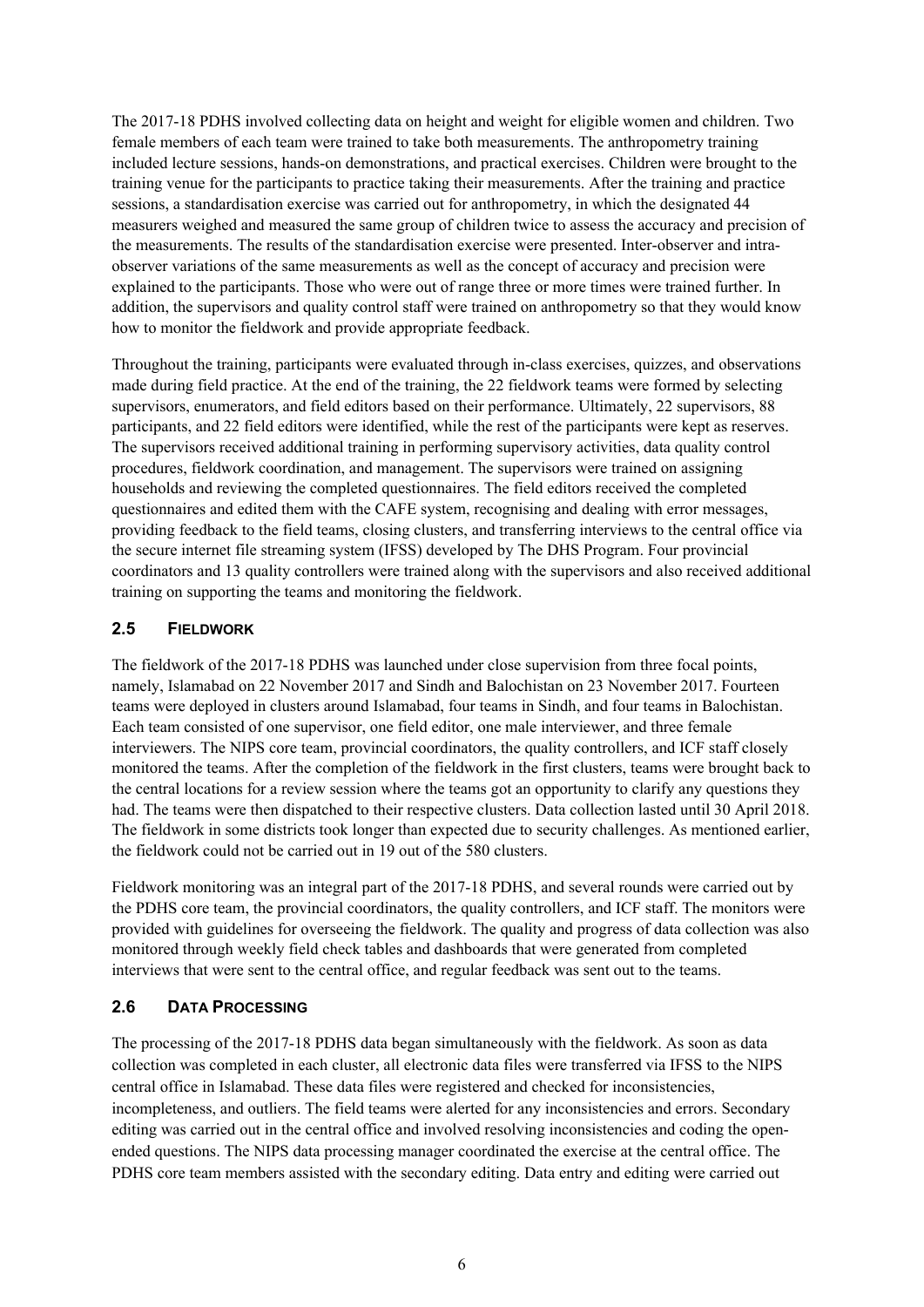The 2017-18 PDHS involved collecting data on height and weight for eligible women and children. Two female members of each team were trained to take both measurements. The anthropometry training included lecture sessions, hands-on demonstrations, and practical exercises. Children were brought to the training venue for the participants to practice taking their measurements. After the training and practice sessions, a standardisation exercise was carried out for anthropometry, in which the designated 44 measurers weighed and measured the same group of children twice to assess the accuracy and precision of the measurements. The results of the standardisation exercise were presented. Inter-observer and intra-observer variations of the same measurements as well as the concept of accuracy and precision were explained to the participants. Those who were out of range three or more times were trained further. In addition, the supervisors and quality control staff were trained on anthropometry so that they would know how to monitor the fieldwork and provide appropriate feedback.

Throughout the training, participants were evaluated through in-class exercises, quizzes, and observations made during field practice. At the end of the training, the 22 fieldwork teams were formed by selecting supervisors, enumerators, and field editors based on their performance. Ultimately, 22 supervisors, 88 participants, and 22 field editors were identified, while the rest of the participants were kept as reserves. The supervisors received additional training in performing supervisory activities, data quality control procedures, fieldwork coordination, and management. The supervisors were trained on assigning households and reviewing the completed questionnaires. The field editors received the completed questionnaires and edited them with the CAFE system, recognising and dealing with error messages, providing feedback to the field teams, closing clusters, and transferring interviews to the central office via the secure internet file streaming system (IFSS) developed by The DHS Program. Four provincial coordinators and 13 quality controllers were trained along with the supervisors and also received additional training on supporting the teams and monitoring the fieldwork.

## 2.5 FIELDWORK

The fieldwork of the 2017-18 PDHS was launched under close supervision from three focal points, namely, Islamabad on 22 November 2017 and Sindh and Balochistan on 23 November 2017. Fourteen teams were deployed in clusters around Islamabad, four teams in Sindh, and four teams in Balochistan. Each team consisted of one supervisor, one field editor, one male interviewer, and three female interviewers. The NIPS core team, provincial coordinators, the quality controllers, and ICF staff closely monitored the teams. After the completion of the fieldwork in the first clusters, teams were brought back to the central locations for a review session where the teams got an opportunity to clarify any questions they had. The teams were then dispatched to their respective clusters. Data collection lasted until 30 April 2018. The fieldwork in some districts took longer than expected due to security challenges. As mentioned earlier, the fieldwork could not be carried out in 19 out of the 580 clusters.

Fieldwork monitoring was an integral part of the 2017-18 PDHS, and several rounds were carried out by the PDHS core team, the provincial coordinators, the quality controllers, and ICF staff. The monitors were provided with guidelines for overseeing the fieldwork. The quality and progress of data collection was also monitored through weekly field check tables and dashboards that were generated from completed interviews that were sent to the central office, and regular feedback was sent out to the teams.

## 2.6 DATA PROCESSING

The processing of the 2017-18 PDHS data began simultaneously with the fieldwork. As soon as data collection was completed in each cluster, all electronic data files were transferred via IFSS to the NIPS central office in Islamabad. These data files were registered and checked for inconsistencies, incompleteness, and outliers. The field teams were alerted for any inconsistencies and errors. Secondary editing was carried out in the central office and involved resolving inconsistencies and coding the open-ended questions. The NIPS data processing manager coordinated the exercise at the central office. The PDHS core team members assisted with the secondary editing. Data entry and editing were carried out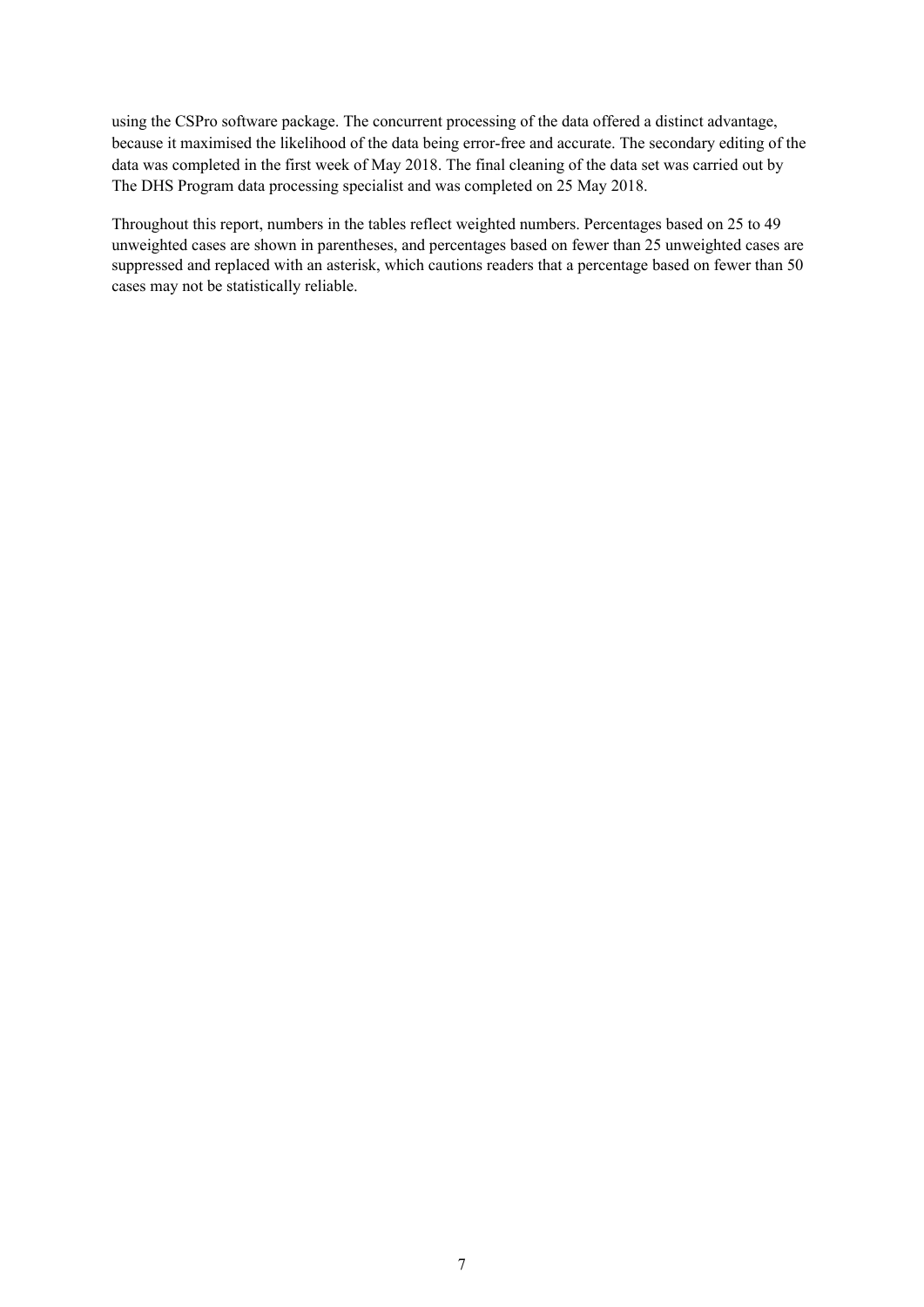using the CSPro software package. The concurrent processing of the data offered a distinct advantage, because it maximised the likelihood of the data being error-free and accurate. The secondary editing of the data was completed in the first week of May 2018. The final cleaning of the data set was carried out by The DHS Program data processing specialist and was completed on 25 May 2018.

Throughout this report, numbers in the tables reflect weighted numbers. Percentages based on 25 to 49 unweighted cases are shown in parentheses, and percentages based on fewer than 25 unweighted cases are suppressed and replaced with an asterisk, which cautions readers that a percentage based on fewer than 50 cases may not be statistically reliable.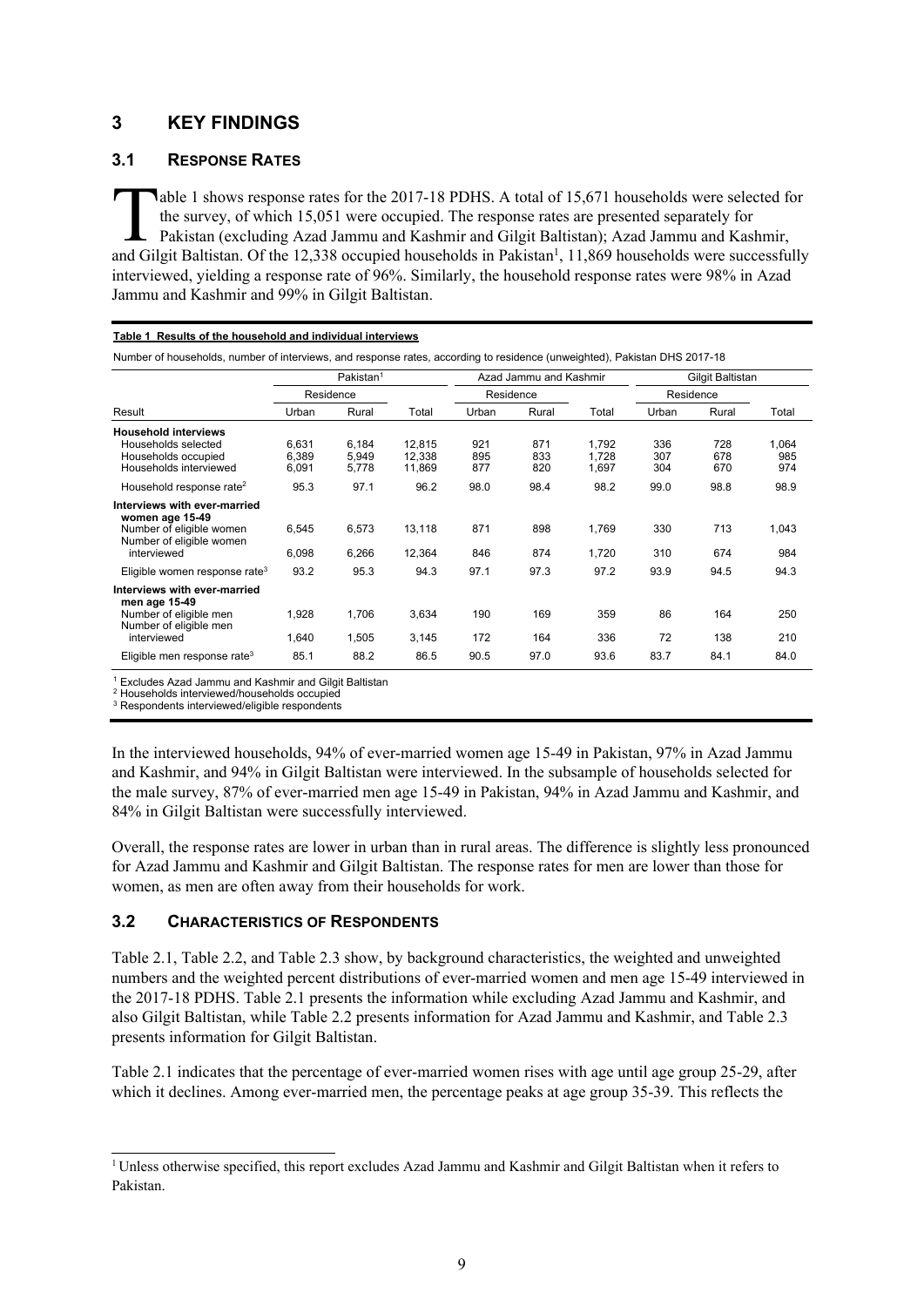# 3 KEY FINDINGS

## 3.1 RESPONSE RATES

Table 1 shows response rates for the 2017-18 PDHS. A total of 15,671 households were selected for the survey, of which 15,051 were occupied. The response rates are presented separately for Pakistan (excluding Azad Jammu and Kashmir and Gilgit Baltistan); Azad Jammu and Kashmir, and Gilgit Baltistan. Of the 12,338 occupied households in Pakistan[1], 11,869 households were successfully interviewed, yielding a response rate of 96%. Similarly, the household response rates were 98% in Azad Jammu and Kashmir and 99% in Gilgit Baltistan.

**Table 1 Results of the household and individual interviews**

Number of households, number of interviews, and response rates, according to residence (unweighted), Pakistan DHS 2017-18

| | Pakistan[1] | | | Azad Jammu and Kashmir | | | Gilgit Baltistan | | |
|---|---|---|---|---|---|---|---|---|---|
| | Residence | | | Residence | | | Residence | | |
| Result | Urban | Rural | Total | Urban | Rural | Total | Urban | Rural | Total |
| **Household interviews** | | | | | | | | | |
| Households selected | 6,631 | 6,184 | 12,815 | 921 | 871 | 1,792 | 336 | 728 | 1,064 |
| Households occupied | 6,389 | 5,949 | 12,338 | 895 | 833 | 1,728 | 307 | 678 | 985 |
| Households interviewed | 6,091 | 5,778 | 11,869 | 877 | 820 | 1,697 | 304 | 670 | 974 |
| Household response rate[2] | 95.3 | 97.1 | 96.2 | 98.0 | 98.4 | 98.2 | 99.0 | 98.8 | 98.9 |
| **Interviews with ever-married women age 15-49** | | | | | | | | | |
| Number of eligible women | 6,545 | 6,573 | 13,118 | 871 | 898 | 1,769 | 330 | 713 | 1,043 |
| Number of eligible women interviewed | 6,098 | 6,266 | 12,364 | 846 | 874 | 1,720 | 310 | 674 | 984 |
| Eligible women response rate[3] | 93.2 | 95.3 | 94.3 | 97.1 | 97.3 | 97.2 | 93.9 | 94.5 | 94.3 |
| **Interviews with ever-married men age 15-49** | | | | | | | | | |
| Number of eligible men | 1,928 | 1,706 | 3,634 | 190 | 169 | 359 | 86 | 164 | 250 |
| Number of eligible men interviewed | 1,640 | 1,505 | 3,145 | 172 | 164 | 336 | 72 | 138 | 210 |
| Eligible men response rate[3] | 85.1 | 88.2 | 86.5 | 90.5 | 97.0 | 93.6 | 83.7 | 84.1 | 84.0 |

[1] Excludes Azad Jammu and Kashmir and Gilgit Baltistan
[2] Households interviewed/households occupied
[3] Respondents interviewed/eligible respondents

In the interviewed households, 94% of ever-married women age 15-49 in Pakistan, 97% in Azad Jammu and Kashmir, and 94% in Gilgit Baltistan were interviewed. In the subsample of households selected for the male survey, 87% of ever-married men age 15-49 in Pakistan, 94% in Azad Jammu and Kashmir, and 84% in Gilgit Baltistan were successfully interviewed.

Overall, the response rates are lower in urban than in rural areas. The difference is slightly less pronounced for Azad Jammu and Kashmir and Gilgit Baltistan. The response rates for men are lower than those for women, as men are often away from their households for work.

## 3.2 CHARACTERISTICS OF RESPONDENTS

Table 2.1, Table 2.2, and Table 2.3 show, by background characteristics, the weighted and unweighted numbers and the weighted percent distributions of ever-married women and men age 15-49 interviewed in the 2017-18 PDHS. Table 2.1 presents the information while excluding Azad Jammu and Kashmir, and also Gilgit Baltistan, while Table 2.2 presents information for Azad Jammu and Kashmir, and Table 2.3 presents information for Gilgit Baltistan.

Table 2.1 indicates that the percentage of ever-married women rises with age until age group 25-29, after which it declines. Among ever-married men, the percentage peaks at age group 35-39. This reflects the

[1] Unless otherwise specified, this report excludes Azad Jammu and Kashmir and Gilgit Baltistan when it refers to Pakistan.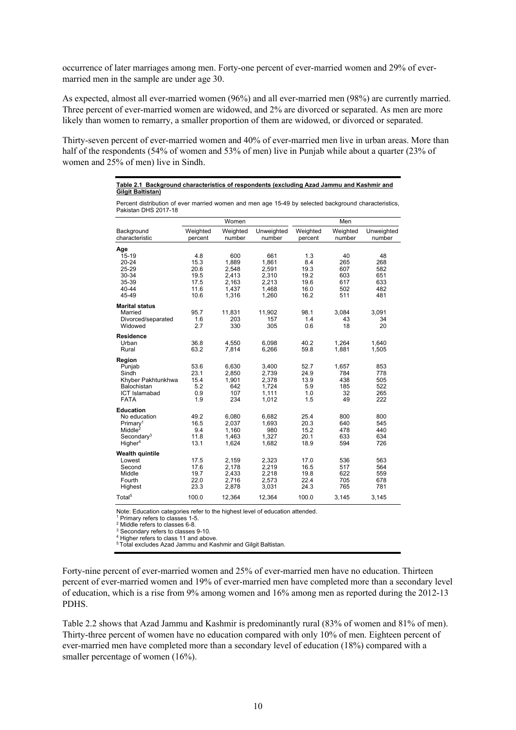occurrence of later marriages among men. Forty-one percent of ever-married women and 29% of ever-married men in the sample are under age 30.

As expected, almost all ever-married women (96%) and all ever-married men (98%) are currently married. Three percent of ever-married women are widowed, and 2% are divorced or separated. As men are more likely than women to remarry, a smaller proportion of them are widowed, or divorced or separated.

Thirty-seven percent of ever-married women and 40% of ever-married men live in urban areas. More than half of the respondents (54% of women and 53% of men) live in Punjab while about a quarter (23% of women and 25% of men) live in Sindh.

**Table 2.1 Background characteristics of respondents (excluding Azad Jammu and Kashmir and Gilgit Baltistan)**

Percent distribution of ever married women and men age 15-49 by selected background characteristics, Pakistan DHS 2017-18

| | Women | | | Men | | |
|---|---|---|---|---|---|---|
| Background characteristic | Weighted percent | Weighted number | Unweighted number | Weighted percent | Weighted number | Unweighted number |
| **Age** | | | | | | |
| 15-19 | 4.8 | 600 | 661 | 1.3 | 40 | 48 |
| 20-24 | 15.3 | 1,889 | 1,861 | 8.4 | 265 | 268 |
| 25-29 | 20.6 | 2,548 | 2,591 | 19.3 | 607 | 582 |
| 30-34 | 19.5 | 2,413 | 2,310 | 19.2 | 603 | 651 |
| 35-39 | 17.5 | 2,163 | 2,213 | 19.6 | 617 | 633 |
| 40-44 | 11.6 | 1,437 | 1,468 | 16.0 | 502 | 482 |
| 45-49 | 10.6 | 1,316 | 1,260 | 16.2 | 511 | 481 |
| **Marital status** | | | | | | |
| Married | 95.7 | 11,831 | 11,902 | 98.1 | 3,084 | 3,091 |
| Divorced/separated | 1.6 | 203 | 157 | 1.4 | 43 | 34 |
| Widowed | 2.7 | 330 | 305 | 0.6 | 18 | 20 |
| **Residence** | | | | | | |
| Urban | 36.8 | 4,550 | 6,098 | 40.2 | 1,264 | 1,640 |
| Rural | 63.2 | 7,814 | 6,266 | 59.8 | 1,881 | 1,505 |
| **Region** | | | | | | |
| Punjab | 53.6 | 6,630 | 3,400 | 52.7 | 1,657 | 853 |
| Sindh | 23.1 | 2,850 | 2,739 | 24.9 | 784 | 778 |
| Khyber Pakhtunkhwa | 15.4 | 1,901 | 2,378 | 13.9 | 438 | 505 |
| Balochistan | 5.2 | 642 | 1,724 | 5.9 | 185 | 522 |
| ICT Islamabad | 0.9 | 107 | 1,111 | 1.0 | 32 | 265 |
| FATA | 1.9 | 234 | 1,012 | 1.5 | 49 | 222 |
| **Education** | | | | | | |
| No education | 49.2 | 6,080 | 6,682 | 25.4 | 800 | 800 |
| Primary[1] | 16.5 | 2,037 | 1,693 | 20.3 | 640 | 545 |
| Middle[2] | 9.4 | 1,160 | 980 | 15.2 | 478 | 440 |
| Secondary[3] | 11.8 | 1,463 | 1,327 | 20.1 | 633 | 634 |
| Higher[4] | 13.1 | 1,624 | 1,682 | 18.9 | 594 | 726 |
| **Wealth quintile** | | | | | | |
| Lowest | 17.5 | 2,159 | 2,323 | 17.0 | 536 | 563 |
| Second | 17.6 | 2,178 | 2,219 | 16.5 | 517 | 564 |
| Middle | 19.7 | 2,433 | 2,218 | 19.8 | 622 | 559 |
| Fourth | 22.0 | 2,716 | 2,573 | 22.4 | 705 | 678 |
| Highest | 23.3 | 2,878 | 3,031 | 24.3 | 765 | 781 |
| Total[5] | 100.0 | 12,364 | 12,364 | 100.0 | 3,145 | 3,145 |

Note: Education categories refer to the highest level of education attended.
[1] Primary refers to classes 1-5.
[2] Middle refers to classes 6-8.
[3] Secondary refers to classes 9-10.
[4] Higher refers to class 11 and above.
[5] Total excludes Azad Jammu and Kashmir and Gilgit Baltistan.

Forty-nine percent of ever-married women and 25% of ever-married men have no education. Thirteen percent of ever-married women and 19% of ever-married men have completed more than a secondary level of education, which is a rise from 9% among women and 16% among men as reported during the 2012-13 PDHS.

Table 2.2 shows that Azad Jammu and Kashmir is predominantly rural (83% of women and 81% of men). Thirty-three percent of women have no education compared with only 10% of men. Eighteen percent of ever-married men have completed more than a secondary level of education (18%) compared with a smaller percentage of women (16%).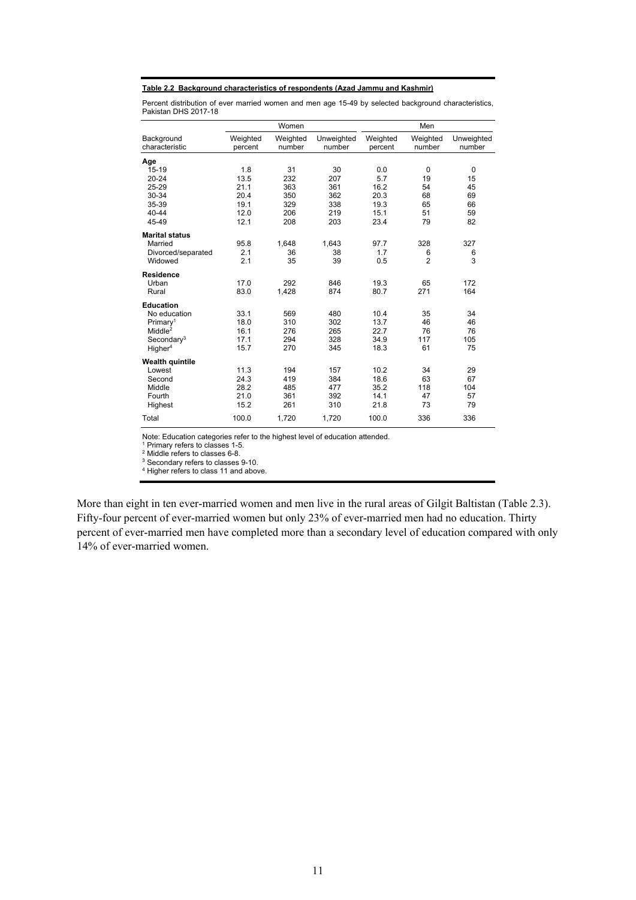**Table 2.2 Background characteristics of respondents (Azad Jammu and Kashmir)**

Percent distribution of ever married women and men age 15-49 by selected background characteristics, Pakistan DHS 2017-18

| Background characteristic | Women | | | Men | | |
|---|---|---|---|---|---|---|
| | Weighted percent | Weighted number | Unweighted number | Weighted percent | Weighted number | Unweighted number |
| **Age** | | | | | | |
| 15-19 | 1.8 | 31 | 30 | 0.0 | 0 | 0 |
| 20-24 | 13.5 | 232 | 207 | 5.7 | 19 | 15 |
| 25-29 | 21.1 | 363 | 361 | 16.2 | 54 | 45 |
| 30-34 | 20.4 | 350 | 362 | 20.3 | 68 | 69 |
| 35-39 | 19.1 | 329 | 338 | 19.3 | 65 | 66 |
| 40-44 | 12.0 | 206 | 219 | 15.1 | 51 | 59 |
| 45-49 | 12.1 | 208 | 203 | 23.4 | 79 | 82 |
| **Marital status** | | | | | | |
| Married | 95.8 | 1,648 | 1,643 | 97.7 | 328 | 327 |
| Divorced/separated | 2.1 | 36 | 38 | 1.7 | 6 | 6 |
| Widowed | 2.1 | 35 | 39 | 0.5 | 2 | 3 |
| **Residence** | | | | | | |
| Urban | 17.0 | 292 | 846 | 19.3 | 65 | 172 |
| Rural | 83.0 | 1,428 | 874 | 80.7 | 271 | 164 |
| **Education** | | | | | | |
| No education | 33.1 | 569 | 480 | 10.4 | 35 | 34 |
| Primary[1] | 18.0 | 310 | 302 | 13.7 | 46 | 46 |
| Middle[2] | 16.1 | 276 | 265 | 22.7 | 76 | 76 |
| Secondary[3] | 17.1 | 294 | 328 | 34.9 | 117 | 105 |
| Higher[4] | 15.7 | 270 | 345 | 18.3 | 61 | 75 |
| **Wealth quintile** | | | | | | |
| Lowest | 11.3 | 194 | 157 | 10.2 | 34 | 29 |
| Second | 24.3 | 419 | 384 | 18.6 | 63 | 67 |
| Middle | 28.2 | 485 | 477 | 35.2 | 118 | 104 |
| Fourth | 21.0 | 361 | 392 | 14.1 | 47 | 57 |
| Highest | 15.2 | 261 | 310 | 21.8 | 73 | 79 |
| Total | 100.0 | 1,720 | 1,720 | 100.0 | 336 | 336 |

Note: Education categories refer to the highest level of education attended.
[1] Primary refers to classes 1-5.
[2] Middle refers to classes 6-8.
[3] Secondary refers to classes 9-10.
[4] Higher refers to class 11 and above.

More than eight in ten ever-married women and men live in the rural areas of Gilgit Baltistan (Table 2.3). Fifty-four percent of ever-married women but only 23% of ever-married men had no education. Thirty percent of ever-married men have completed more than a secondary level of education compared with only 14% of ever-married women.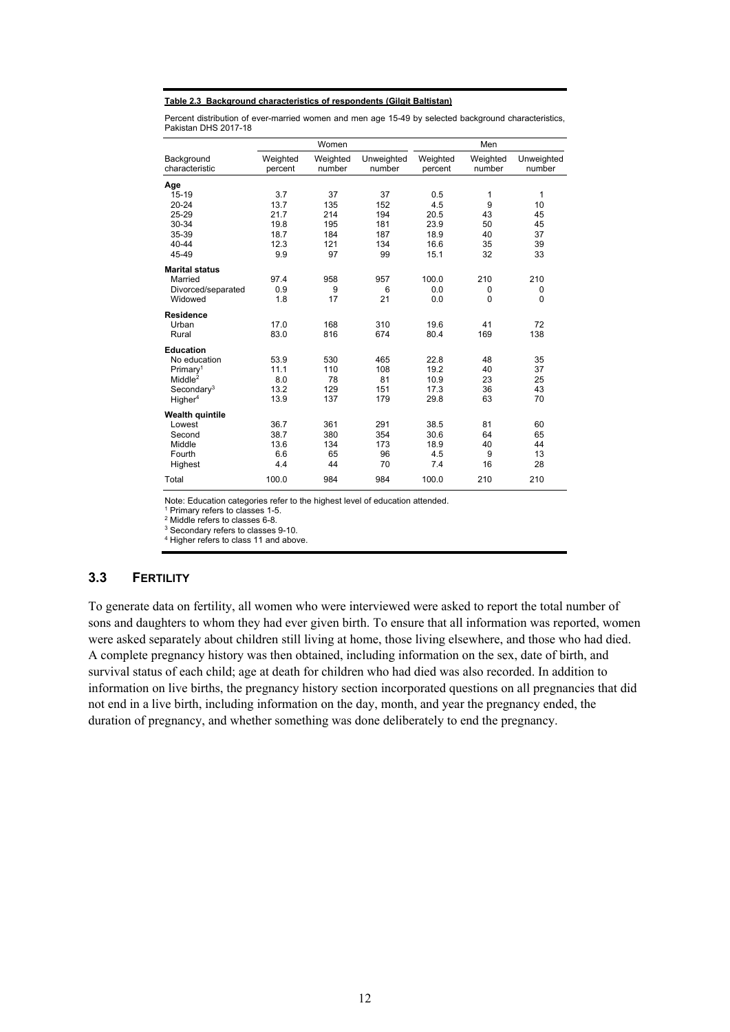**Table 2.3 Background characteristics of respondents (Gilgit Baltistan)**

Percent distribution of ever-married women and men age 15-49 by selected background characteristics, Pakistan DHS 2017-18

| Background characteristic | Women | | | Men | | |
|---|---|---|---|---|---|---|
| | Weighted percent | Weighted number | Unweighted number | Weighted percent | Weighted number | Unweighted number |
| **Age** | | | | | | |
| 15-19 | 3.7 | 37 | 37 | 0.5 | 1 | 1 |
| 20-24 | 13.7 | 135 | 152 | 4.5 | 9 | 10 |
| 25-29 | 21.7 | 214 | 194 | 20.5 | 43 | 45 |
| 30-34 | 19.8 | 195 | 181 | 23.9 | 50 | 45 |
| 35-39 | 18.7 | 184 | 187 | 18.9 | 40 | 37 |
| 40-44 | 12.3 | 121 | 134 | 16.6 | 35 | 39 |
| 45-49 | 9.9 | 97 | 99 | 15.1 | 32 | 33 |
| **Marital status** | | | | | | |
| Married | 97.4 | 958 | 957 | 100.0 | 210 | 210 |
| Divorced/separated | 0.9 | 9 | 6 | 0.0 | 0 | 0 |
| Widowed | 1.8 | 17 | 21 | 0.0 | 0 | 0 |
| **Residence** | | | | | | |
| Urban | 17.0 | 168 | 310 | 19.6 | 41 | 72 |
| Rural | 83.0 | 816 | 674 | 80.4 | 169 | 138 |
| **Education** | | | | | | |
| No education | 53.9 | 530 | 465 | 22.8 | 48 | 35 |
| Primary[1] | 11.1 | 110 | 108 | 19.2 | 40 | 37 |
| Middle[2] | 8.0 | 78 | 81 | 10.9 | 23 | 25 |
| Secondary[3] | 13.2 | 129 | 151 | 17.3 | 36 | 43 |
| Higher[4] | 13.9 | 137 | 179 | 29.8 | 63 | 70 |
| **Wealth quintile** | | | | | | |
| Lowest | 36.7 | 361 | 291 | 38.5 | 81 | 60 |
| Second | 38.7 | 380 | 354 | 30.6 | 64 | 65 |
| Middle | 13.6 | 134 | 173 | 18.9 | 40 | 44 |
| Fourth | 6.6 | 65 | 96 | 4.5 | 9 | 13 |
| Highest | 4.4 | 44 | 70 | 7.4 | 16 | 28 |
| Total | 100.0 | 984 | 984 | 100.0 | 210 | 210 |

Note: Education categories refer to the highest level of education attended.
[1] Primary refers to classes 1-5.
[2] Middle refers to classes 6-8.
[3] Secondary refers to classes 9-10.
[4] Higher refers to class 11 and above.

## 3.3 FERTILITY

To generate data on fertility, all women who were interviewed were asked to report the total number of sons and daughters to whom they had ever given birth. To ensure that all information was reported, women were asked separately about children still living at home, those living elsewhere, and those who had died. A complete pregnancy history was then obtained, including information on the sex, date of birth, and survival status of each child; age at death for children who had died was also recorded. In addition to information on live births, the pregnancy history section incorporated questions on all pregnancies that did not end in a live birth, including information on the day, month, and year the pregnancy ended, the duration of pregnancy, and whether something was done deliberately to end the pregnancy.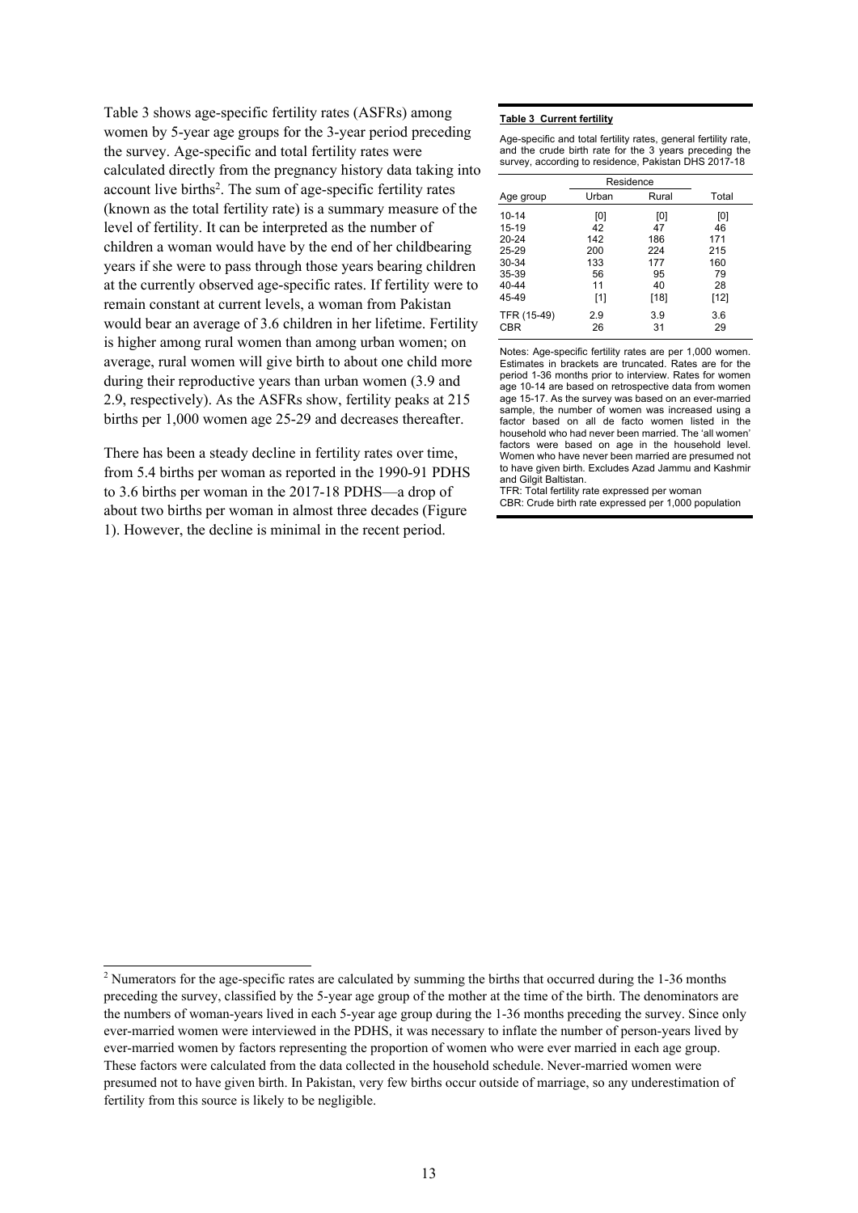Table 3 shows age-specific fertility rates (ASFRs) among women by 5-year age groups for the 3-year period preceding the survey. Age-specific and total fertility rates were calculated directly from the pregnancy history data taking into account live births[2]. The sum of age-specific fertility rates (known as the total fertility rate) is a summary measure of the level of fertility. It can be interpreted as the number of children a woman would have by the end of her childbearing years if she were to pass through those years bearing children at the currently observed age-specific rates. If fertility were to remain constant at current levels, a woman from Pakistan would bear an average of 3.6 children in her lifetime. Fertility is higher among rural women than among urban women; on average, rural women will give birth to about one child more during their reproductive years than urban women (3.9 and 2.9, respectively). As the ASFRs show, fertility peaks at 215 births per 1,000 women age 25-29 and decreases thereafter.

There has been a steady decline in fertility rates over time, from 5.4 births per woman as reported in the 1990-91 PDHS to 3.6 births per woman in the 2017-18 PDHS—a drop of about two births per woman in almost three decades (Figure 1). However, the decline is minimal in the recent period.

**Table 3 Current fertility**

Age-specific and total fertility rates, general fertility rate, and the crude birth rate for the 3 years preceding the survey, according to residence, Pakistan DHS 2017-18

| Age group | Residence | | Total |
|---|---|---|---|
| | Urban | Rural | |
| 10-14 | [0] | [0] | [0] |
| 15-19 | 42 | 47 | 46 |
| 20-24 | 142 | 186 | 171 |
| 25-29 | 200 | 224 | 215 |
| 30-34 | 133 | 177 | 160 |
| 35-39 | 56 | 95 | 79 |
| 40-44 | 11 | 40 | 28 |
| 45-49 | [1] | [18] | [12] |
| TFR (15-49) | 2.9 | 3.9 | 3.6 |
| CBR | 26 | 31 | 29 |

Notes: Age-specific fertility rates are per 1,000 women. Estimates in brackets are truncated. Rates are for the period 1-36 months prior to interview. Rates for women age 10-14 are based on retrospective data from women age 15-17. As the survey was based on an ever-married sample, the number of women was increased using a factor based on all de facto women listed in the household who had never been married. The 'all women' factors were based on age in the household level. Women who have never been married are presumed not to have given birth. Excludes Azad Jammu and Kashmir and Gilgit Baltistan.
TFR: Total fertility rate expressed per woman
CBR: Crude birth rate expressed per 1,000 population

[2] Numerators for the age-specific rates are calculated by summing the births that occurred during the 1-36 months preceding the survey, classified by the 5-year age group of the mother at the time of the birth. The denominators are the numbers of woman-years lived in each 5-year age group during the 1-36 months preceding the survey. Since only ever-married women were interviewed in the PDHS, it was necessary to inflate the number of person-years lived by ever-married women by factors representing the proportion of women who were ever married in each age group. These factors were calculated from the data collected in the household schedule. Never-married women were presumed not to have given birth. In Pakistan, very few births occur outside of marriage, so any underestimation of fertility from this source is likely to be negligible.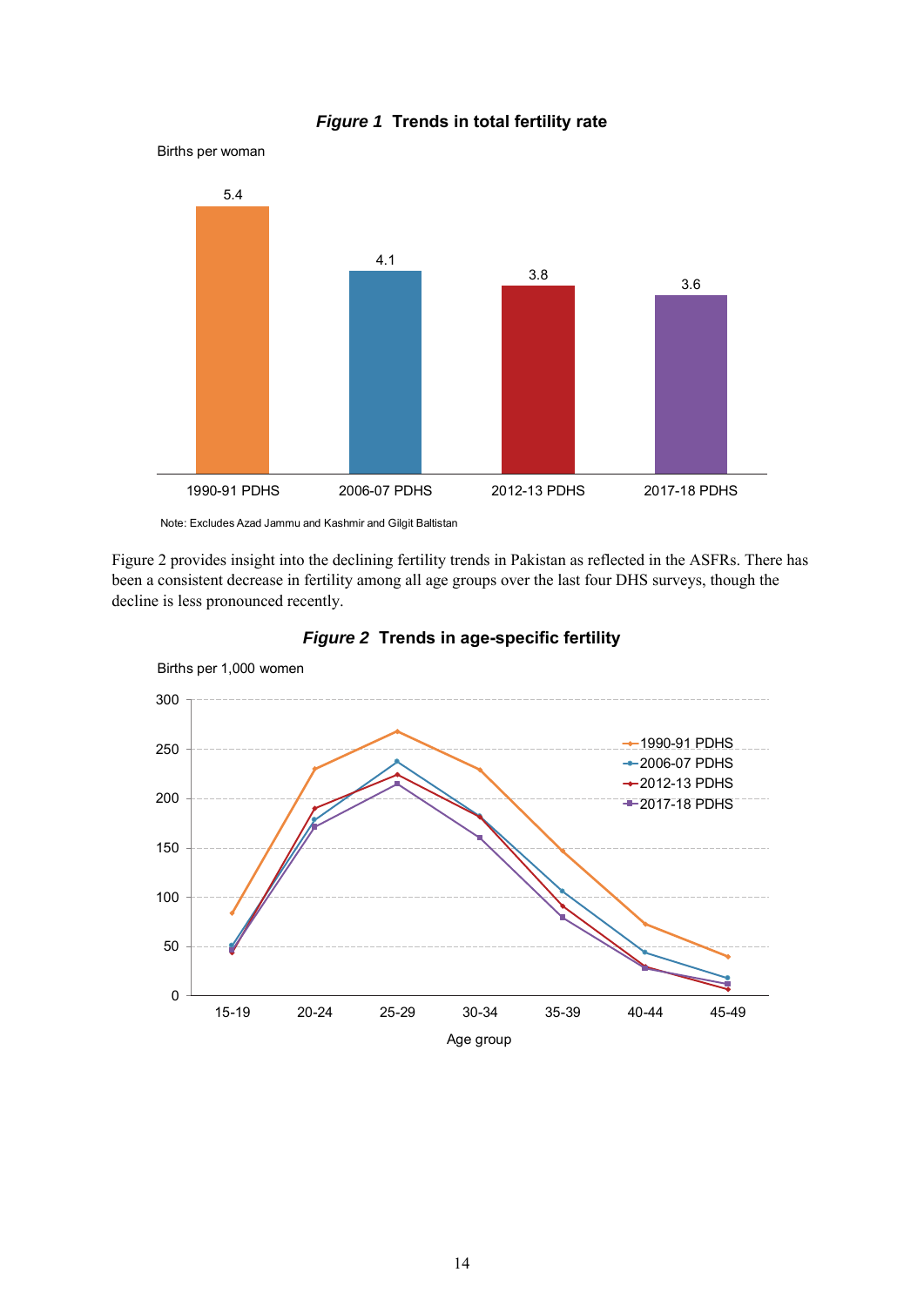***Figure 1* Trends in total fertility rate**

Births per woman

| | 1990-91 PDHS | 2006-07 PDHS | 2012-13 PDHS | 2017-18 PDHS |
|---|---|---|---|---|
| Births per woman | 5.4 | 4.1 | 3.8 | 3.6 |

Note: Excludes Azad Jammu and Kashmir and Gilgit Baltistan

Figure 2 provides insight into the declining fertility trends in Pakistan as reflected in the ASFRs. There has been a consistent decrease in fertility among all age groups over the last four DHS surveys, though the decline is less pronounced recently.

***Figure 2* Trends in age-specific fertility**

Births per 1,000 women

Age group: 15-19, 20-24, 25-29, 30-34, 35-39, 40-44, 45-49

Legend: 1990-91 PDHS, 2006-07 PDHS, 2012-13 PDHS, 2017-18 PDHS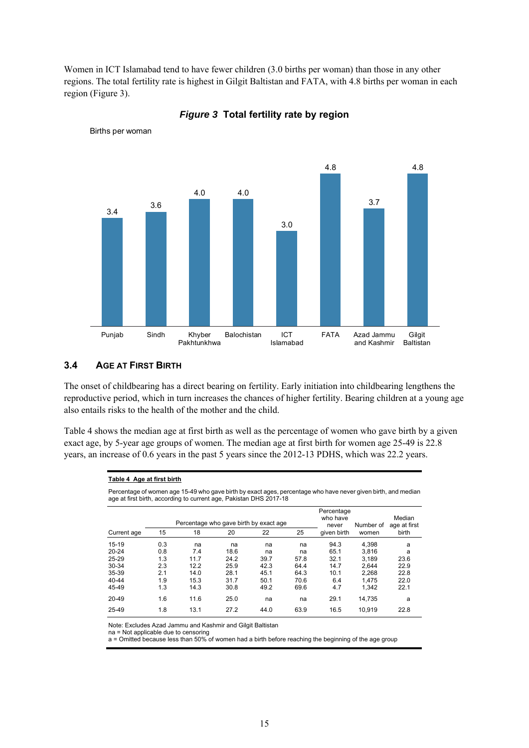Women in ICT Islamabad tend to have fewer children (3.0 births per woman) than those in any other regions. The total fertility rate is highest in Gilgit Baltistan and FATA, with 4.8 births per woman in each region (Figure 3).

***Figure 3*** **Total fertility rate by region**

Births per woman

| Region | Births per woman |
|---|---|
| Punjab | 3.4 |
| Sindh | 3.6 |
| Khyber Pakhtunkhwa | 4.0 |
| Balochistan | 4.0 |
| ICT Islamabad | 3.0 |
| FATA | 4.8 |
| Azad Jammu and Kashmir | 3.7 |
| Gilgit Baltistan | 4.8 |

## 3.4 AGE AT FIRST BIRTH

The onset of childbearing has a direct bearing on fertility. Early initiation into childbearing lengthens the reproductive period, which in turn increases the chances of higher fertility. Bearing children at a young age also entails risks to the health of the mother and the child.

Table 4 shows the median age at first birth as well as the percentage of women who gave birth by a given exact age, by 5-year age groups of women. The median age at first birth for women age 25-49 is 22.8 years, an increase of 0.6 years in the past 5 years since the 2012-13 PDHS, which was 22.2 years.

**Table 4 Age at first birth**

Percentage of women age 15-49 who gave birth by exact ages, percentage who have never given birth, and median age at first birth, according to current age, Pakistan DHS 2017-18

| | Percentage who gave birth by exact age | | | | | Percentage who have never | Number of | Median age at first |
|---|---|---|---|---|---|---|---|---|
| Current age | 15 | 18 | 20 | 22 | 25 | given birth | women | birth |
| 15-19 | 0.3 | na | na | na | na | 94.3 | 4,398 | a |
| 20-24 | 0.8 | 7.4 | 18.6 | na | na | 65.1 | 3,816 | a |
| 25-29 | 1.3 | 11.7 | 24.2 | 39.7 | 57.8 | 32.1 | 3,189 | 23.6 |
| 30-34 | 2.3 | 12.2 | 25.9 | 42.3 | 64.4 | 14.7 | 2,644 | 22.9 |
| 35-39 | 2.1 | 14.0 | 28.1 | 45.1 | 64.3 | 10.1 | 2,268 | 22.8 |
| 40-44 | 1.9 | 15.3 | 31.7 | 50.1 | 70.6 | 6.4 | 1,475 | 22.0 |
| 45-49 | 1.3 | 14.3 | 30.8 | 49.2 | 69.6 | 4.7 | 1,342 | 22.1 |
| 20-49 | 1.6 | 11.6 | 25.0 | na | na | 29.1 | 14,735 | a |
| 25-49 | 1.8 | 13.1 | 27.2 | 44.0 | 63.9 | 16.5 | 10,919 | 22.8 |

Note: Excludes Azad Jammu and Kashmir and Gilgit Baltistan
na = Not applicable due to censoring
a = Omitted because less than 50% of women had a birth before reaching the beginning of the age group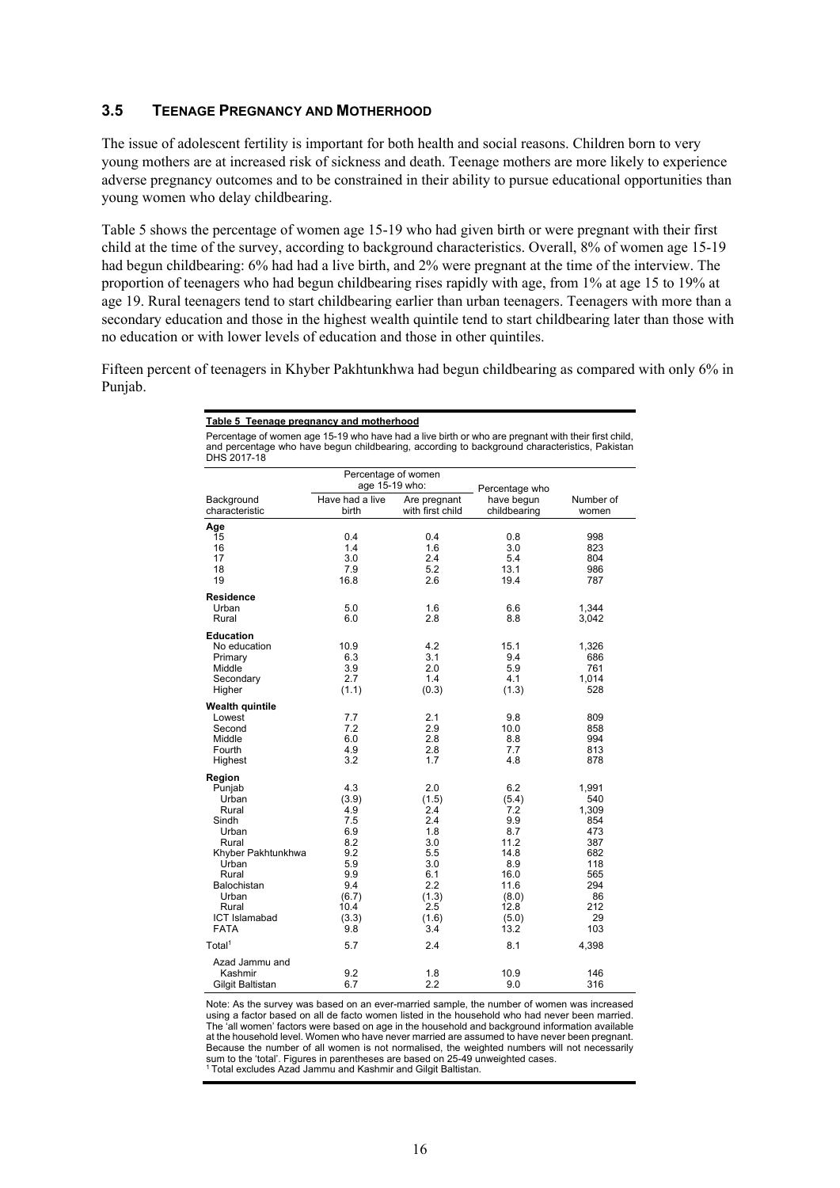## 3.5 TEENAGE PREGNANCY AND MOTHERHOOD

The issue of adolescent fertility is important for both health and social reasons. Children born to very young mothers are at increased risk of sickness and death. Teenage mothers are more likely to experience adverse pregnancy outcomes and to be constrained in their ability to pursue educational opportunities than young women who delay childbearing.

Table 5 shows the percentage of women age 15-19 who had given birth or were pregnant with their first child at the time of the survey, according to background characteristics. Overall, 8% of women age 15-19 had begun childbearing: 6% had had a live birth, and 2% were pregnant at the time of the interview. The proportion of teenagers who had begun childbearing rises rapidly with age, from 1% at age 15 to 19% at age 19. Rural teenagers tend to start childbearing earlier than urban teenagers. Teenagers with more than a secondary education and those in the highest wealth quintile tend to start childbearing later than those with no education or with lower levels of education and those in other quintiles.

Fifteen percent of teenagers in Khyber Pakhtunkhwa had begun childbearing as compared with only 6% in Punjab.

**Table 5 Teenage pregnancy and motherhood**

Percentage of women age 15-19 who have had a live birth or who are pregnant with their first child, and percentage who have begun childbearing, according to background characteristics, Pakistan DHS 2017-18

| Background characteristic | Percentage of women age 15-19 who: Have had a live birth | Are pregnant with first child | Percentage who have begun childbearing | Number of women |
|---|---|---|---|---|
| **Age** | | | | |
| 15 | 0.4 | 0.4 | 0.8 | 998 |
| 16 | 1.4 | 1.6 | 3.0 | 823 |
| 17 | 3.0 | 2.4 | 5.4 | 804 |
| 18 | 7.9 | 5.2 | 13.1 | 986 |
| 19 | 16.8 | 2.6 | 19.4 | 787 |
| **Residence** | | | | |
| Urban | 5.0 | 1.6 | 6.6 | 1,344 |
| Rural | 6.0 | 2.8 | 8.8 | 3,042 |
| **Education** | | | | |
| No education | 10.9 | 4.2 | 15.1 | 1,326 |
| Primary | 6.3 | 3.1 | 9.4 | 686 |
| Middle | 3.9 | 2.0 | 5.9 | 761 |
| Secondary | 2.7 | 1.4 | 4.1 | 1,014 |
| Higher | (1.1) | (0.3) | (1.3) | 528 |
| **Wealth quintile** | | | | |
| Lowest | 7.7 | 2.1 | 9.8 | 809 |
| Second | 7.2 | 2.9 | 10.0 | 858 |
| Middle | 6.0 | 2.8 | 8.8 | 994 |
| Fourth | 4.9 | 2.8 | 7.7 | 813 |
| Highest | 3.2 | 1.7 | 4.8 | 878 |
| **Region** | | | | |
| Punjab | 4.3 | 2.0 | 6.2 | 1,991 |
| Urban | (3.9) | (1.5) | (5.4) | 540 |
| Rural | 4.9 | 2.4 | 7.2 | 1,309 |
| Sindh | 7.5 | 2.4 | 9.9 | 854 |
| Urban | 6.9 | 1.8 | 8.7 | 473 |
| Rural | 8.2 | 3.0 | 11.2 | 387 |
| Khyber Pakhtunkhwa | 9.2 | 5.5 | 14.8 | 682 |
| Urban | 5.9 | 3.0 | 8.9 | 118 |
| Rural | 9.9 | 6.1 | 16.0 | 565 |
| Balochistan | 9.4 | 2.2 | 11.6 | 294 |
| Urban | (6.7) | (1.3) | (8.0) | 86 |
| Rural | 10.4 | 2.5 | 12.8 | 212 |
| ICT Islamabad | (3.3) | (1.6) | (5.0) | 29 |
| FATA | 9.8 | 3.4 | 13.2 | 103 |
| Total[1] | 5.7 | 2.4 | 8.1 | 4,398 |
| Azad Jammu and Kashmir | 9.2 | 1.8 | 10.9 | 146 |
| Gilgit Baltistan | 6.7 | 2.2 | 9.0 | 316 |

Note: As the survey was based on an ever-married sample, the number of women was increased using a factor based on all de facto women listed in the household who had never been married. The 'all women' factors were based on age in the household and background information available at the household level. Women who have never married are assumed to have never been pregnant. Because the number of all women is not normalised, the weighted numbers will not necessarily sum to the 'total'. Figures in parentheses are based on 25-49 unweighted cases.
[1] Total excludes Azad Jammu and Kashmir and Gilgit Baltistan.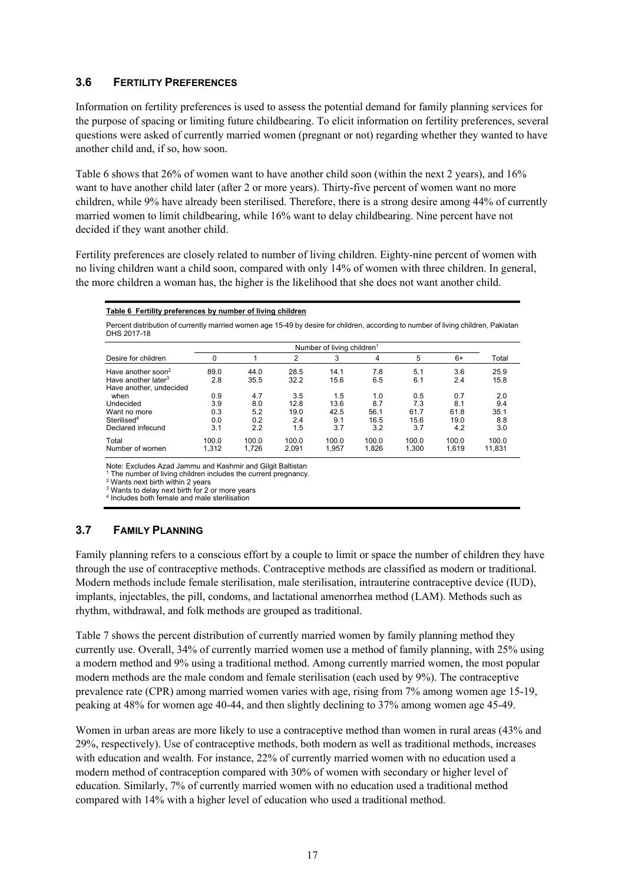## 3.6 Fertility Preferences

Information on fertility preferences is used to assess the potential demand for family planning services for the purpose of spacing or limiting future childbearing. To elicit information on fertility preferences, several questions were asked of currently married women (pregnant or not) regarding whether they wanted to have another child and, if so, how soon.

Table 6 shows that 26% of women want to have another child soon (within the next 2 years), and 16% want to have another child later (after 2 or more years). Thirty-five percent of women want no more children, while 9% have already been sterilised. Therefore, there is a strong desire among 44% of currently married women to limit childbearing, while 16% want to delay childbearing. Nine percent have not decided if they want another child.

Fertility preferences are closely related to number of living children. Eighty-nine percent of women with no living children want a child soon, compared with only 14% of women with three children. In general, the more children a woman has, the higher is the likelihood that she does not want another child.

**Table 6 Fertility preferences by number of living children**

Percent distribution of currently married women age 15-49 by desire for children, according to number of living children, Pakistan DHS 2017-18

| | Number of living children[1] | | | | | | | |
|---|---|---|---|---|---|---|---|---|
| Desire for children | 0 | 1 | 2 | 3 | 4 | 5 | 6+ | Total |
| Have another soon[2] | 89.0 | 44.0 | 28.5 | 14.1 | 7.8 | 5.1 | 3.6 | 25.9 |
| Have another later[3] | 2.8 | 35.5 | 32.2 | 15.6 | 6.5 | 6.1 | 2.4 | 15.8 |
| Have another, undecided when | 0.9 | 4.7 | 3.5 | 1.5 | 1.0 | 0.5 | 0.7 | 2.0 |
| Undecided | 3.9 | 8.0 | 12.8 | 13.6 | 8.7 | 7.3 | 8.1 | 9.4 |
| Want no more | 0.3 | 5.2 | 19.0 | 42.5 | 56.1 | 61.7 | 61.8 | 35.1 |
| Sterilised[4] | 0.0 | 0.2 | 2.4 | 9.1 | 16.5 | 15.6 | 19.0 | 8.8 |
| Declared infecund | 3.1 | 2.2 | 1.5 | 3.7 | 3.2 | 3.7 | 4.2 | 3.0 |
| Total | 100.0 | 100.0 | 100.0 | 100.0 | 100.0 | 100.0 | 100.0 | 100.0 |
| Number of women | 1,312 | 1,726 | 2,091 | 1,957 | 1,826 | 1,300 | 1,619 | 11,831 |

Note: Excludes Azad Jammu and Kashmir and Gilgit Baltistan
[1] The number of living children includes the current pregnancy.
[2] Wants next birth within 2 years
[3] Wants to delay next birth for 2 or more years
[4] Includes both female and male sterilisation

## 3.7 Family Planning

Family planning refers to a conscious effort by a couple to limit or space the number of children they have through the use of contraceptive methods. Contraceptive methods are classified as modern or traditional. Modern methods include female sterilisation, male sterilisation, intrauterine contraceptive device (IUD), implants, injectables, the pill, condoms, and lactational amenorrhea method (LAM). Methods such as rhythm, withdrawal, and folk methods are grouped as traditional.

Table 7 shows the percent distribution of currently married women by family planning method they currently use. Overall, 34% of currently married women use a method of family planning, with 25% using a modern method and 9% using a traditional method. Among currently married women, the most popular modern methods are the male condom and female sterilisation (each used by 9%). The contraceptive prevalence rate (CPR) among married women varies with age, rising from 7% among women age 15-19, peaking at 48% for women age 40-44, and then slightly declining to 37% among women age 45-49.

Women in urban areas are more likely to use a contraceptive method than women in rural areas (43% and 29%, respectively). Use of contraceptive methods, both modern as well as traditional methods, increases with education and wealth. For instance, 22% of currently married women with no education used a modern method of contraception compared with 30% of women with secondary or higher level of education. Similarly, 7% of currently married women with no education used a traditional method compared with 14% with a higher level of education who used a traditional method.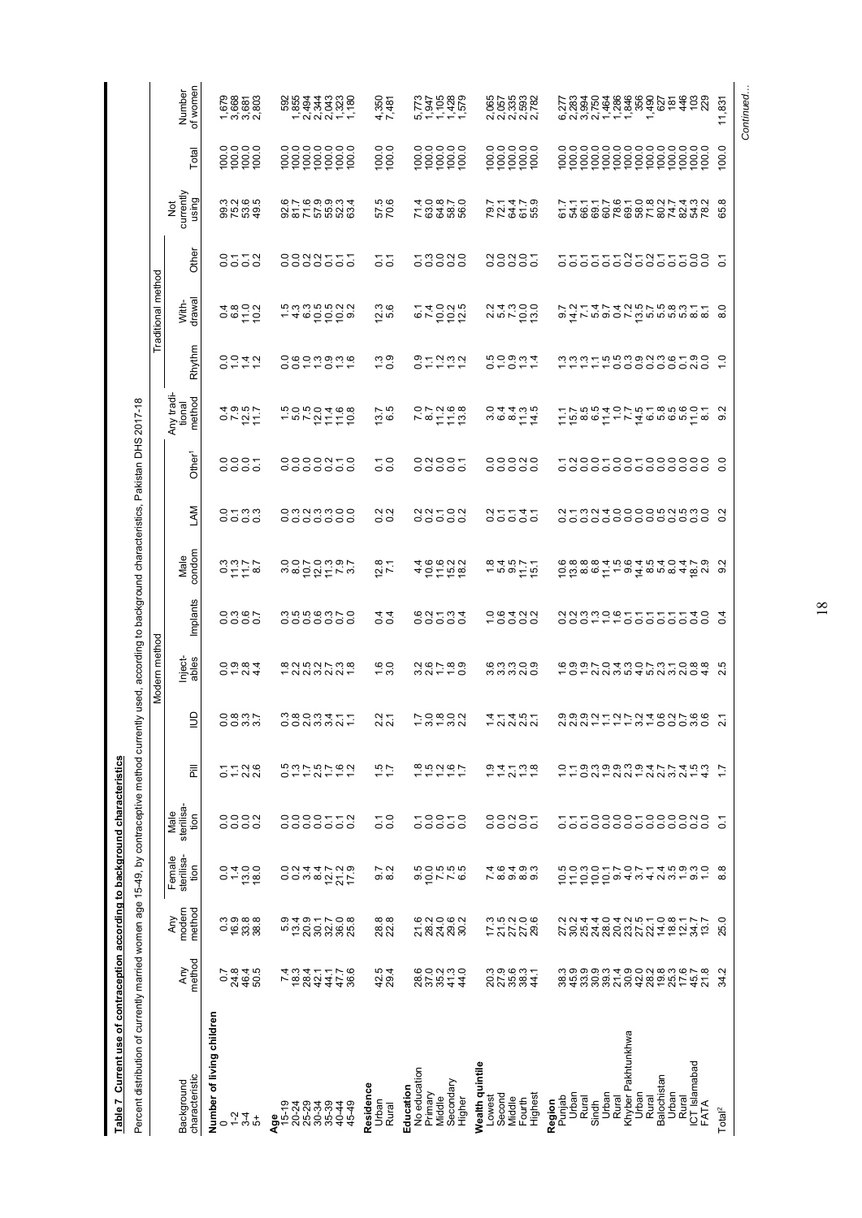## Table 7 Current use of contraception according to background characteristics

Percent distribution of currently married women age 15-49, by contraceptive method currently used, according to background characteristics, Pakistan DHS 2017-18

| Background characteristic | Any method | Any modern method | Modern method | | | | | | | | | Any traditional method | Traditional method | | | Not currently using | Total | Number of women |
|---|---|---|---|---|---|---|---|---|---|---|---|---|---|---|---|---|---|---|
| | | | Female sterilisation | Male sterilisation | Pill | IUD | Injectables | Implants | Male condom | LAM | Other[1] | | Rhythm | Withdrawal | Other | | | |
| **Number of living children** | | | | | | | | | | | | | | | | | | |
| 0 | 0.7 | 0.3 | 0.0 | 0.0 | 0.1 | 0.0 | 0.0 | 0.0 | 0.3 | 0.0 | 0.0 | 0.4 | 0.0 | 0.4 | 0.0 | 99.3 | 100.0 | 1,679 |
| 1-2 | 24.8 | 16.9 | 1.4 | 0.0 | 1.1 | 0.8 | 1.9 | 0.3 | 11.3 | 0.1 | 0.0 | 7.9 | 1.0 | 6.8 | 0.1 | 75.2 | 100.0 | 3,668 |
| 3-4 | 46.4 | 33.8 | 13.0 | 0.0 | 2.2 | 3.3 | 2.8 | 0.6 | 11.7 | 0.3 | 0.0 | 12.5 | 1.4 | 11.0 | 0.1 | 53.6 | 100.0 | 3,681 |
| 5+ | 50.5 | 38.8 | 18.0 | 0.2 | 2.6 | 3.7 | 4.4 | 0.7 | 8.7 | 0.3 | 0.1 | 11.7 | 1.2 | 10.2 | 0.2 | 49.5 | 100.0 | 2,803 |
| **Age** | | | | | | | | | | | | | | | | | | |
| 15-19 | 7.4 | 5.9 | 0.0 | 0.0 | 0.5 | 0.3 | 1.8 | 0.3 | 3.0 | 0.0 | 0.0 | 1.5 | 0.0 | 1.5 | 0.0 | 92.6 | 100.0 | 592 |
| 20-24 | 18.3 | 13.4 | 0.2 | 0.0 | 1.3 | 0.8 | 2.2 | 0.5 | 8.0 | 0.3 | 0.0 | 5.0 | 0.6 | 4.3 | 0.0 | 81.7 | 100.0 | 1,855 |
| 25-29 | 28.4 | 20.9 | 3.4 | 0.0 | 1.7 | 2.0 | 2.5 | 0.5 | 10.7 | 0.2 | 0.0 | 7.5 | 1.0 | 6.3 | 0.2 | 71.6 | 100.0 | 2,494 |
| 30-34 | 42.1 | 30.1 | 8.4 | 0.0 | 2.5 | 3.3 | 3.2 | 0.6 | 12.0 | 0.3 | 0.0 | 12.0 | 1.3 | 10.5 | 0.2 | 57.9 | 100.0 | 2,344 |
| 35-39 | 44.1 | 32.7 | 12.7 | 0.1 | 1.7 | 3.4 | 2.7 | 0.3 | 11.3 | 0.3 | 0.2 | 11.4 | 0.9 | 10.5 | 0.1 | 55.9 | 100.0 | 2,043 |
| 40-44 | 47.7 | 36.0 | 21.2 | 0.1 | 1.6 | 2.1 | 2.3 | 0.7 | 7.9 | 0.0 | 0.1 | 11.6 | 1.3 | 10.2 | 0.1 | 52.3 | 100.0 | 1,323 |
| 45-49 | 36.6 | 25.8 | 17.9 | 0.2 | 1.2 | 1.1 | 1.8 | 0.0 | 3.7 | 0.0 | 0.0 | 10.8 | 1.6 | 9.2 | 0.1 | 63.4 | 100.0 | 1,180 |
| **Residence** | | | | | | | | | | | | | | | | | | |
| Urban | 42.5 | 28.8 | 9.7 | 0.1 | 1.5 | 2.2 | 1.6 | 0.4 | 12.8 | 0.2 | 0.1 | 13.7 | 1.3 | 12.3 | 0.1 | 57.5 | 100.0 | 4,350 |
| Rural | 29.4 | 22.8 | 8.2 | 0.0 | 1.7 | 2.1 | 3.0 | 0.4 | 7.1 | 0.2 | 0.0 | 6.5 | 0.9 | 5.6 | 0.1 | 70.6 | 100.0 | 7,481 |
| **Education** | | | | | | | | | | | | | | | | | | |
| No education | 28.6 | 21.6 | 9.5 | 0.1 | 1.8 | 1.7 | 3.2 | 0.6 | 4.4 | 0.2 | 0.0 | 7.0 | 0.9 | 6.1 | 0.1 | 71.4 | 100.0 | 5,773 |
| Primary | 37.0 | 28.2 | 10.0 | 0.0 | 1.5 | 3.0 | 2.6 | 0.2 | 10.6 | 0.2 | 0.2 | 8.7 | 1.1 | 7.4 | 0.3 | 63.0 | 100.0 | 1,947 |
| Middle | 35.2 | 24.0 | 7.5 | 0.0 | 1.2 | 1.8 | 1.7 | 0.1 | 11.6 | 0.1 | 0.0 | 11.2 | 1.2 | 10.0 | 0.0 | 64.8 | 100.0 | 1,105 |
| Secondary | 41.3 | 29.6 | 7.5 | 0.1 | 1.6 | 3.0 | 1.8 | 0.3 | 15.2 | 0.0 | 0.0 | 11.6 | 1.3 | 10.2 | 0.2 | 58.7 | 100.0 | 1,428 |
| Higher | 44.0 | 30.2 | 6.5 | 0.0 | 1.7 | 2.2 | 0.9 | 0.4 | 18.2 | 0.2 | 0.1 | 13.8 | 1.2 | 12.5 | 0.0 | 56.0 | 100.0 | 1,579 |
| **Wealth quintile** | | | | | | | | | | | | | | | | | | |
| Lowest | 20.3 | 17.3 | 7.4 | 0.0 | 1.9 | 1.4 | 3.6 | 1.0 | 1.8 | 0.2 | 0.0 | 3.0 | 0.5 | 2.2 | 0.2 | 79.7 | 100.0 | 2,065 |
| Second | 27.9 | 21.5 | 8.6 | 0.0 | 1.4 | 2.1 | 3.3 | 0.6 | 4.5 | 0.1 | 0.0 | 6.4 | 1.0 | 5.4 | 0.0 | 72.1 | 100.0 | 2,057 |
| Middle | 35.6 | 27.2 | 9.4 | 0.0 | 2.1 | 2.4 | 3.3 | 0.4 | 9.5 | 0.1 | 0.0 | 8.4 | 0.9 | 7.3 | 0.2 | 64.4 | 100.0 | 2,335 |
| Fourth | 38.3 | 27.0 | 8.9 | 0.0 | 1.3 | 2.5 | 2.0 | 0.2 | 11.7 | 0.4 | 0.0 | 11.3 | 1.3 | 10.0 | 0.0 | 61.7 | 100.0 | 2,593 |
| Highest | 44.1 | 29.6 | 9.3 | 0.1 | 1.8 | 2.1 | 0.9 | 0.2 | 15.1 | 0.1 | 0.0 | 14.5 | 1.4 | 13.0 | 0.1 | 55.9 | 100.0 | 2,782 |
| **Region** | | | | | | | | | | | | | | | | | | |
| Punjab | 38.3 | 27.2 | 10.5 | 0.1 | 1.0 | 2.9 | 1.6 | 0.2 | 10.6 | 0.2 | 0.1 | 11.1 | 1.3 | 9.7 | 0.1 | 61.7 | 100.0 | 6,277 |
| Urban | 45.9 | 30.2 | 11.0 | 0.1 | 1.1 | 2.9 | 0.9 | 0.2 | 13.8 | 0.1 | 0.2 | 15.7 | 1.3 | 14.2 | 0.1 | 54.1 | 100.0 | 2,283 |
| Rural | 33.9 | 25.4 | 10.3 | 0.1 | 0.9 | 2.9 | 1.9 | 0.3 | 8.8 | 0.3 | 0.0 | 8.5 | 1.3 | 7.1 | 0.1 | 66.1 | 100.0 | 3,994 |
| Sindh | 30.9 | 24.4 | 10.0 | 0.0 | 2.3 | 1.2 | 2.7 | 1.3 | 6.8 | 0.2 | 0.0 | 6.5 | 1.1 | 5.4 | 0.1 | 69.1 | 100.0 | 2,750 |
| Urban | 39.3 | 28.0 | 10.1 | 0.0 | 1.9 | 1.1 | 2.0 | 1.0 | 11.4 | 0.4 | 0.1 | 11.4 | 1.5 | 9.7 | 0.1 | 60.7 | 100.0 | 1,464 |
| Rural | 21.4 | 20.4 | 9.7 | 0.0 | 2.9 | 1.2 | 3.4 | 1.6 | 1.5 | 0.0 | 0.0 | 1.0 | 0.5 | 0.4 | 0.1 | 78.6 | 100.0 | 1,286 |
| Khyber Pakhtunkhwa | 30.9 | 23.2 | 4.0 | 0.0 | 2.3 | 1.7 | 5.3 | 0.1 | 9.6 | 0.0 | 0.0 | 7.7 | 0.3 | 7.2 | 0.2 | 69.1 | 100.0 | 1,846 |
| Urban | 42.0 | 27.5 | 3.7 | 0.1 | 1.9 | 3.2 | 4.0 | 0.1 | 14.4 | 0.0 | 0.1 | 14.5 | 0.9 | 13.5 | 0.1 | 58.0 | 100.0 | 356 |
| Rural | 28.2 | 22.1 | 4.1 | 0.0 | 2.4 | 1.4 | 5.7 | 0.1 | 8.5 | 0.0 | 0.0 | 6.1 | 0.2 | 5.7 | 0.2 | 71.8 | 100.0 | 1,490 |
| Balochistan | 19.8 | 14.0 | 2.4 | 0.0 | 2.7 | 0.6 | 2.3 | 0.1 | 5.4 | 0.5 | 0.0 | 5.8 | 0.3 | 5.5 | 0.1 | 80.2 | 100.0 | 627 |
| Urban | 25.3 | 18.8 | 3.5 | 0.0 | 3.7 | 0.2 | 3.1 | 0.1 | 8.0 | 0.2 | 0.0 | 6.5 | 0.6 | 5.8 | 0.1 | 74.7 | 100.0 | 181 |
| Rural | 17.6 | 12.1 | 1.9 | 0.0 | 2.4 | 0.7 | 2.0 | 0.1 | 4.4 | 0.5 | 0.0 | 5.6 | 0.1 | 5.3 | 0.1 | 82.4 | 100.0 | 446 |
| ICT Islamabad | 45.7 | 34.7 | 9.3 | 0.2 | 1.5 | 3.6 | 0.8 | 0.4 | 18.7 | 0.3 | 0.0 | 11.0 | 2.9 | 8.1 | 0.0 | 54.3 | 100.0 | 103 |
| FATA | 21.8 | 13.7 | 1.0 | 0.0 | 4.3 | 0.6 | 4.8 | 0.0 | 2.9 | 0.0 | 0.0 | 8.1 | 0.0 | 8.1 | 0.0 | 78.2 | 100.0 | 229 |
| Total[2] | 34.2 | 25.0 | 8.8 | 0.1 | 1.7 | 2.1 | 2.5 | 0.4 | 9.2 | 0.2 | 0.0 | 9.2 | 1.0 | 8.0 | 0.1 | 65.8 | 100.0 | 11,831 |

*Continued...*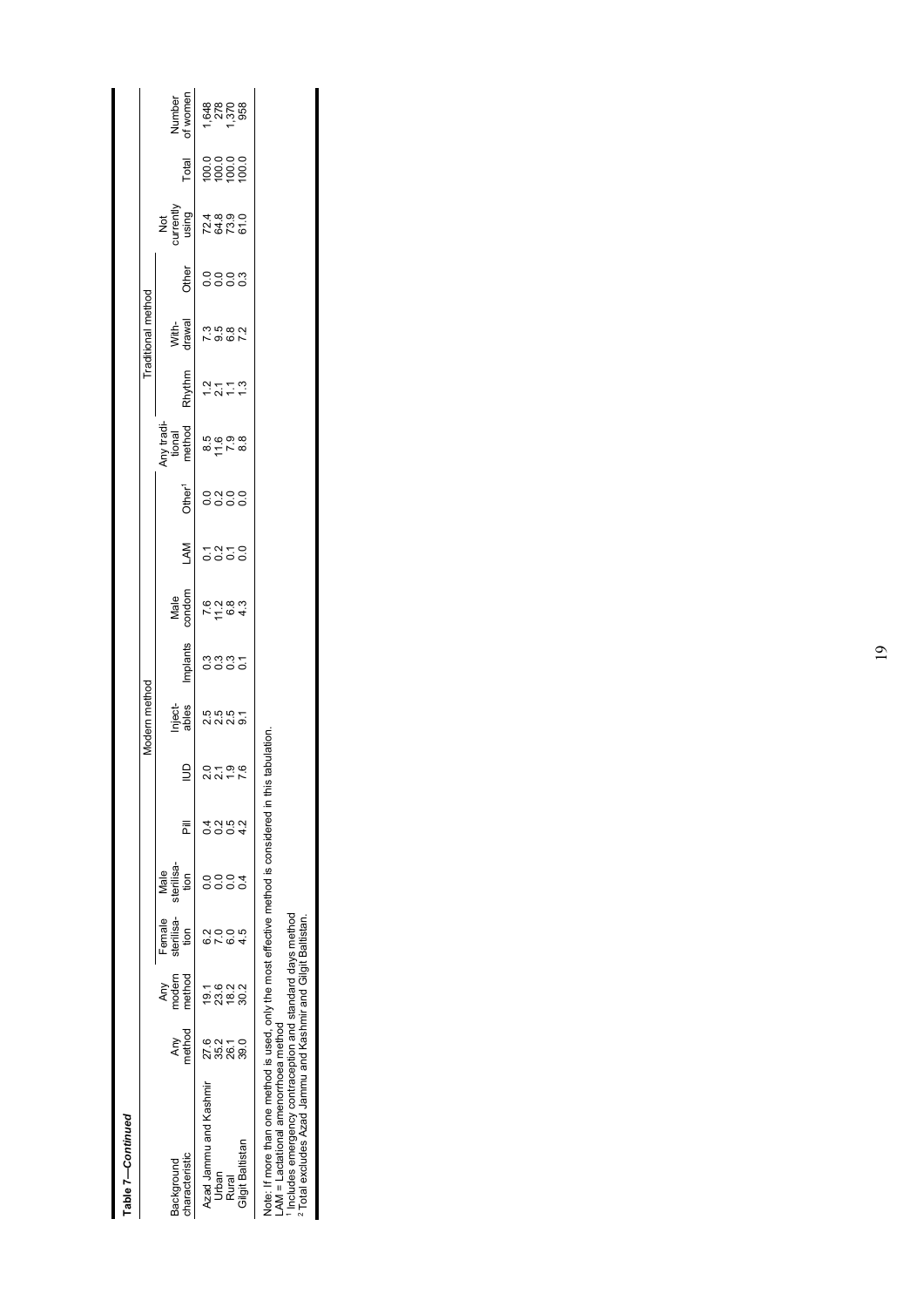**Table 7—Continued**

| Background characteristic | Any method | Any modern method | Modern method | | | | | | | | | Any traditional method | Traditional method | | | Not currently using | Total | Number of women |
|---|---|---|---|---|---|---|---|---|---|---|---|---|---|---|---|---|---|---|
| | | | Female sterilisation | Male sterilisation | Pill | IUD | Injectables | Implants | Male condom | LAM | Other[1] | | Rhythm | With-drawal | Other | | | |
| Azad Jammu and Kashmir | 27.6 | 19.1 | 6.2 | 0.0 | 0.4 | 2.0 | 2.5 | 0.3 | 7.6 | 0.1 | 0.0 | 8.5 | 1.2 | 7.3 | 0.0 | 72.4 | 100.0 | 1,648 |
| Urban | 35.2 | 23.6 | 7.0 | 0.0 | 0.2 | 2.1 | 2.5 | 0.3 | 11.2 | 0.2 | 0.2 | 11.6 | 2.1 | 9.5 | 0.0 | 64.8 | 100.0 | 278 |
| Rural | 26.1 | 18.2 | 6.0 | 0.0 | 0.5 | 1.9 | 2.5 | 0.3 | 6.8 | 0.1 | 0.0 | 7.9 | 1.1 | 6.8 | 0.0 | 73.9 | 100.0 | 1,370 |
| Gilgit Baltistan | 39.0 | 30.2 | 4.5 | 0.4 | 4.2 | 7.6 | 9.1 | 0.1 | 4.3 | 0.0 | 0.0 | 8.8 | 1.3 | 7.2 | 0.3 | 61.0 | 100.0 | 958 |

Note: If more than one method is used, only the most effective method is considered in this tabulation.
LAM = Lactational amenorrhoea method
[1] Includes emergency contraception and standard days method
[2] Total excludes Azad Jammu and Kashmir and Gilgit Baltistan.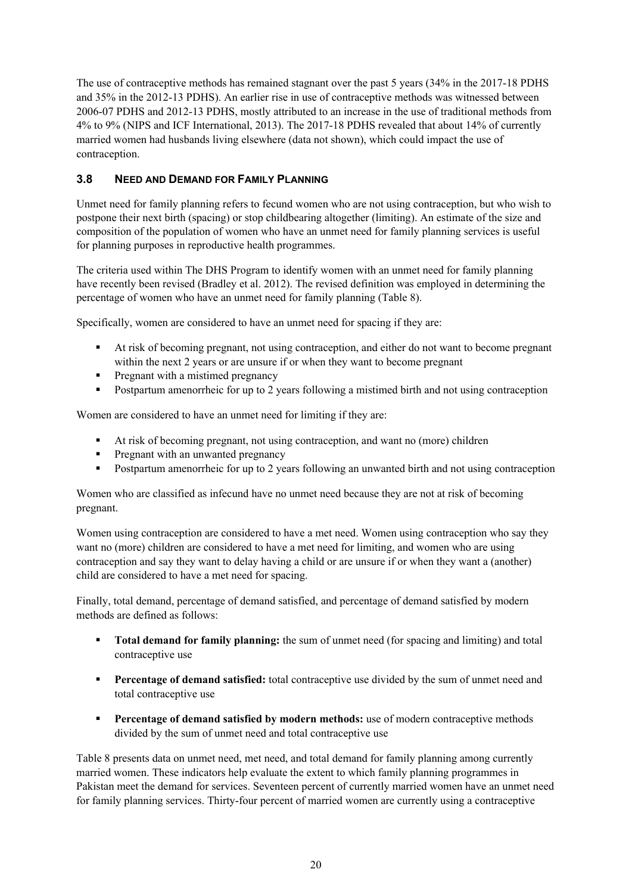The use of contraceptive methods has remained stagnant over the past 5 years (34% in the 2017-18 PDHS and 35% in the 2012-13 PDHS). An earlier rise in use of contraceptive methods was witnessed between 2006-07 PDHS and 2012-13 PDHS, mostly attributed to an increase in the use of traditional methods from 4% to 9% (NIPS and ICF International, 2013). The 2017-18 PDHS revealed that about 14% of currently married women had husbands living elsewhere (data not shown), which could impact the use of contraception.

### 3.8 NEED AND DEMAND FOR FAMILY PLANNING

Unmet need for family planning refers to fecund women who are not using contraception, but who wish to postpone their next birth (spacing) or stop childbearing altogether (limiting). An estimate of the size and composition of the population of women who have an unmet need for family planning services is useful for planning purposes in reproductive health programmes.

The criteria used within The DHS Program to identify women with an unmet need for family planning have recently been revised (Bradley et al. 2012). The revised definition was employed in determining the percentage of women who have an unmet need for family planning (Table 8).

Specifically, women are considered to have an unmet need for spacing if they are:

- At risk of becoming pregnant, not using contraception, and either do not want to become pregnant within the next 2 years or are unsure if or when they want to become pregnant
- Pregnant with a mistimed pregnancy
- Postpartum amenorrheic for up to 2 years following a mistimed birth and not using contraception

Women are considered to have an unmet need for limiting if they are:

- At risk of becoming pregnant, not using contraception, and want no (more) children
- Pregnant with an unwanted pregnancy
- Postpartum amenorrheic for up to 2 years following an unwanted birth and not using contraception

Women who are classified as infecund have no unmet need because they are not at risk of becoming pregnant.

Women using contraception are considered to have a met need. Women using contraception who say they want no (more) children are considered to have a met need for limiting, and women who are using contraception and say they want to delay having a child or are unsure if or when they want a (another) child are considered to have a met need for spacing.

Finally, total demand, percentage of demand satisfied, and percentage of demand satisfied by modern methods are defined as follows:

- **Total demand for family planning:** the sum of unmet need (for spacing and limiting) and total contraceptive use
- **Percentage of demand satisfied:** total contraceptive use divided by the sum of unmet need and total contraceptive use
- **Percentage of demand satisfied by modern methods:** use of modern contraceptive methods divided by the sum of unmet need and total contraceptive use

Table 8 presents data on unmet need, met need, and total demand for family planning among currently married women. These indicators help evaluate the extent to which family planning programmes in Pakistan meet the demand for services. Seventeen percent of currently married women have an unmet need for family planning services. Thirty-four percent of married women are currently using a contraceptive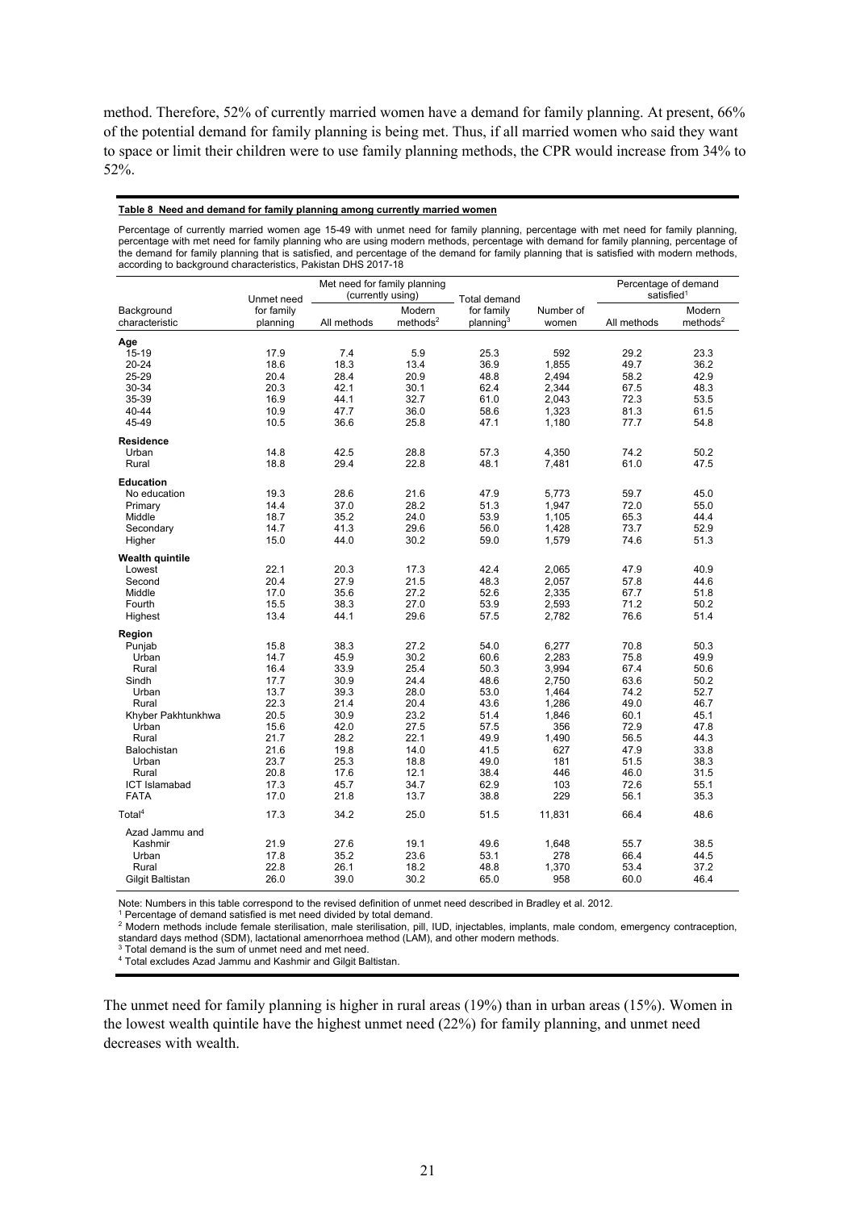method. Therefore, 52% of currently married women have a demand for family planning. At present, 66% of the potential demand for family planning is being met. Thus, if all married women who said they want to space or limit their children were to use family planning methods, the CPR would increase from 34% to 52%.

**Table 8 Need and demand for family planning among currently married women**

Percentage of currently married women age 15-49 with unmet need for family planning, percentage with met need for family planning, percentage with met need for family planning who are using modern methods, percentage with demand for family planning, percentage of the demand for family planning that is satisfied, and percentage of the demand for family planning that is satisfied with modern methods, according to background characteristics, Pakistan DHS 2017-18

| Background characteristic | Unmet need for family planning | Met need for family planning (currently using) | | Total demand for family planning[3] | Number of women | Percentage of demand satisfied[1] | |
|---|---|---|---|---|---|---|---|
| | | All methods | Modern methods[2] | | | All methods | Modern methods[2] |
| **Age** | | | | | | | |
| 15-19 | 17.9 | 7.4 | 5.9 | 25.3 | 592 | 29.2 | 23.3 |
| 20-24 | 18.6 | 18.3 | 13.4 | 36.9 | 1,855 | 49.7 | 36.2 |
| 25-29 | 20.4 | 28.4 | 20.9 | 48.8 | 2,494 | 58.2 | 42.9 |
| 30-34 | 20.3 | 42.1 | 30.1 | 62.4 | 2,344 | 67.5 | 48.3 |
| 35-39 | 16.9 | 44.1 | 32.7 | 61.0 | 2,043 | 72.3 | 53.5 |
| 40-44 | 10.9 | 47.7 | 36.0 | 58.6 | 1,323 | 81.3 | 61.5 |
| 45-49 | 10.5 | 36.6 | 25.8 | 47.1 | 1,180 | 77.7 | 54.8 |
| **Residence** | | | | | | | |
| Urban | 14.8 | 42.5 | 28.8 | 57.3 | 4,350 | 74.2 | 50.2 |
| Rural | 18.8 | 29.4 | 22.8 | 48.1 | 7,481 | 61.0 | 47.5 |
| **Education** | | | | | | | |
| No education | 19.3 | 28.6 | 21.6 | 47.9 | 5,773 | 59.7 | 45.0 |
| Primary | 14.4 | 37.0 | 28.2 | 51.3 | 1,947 | 72.0 | 55.0 |
| Middle | 18.7 | 35.2 | 24.0 | 53.9 | 1,105 | 65.3 | 44.4 |
| Secondary | 14.7 | 41.3 | 29.6 | 56.0 | 1,428 | 73.7 | 52.9 |
| Higher | 15.0 | 44.0 | 30.2 | 59.0 | 1,579 | 74.6 | 51.3 |
| **Wealth quintile** | | | | | | | |
| Lowest | 22.1 | 20.3 | 17.3 | 42.4 | 2,065 | 47.9 | 40.9 |
| Second | 20.4 | 27.9 | 21.5 | 48.3 | 2,057 | 57.8 | 44.6 |
| Middle | 17.0 | 35.6 | 27.2 | 52.6 | 2,335 | 67.7 | 51.8 |
| Fourth | 15.5 | 38.3 | 27.0 | 53.9 | 2,593 | 71.2 | 50.2 |
| Highest | 13.4 | 44.1 | 29.6 | 57.5 | 2,782 | 76.6 | 51.4 |
| **Region** | | | | | | | |
| Punjab | 15.8 | 38.3 | 27.2 | 54.0 | 6,277 | 70.8 | 50.3 |
| Urban | 14.7 | 45.9 | 30.2 | 60.6 | 2,283 | 75.8 | 49.9 |
| Rural | 16.4 | 33.9 | 25.4 | 50.3 | 3,994 | 67.4 | 50.6 |
| Sindh | 17.7 | 30.9 | 24.4 | 48.6 | 2,750 | 63.6 | 50.2 |
| Urban | 13.7 | 39.3 | 28.0 | 53.0 | 1,464 | 74.2 | 52.7 |
| Rural | 22.3 | 21.4 | 20.4 | 43.6 | 1,286 | 49.0 | 46.7 |
| Khyber Pakhtunkhwa | 20.5 | 30.9 | 23.2 | 51.4 | 1,846 | 60.1 | 45.1 |
| Urban | 15.6 | 42.0 | 27.5 | 57.5 | 356 | 72.9 | 47.8 |
| Rural | 21.7 | 28.2 | 22.1 | 49.9 | 1,490 | 56.5 | 44.3 |
| Balochistan | 21.6 | 19.8 | 14.0 | 41.5 | 627 | 47.9 | 33.8 |
| Urban | 23.7 | 25.3 | 18.8 | 49.0 | 181 | 51.5 | 38.3 |
| Rural | 20.8 | 17.6 | 12.1 | 38.4 | 446 | 46.0 | 31.5 |
| ICT Islamabad | 17.3 | 45.7 | 34.7 | 62.9 | 103 | 72.6 | 55.1 |
| FATA | 17.0 | 21.8 | 13.7 | 38.8 | 229 | 56.1 | 35.3 |
| Total[4] | 17.3 | 34.2 | 25.0 | 51.5 | 11,831 | 66.4 | 48.6 |
| Azad Jammu and Kashmir | 21.9 | 27.6 | 19.1 | 49.6 | 1,648 | 55.7 | 38.5 |
| Urban | 17.8 | 35.2 | 23.6 | 53.1 | 278 | 66.4 | 44.5 |
| Rural | 22.8 | 26.1 | 18.2 | 48.8 | 1,370 | 53.4 | 37.2 |
| Gilgit Baltistan | 26.0 | 39.0 | 30.2 | 65.0 | 958 | 60.0 | 46.4 |

Note: Numbers in this table correspond to the revised definition of unmet need described in Bradley et al. 2012.
[1] Percentage of demand satisfied is met need divided by total demand.
[2] Modern methods include female sterilisation, male sterilisation, pill, IUD, injectables, implants, male condom, emergency contraception, standard days method (SDM), lactational amenorrhoea method (LAM), and other modern methods.
[3] Total demand is the sum of unmet need and met need.
[4] Total excludes Azad Jammu and Kashmir and Gilgit Baltistan.

The unmet need for family planning is higher in rural areas (19%) than in urban areas (15%). Women in the lowest wealth quintile have the highest unmet need (22%) for family planning, and unmet need decreases with wealth.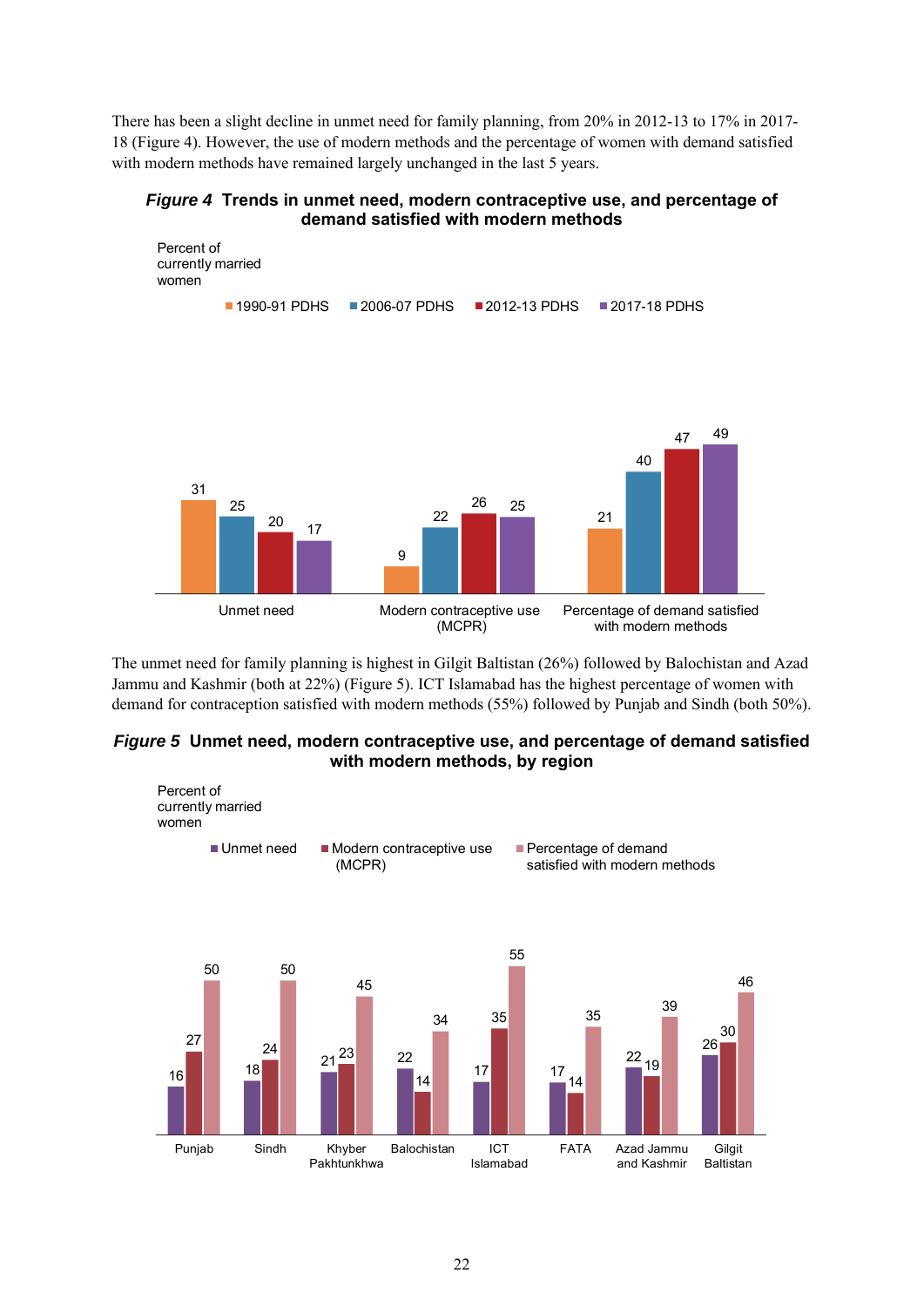There has been a slight decline in unmet need for family planning, from 20% in 2012-13 to 17% in 2017-18 (Figure 4). However, the use of modern methods and the percentage of women with demand satisfied with modern methods have remained largely unchanged in the last 5 years.

***Figure 4*** **Trends in unmet need, modern contraceptive use, and percentage of demand satisfied with modern methods**

Percent of currently married women

| | 1990-91 PDHS | 2006-07 PDHS | 2012-13 PDHS | 2017-18 PDHS |
|---|---|---|---|---|
| Unmet need | 31 | 25 | 20 | 17 |
| Modern contraceptive use (MCPR) | 9 | 22 | 26 | 25 |
| Percentage of demand satisfied with modern methods | 21 | 40 | 47 | 49 |

The unmet need for family planning is highest in Gilgit Baltistan (26%) followed by Balochistan and Azad Jammu and Kashmir (both at 22%) (Figure 5). ICT Islamabad has the highest percentage of women with demand for contraception satisfied with modern methods (55%) followed by Punjab and Sindh (both 50%).

***Figure 5*** **Unmet need, modern contraceptive use, and percentage of demand satisfied with modern methods, by region**

Percent of currently married women

| | Unmet need | Modern contraceptive use (MCPR) | Percentage of demand satisfied with modern methods |
|---|---|---|---|
| Punjab | 16 | 27 | 50 |
| Sindh | 18 | 24 | 50 |
| Khyber Pakhtunkhwa | 21 | 23 | 45 |
| Balochistan | 22 | 14 | 34 |
| ICT Islamabad | 17 | 35 | 55 |
| FATA | 17 | 14 | 35 |
| Azad Jammu and Kashmir | 22 | 19 | 39 |
| Gilgit Baltistan | 26 | 30 | 46 |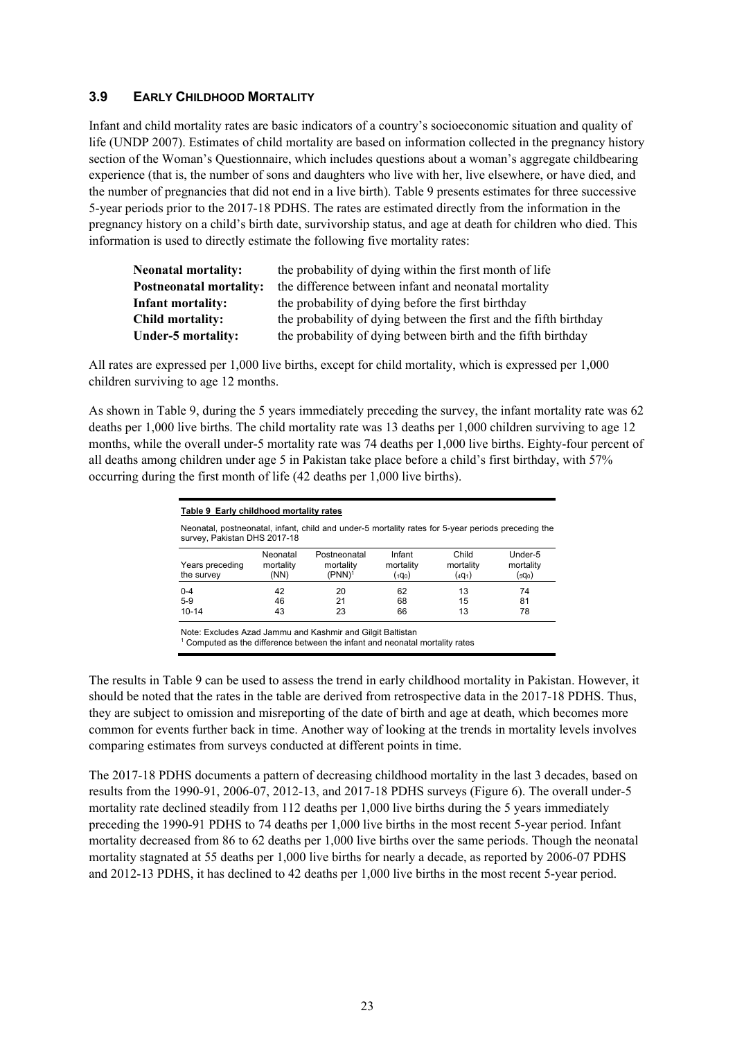## 3.9 EARLY CHILDHOOD MORTALITY

Infant and child mortality rates are basic indicators of a country's socioeconomic situation and quality of life (UNDP 2007). Estimates of child mortality are based on information collected in the pregnancy history section of the Woman's Questionnaire, which includes questions about a woman's aggregate childbearing experience (that is, the number of sons and daughters who live with her, live elsewhere, or have died, and the number of pregnancies that did not end in a live birth). Table 9 presents estimates for three successive 5-year periods prior to the 2017-18 PDHS. The rates are estimated directly from the information in the pregnancy history on a child's birth date, survivorship status, and age at death for children who died. This information is used to directly estimate the following five mortality rates:

**Neonatal mortality:** the probability of dying within the first month of life
**Postneonatal mortality:** the difference between infant and neonatal mortality
**Infant mortality:** the probability of dying before the first birthday
**Child mortality:** the probability of dying between the first and the fifth birthday
**Under-5 mortality:** the probability of dying between birth and the fifth birthday

All rates are expressed per 1,000 live births, except for child mortality, which is expressed per 1,000 children surviving to age 12 months.

As shown in Table 9, during the 5 years immediately preceding the survey, the infant mortality rate was 62 deaths per 1,000 live births. The child mortality rate was 13 deaths per 1,000 children surviving to age 12 months, while the overall under-5 mortality rate was 74 deaths per 1,000 live births. Eighty-four percent of all deaths among children under age 5 in Pakistan take place before a child's first birthday, with 57% occurring during the first month of life (42 deaths per 1,000 live births).

**Table 9 Early childhood mortality rates**

Neonatal, postneonatal, infant, child and under-5 mortality rates for 5-year periods preceding the survey, Pakistan DHS 2017-18

| Years preceding the survey | Neonatal mortality (NN) | Postneonatal mortality (PNN)[1] | Infant mortality ($_1q_0$) | Child mortality ($_4q_1$) | Under-5 mortality ($_5q_0$) |
|---|---|---|---|---|---|
| 0-4 | 42 | 20 | 62 | 13 | 74 |
| 5-9 | 46 | 21 | 68 | 15 | 81 |
| 10-14 | 43 | 23 | 66 | 13 | 78 |

Note: Excludes Azad Jammu and Kashmir and Gilgit Baltistan
[1] Computed as the difference between the infant and neonatal mortality rates

The results in Table 9 can be used to assess the trend in early childhood mortality in Pakistan. However, it should be noted that the rates in the table are derived from retrospective data in the 2017-18 PDHS. Thus, they are subject to omission and misreporting of the date of birth and age at death, which becomes more common for events further back in time. Another way of looking at the trends in mortality levels involves comparing estimates from surveys conducted at different points in time.

The 2017-18 PDHS documents a pattern of decreasing childhood mortality in the last 3 decades, based on results from the 1990-91, 2006-07, 2012-13, and 2017-18 PDHS surveys (Figure 6). The overall under-5 mortality rate declined steadily from 112 deaths per 1,000 live births during the 5 years immediately preceding the 1990-91 PDHS to 74 deaths per 1,000 live births in the most recent 5-year period. Infant mortality decreased from 86 to 62 deaths per 1,000 live births over the same periods. Though the neonatal mortality stagnated at 55 deaths per 1,000 live births for nearly a decade, as reported by 2006-07 PDHS and 2012-13 PDHS, it has declined to 42 deaths per 1,000 live births in the most recent 5-year period.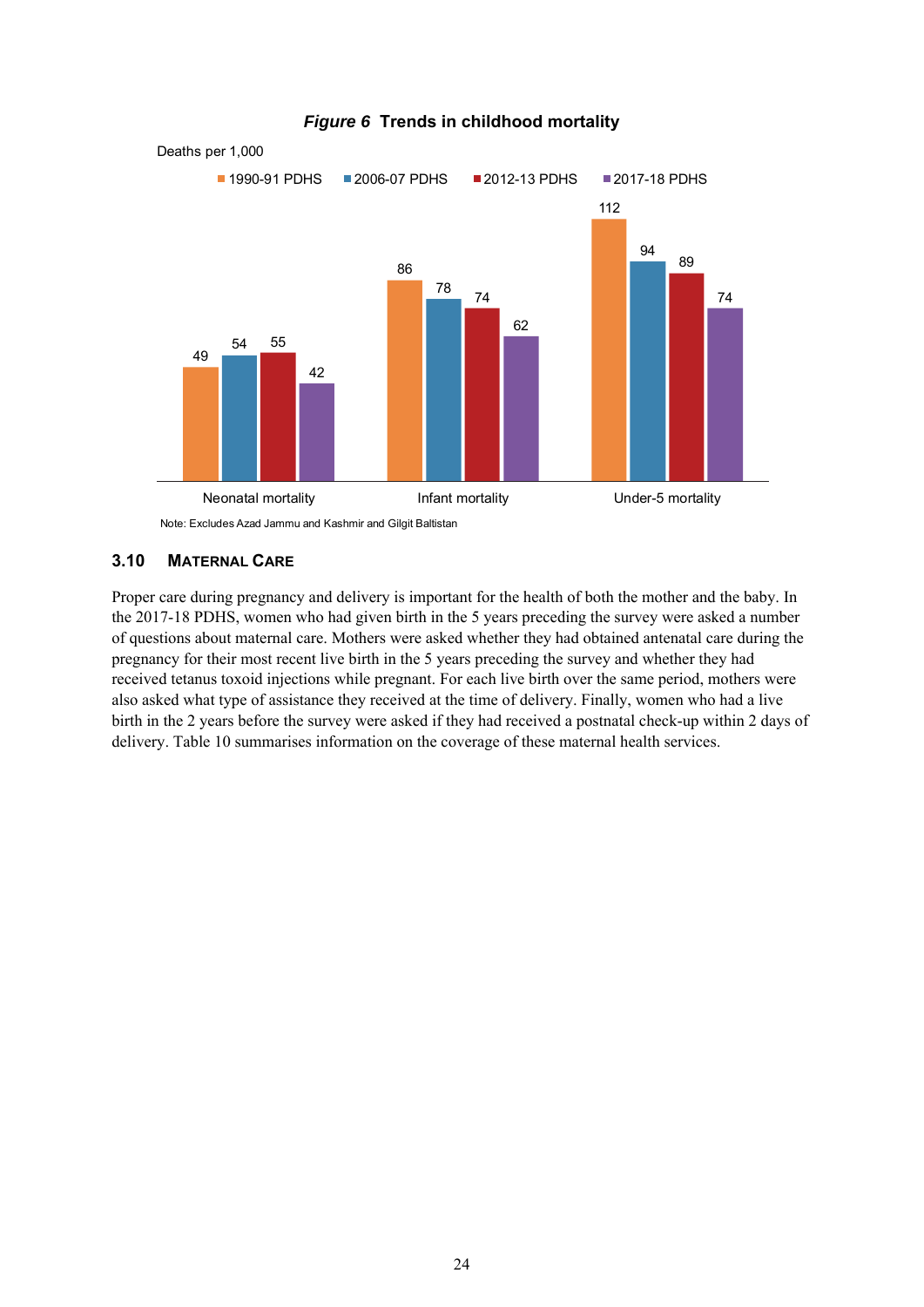*Figure 6* **Trends in childhood mortality**

Deaths per 1,000

| | 1990-91 PDHS | 2006-07 PDHS | 2012-13 PDHS | 2017-18 PDHS |
|---|---|---|---|---|
| Neonatal mortality | 49 | 54 | 55 | 42 |
| Infant mortality | 86 | 78 | 74 | 62 |
| Under-5 mortality | 112 | 94 | 89 | 74 |

Note: Excludes Azad Jammu and Kashmir and Gilgit Baltistan

## 3.10 Maternal Care

Proper care during pregnancy and delivery is important for the health of both the mother and the baby. In the 2017-18 PDHS, women who had given birth in the 5 years preceding the survey were asked a number of questions about maternal care. Mothers were asked whether they had obtained antenatal care during the pregnancy for their most recent live birth in the 5 years preceding the survey and whether they had received tetanus toxoid injections while pregnant. For each live birth over the same period, mothers were also asked what type of assistance they received at the time of delivery. Finally, women who had a live birth in the 2 years before the survey were asked if they had received a postnatal check-up within 2 days of delivery. Table 10 summarises information on the coverage of these maternal health services.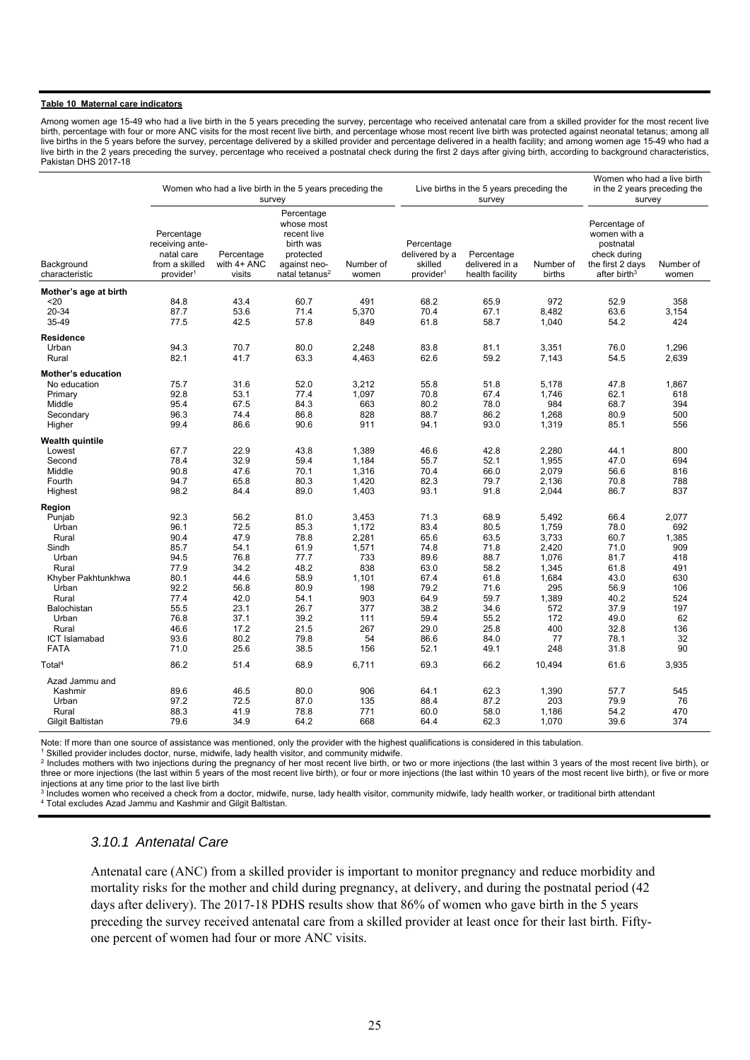**Table 10 Maternal care indicators**

Among women age 15-49 who had a live birth in the 5 years preceding the survey, percentage who received antenatal care from a skilled provider for the most recent live birth, percentage with four or more ANC visits for the most recent live birth, and percentage whose most recent live birth was protected against neonatal tetanus; among all live births in the 5 years before the survey, percentage delivered by a skilled provider and percentage delivered in a health facility; and among women age 15-49 who had a live birth in the 2 years preceding the survey, percentage who received a postnatal check during the first 2 days after giving birth, according to background characteristics, Pakistan DHS 2017-18

| | Women who had a live birth in the 5 years preceding the survey | | | | Live births in the 5 years preceding the survey | | | Women who had a live birth in the 2 years preceding the survey | |
|---|---|---|---|---|---|---|---|---|---|
| Background characteristic | Percentage receiving antenatal care from a skilled provider[1] | Percentage with 4+ ANC visits | Percentage whose most recent live birth was protected against neonatal tetanus[2] | Number of women | Percentage delivered by a skilled provider[1] | Percentage delivered in a health facility | Number of births | Percentage of women with a postnatal check during the first 2 days after birth[3] | Number of women |
| **Mother's age at birth** | | | | | | | | | |
| <20 | 84.8 | 43.4 | 60.7 | 491 | 68.2 | 65.9 | 972 | 52.9 | 358 |
| 20-34 | 87.7 | 53.6 | 71.4 | 5,370 | 70.4 | 67.1 | 8,482 | 63.6 | 3,154 |
| 35-49 | 77.5 | 42.5 | 57.8 | 849 | 61.8 | 58.7 | 1,040 | 54.2 | 424 |
| **Residence** | | | | | | | | | |
| Urban | 94.3 | 70.7 | 80.0 | 2,248 | 83.8 | 81.1 | 3,351 | 76.0 | 1,296 |
| Rural | 82.1 | 41.7 | 63.3 | 4,463 | 62.6 | 59.2 | 7,143 | 54.5 | 2,639 |
| **Mother's education** | | | | | | | | | |
| No education | 75.7 | 31.6 | 52.0 | 3,212 | 55.8 | 51.8 | 5,178 | 47.8 | 1,867 |
| Primary | 92.8 | 53.1 | 77.4 | 1,097 | 70.8 | 67.4 | 1,746 | 62.1 | 618 |
| Middle | 95.4 | 67.5 | 84.3 | 663 | 80.2 | 78.0 | 984 | 68.7 | 394 |
| Secondary | 96.3 | 74.4 | 86.8 | 828 | 88.7 | 86.2 | 1,268 | 80.9 | 500 |
| Higher | 99.4 | 86.6 | 90.6 | 911 | 94.1 | 93.0 | 1,319 | 85.1 | 556 |
| **Wealth quintile** | | | | | | | | | |
| Lowest | 67.7 | 22.9 | 43.8 | 1,389 | 46.6 | 42.8 | 2,280 | 44.1 | 800 |
| Second | 78.4 | 32.9 | 59.4 | 1,184 | 55.7 | 52.1 | 1,955 | 47.0 | 694 |
| Middle | 90.8 | 47.6 | 70.1 | 1,316 | 70.4 | 66.0 | 2,079 | 56.6 | 816 |
| Fourth | 94.7 | 65.8 | 80.3 | 1,420 | 82.3 | 79.7 | 2,136 | 70.8 | 788 |
| Highest | 98.2 | 84.4 | 89.0 | 1,403 | 93.1 | 91.8 | 2,044 | 86.7 | 837 |
| **Region** | | | | | | | | | |
| Punjab | 92.3 | 56.2 | 81.0 | 3,453 | 71.3 | 68.9 | 5,492 | 66.4 | 2,077 |
| Urban | 96.1 | 72.5 | 85.3 | 1,172 | 83.4 | 80.5 | 1,759 | 78.0 | 692 |
| Rural | 90.4 | 47.9 | 78.8 | 2,281 | 65.6 | 63.5 | 3,733 | 60.7 | 1,385 |
| Sindh | 85.7 | 54.1 | 61.9 | 1,571 | 74.8 | 71.8 | 2,420 | 71.0 | 909 |
| Urban | 94.5 | 76.8 | 77.7 | 733 | 89.6 | 88.7 | 1,076 | 81.7 | 418 |
| Rural | 77.9 | 34.2 | 48.2 | 838 | 63.0 | 58.2 | 1,345 | 61.8 | 491 |
| Khyber Pakhtunkhwa | 80.1 | 44.6 | 58.9 | 1,101 | 67.4 | 61.8 | 1,684 | 43.0 | 630 |
| Urban | 92.2 | 56.8 | 80.9 | 198 | 79.2 | 71.6 | 295 | 56.9 | 106 |
| Rural | 77.4 | 42.0 | 54.1 | 903 | 64.9 | 59.7 | 1,389 | 40.2 | 524 |
| Balochistan | 55.5 | 23.1 | 26.7 | 377 | 38.2 | 34.6 | 572 | 37.9 | 197 |
| Urban | 76.8 | 37.1 | 39.2 | 111 | 59.4 | 55.2 | 172 | 49.0 | 62 |
| Rural | 46.6 | 17.2 | 21.5 | 267 | 29.0 | 25.8 | 400 | 32.8 | 136 |
| ICT Islamabad | 93.6 | 80.2 | 79.8 | 54 | 86.6 | 84.0 | 77 | 78.1 | 32 |
| FATA | 71.0 | 25.6 | 38.5 | 156 | 52.1 | 49.1 | 248 | 31.8 | 90 |
| Total[4] | 86.2 | 51.4 | 68.9 | 6,711 | 69.3 | 66.2 | 10,494 | 61.6 | 3,935 |
| Azad Jammu and Kashmir | 89.6 | 46.5 | 80.0 | 906 | 64.1 | 62.3 | 1,390 | 57.7 | 545 |
| Urban | 97.2 | 72.5 | 87.0 | 135 | 88.4 | 87.2 | 203 | 79.9 | 76 |
| Rural | 88.3 | 41.9 | 78.8 | 771 | 60.0 | 58.0 | 1,186 | 54.2 | 470 |
| Gilgit Baltistan | 79.6 | 34.9 | 64.2 | 668 | 64.4 | 62.3 | 1,070 | 39.6 | 374 |

Note: If more than one source of assistance was mentioned, only the provider with the highest qualifications is considered in this tabulation.
[1] Skilled provider includes doctor, nurse, midwife, lady health visitor, and community midwife.
[2] Includes mothers with two injections during the pregnancy of her most recent live birth, or two or more injections (the last within 3 years of the most recent live birth), or three or more injections (the last within 5 years of the most recent live birth), or four or more injections (the last within 10 years of the most recent live birth), or five or more injections at any time prior to the last live birth
[3] Includes women who received a check from a doctor, midwife, nurse, lady health visitor, community midwife, lady health worker, or traditional birth attendant
[4] Total excludes Azad Jammu and Kashmir and Gilgit Baltistan.

### *3.10.1 Antenatal Care*

Antenatal care (ANC) from a skilled provider is important to monitor pregnancy and reduce morbidity and mortality risks for the mother and child during pregnancy, at delivery, and during the postnatal period (42 days after delivery). The 2017-18 PDHS results show that 86% of women who gave birth in the 5 years preceding the survey received antenatal care from a skilled provider at least once for their last birth. Fifty-one percent of women had four or more ANC visits.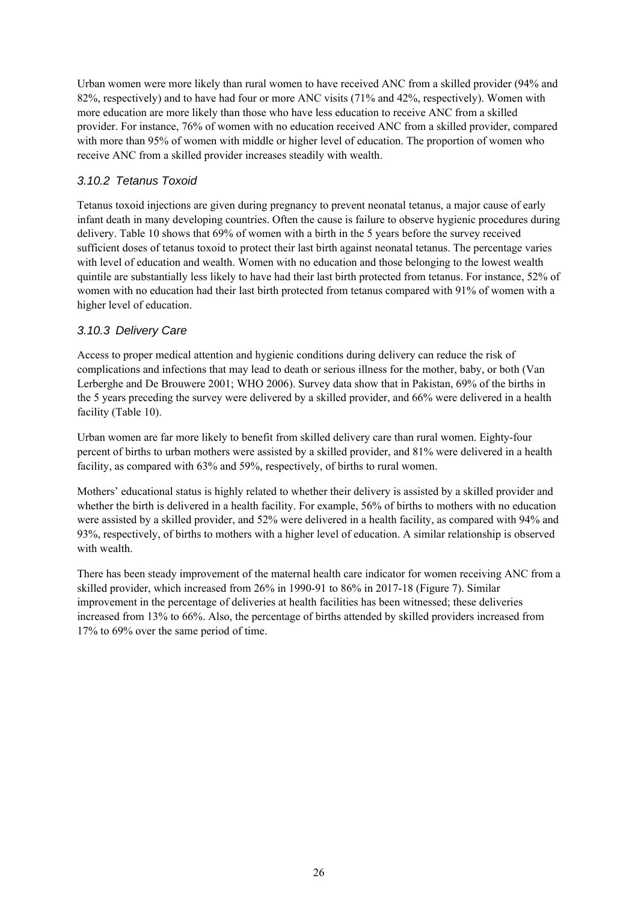Urban women were more likely than rural women to have received ANC from a skilled provider (94% and 82%, respectively) and to have had four or more ANC visits (71% and 42%, respectively). Women with more education are more likely than those who have less education to receive ANC from a skilled provider. For instance, 76% of women with no education received ANC from a skilled provider, compared with more than 95% of women with middle or higher level of education. The proportion of women who receive ANC from a skilled provider increases steadily with wealth.

### *3.10.2 Tetanus Toxoid*

Tetanus toxoid injections are given during pregnancy to prevent neonatal tetanus, a major cause of early infant death in many developing countries. Often the cause is failure to observe hygienic procedures during delivery. Table 10 shows that 69% of women with a birth in the 5 years before the survey received sufficient doses of tetanus toxoid to protect their last birth against neonatal tetanus. The percentage varies with level of education and wealth. Women with no education and those belonging to the lowest wealth quintile are substantially less likely to have had their last birth protected from tetanus. For instance, 52% of women with no education had their last birth protected from tetanus compared with 91% of women with a higher level of education.

### *3.10.3 Delivery Care*

Access to proper medical attention and hygienic conditions during delivery can reduce the risk of complications and infections that may lead to death or serious illness for the mother, baby, or both (Van Lerberghe and De Brouwere 2001; WHO 2006). Survey data show that in Pakistan, 69% of the births in the 5 years preceding the survey were delivered by a skilled provider, and 66% were delivered in a health facility (Table 10).

Urban women are far more likely to benefit from skilled delivery care than rural women. Eighty-four percent of births to urban mothers were assisted by a skilled provider, and 81% were delivered in a health facility, as compared with 63% and 59%, respectively, of births to rural women.

Mothers' educational status is highly related to whether their delivery is assisted by a skilled provider and whether the birth is delivered in a health facility. For example, 56% of births to mothers with no education were assisted by a skilled provider, and 52% were delivered in a health facility, as compared with 94% and 93%, respectively, of births to mothers with a higher level of education. A similar relationship is observed with wealth.

There has been steady improvement of the maternal health care indicator for women receiving ANC from a skilled provider, which increased from 26% in 1990-91 to 86% in 2017-18 (Figure 7). Similar improvement in the percentage of deliveries at health facilities has been witnessed; these deliveries increased from 13% to 66%. Also, the percentage of births attended by skilled providers increased from 17% to 69% over the same period of time.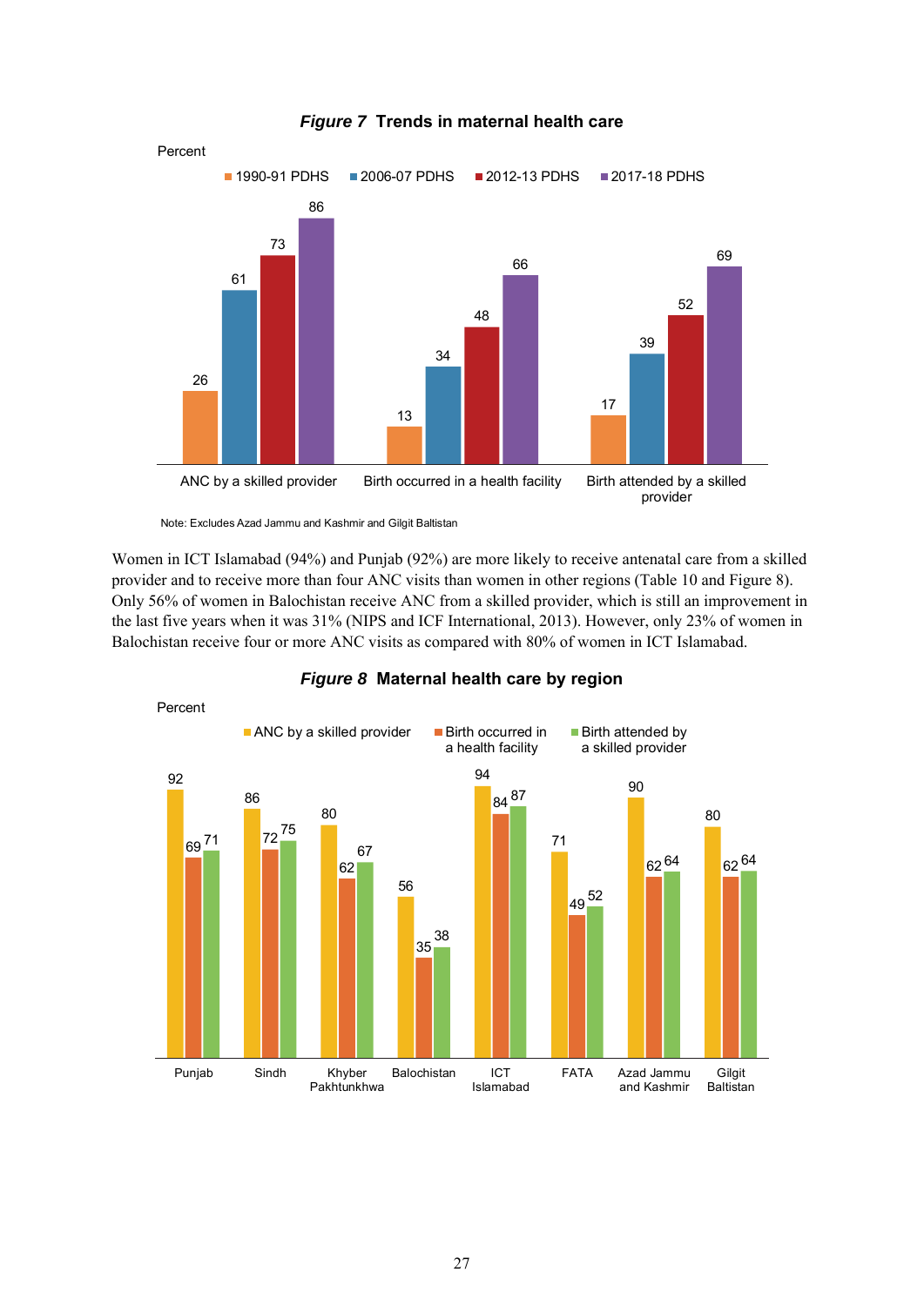***Figure 7*  Trends in maternal health care**

Percent

| | 1990-91 PDHS | 2006-07 PDHS | 2012-13 PDHS | 2017-18 PDHS |
|---|---|---|---|---|
| ANC by a skilled provider | 26 | 61 | 73 | 86 |
| Birth occurred in a health facility | 13 | 34 | 48 | 66 |
| Birth attended by a skilled provider | 17 | 39 | 52 | 69 |

Note: Excludes Azad Jammu and Kashmir and Gilgit Baltistan

Women in ICT Islamabad (94%) and Punjab (92%) are more likely to receive antenatal care from a skilled provider and to receive more than four ANC visits than women in other regions (Table 10 and Figure 8). Only 56% of women in Balochistan receive ANC from a skilled provider, which is still an improvement in the last five years when it was 31% (NIPS and ICF International, 2013). However, only 23% of women in Balochistan receive four or more ANC visits as compared with 80% of women in ICT Islamabad.

***Figure 8*  Maternal health care by region**

Percent

| | ANC by a skilled provider | Birth occurred in a health facility | Birth attended by a skilled provider |
|---|---|---|---|
| Punjab | 92 | 69 | 71 |
| Sindh | 86 | 72 | 75 |
| Khyber Pakhtunkhwa | 80 | 62 | 67 |
| Balochistan | 56 | 35 | 38 |
| ICT Islamabad | 94 | 84 | 87 |
| FATA | 71 | 49 | 52 |
| Azad Jammu and Kashmir | 90 | 62 | 64 |
| Gilgit Baltistan | 80 | 62 | 64 |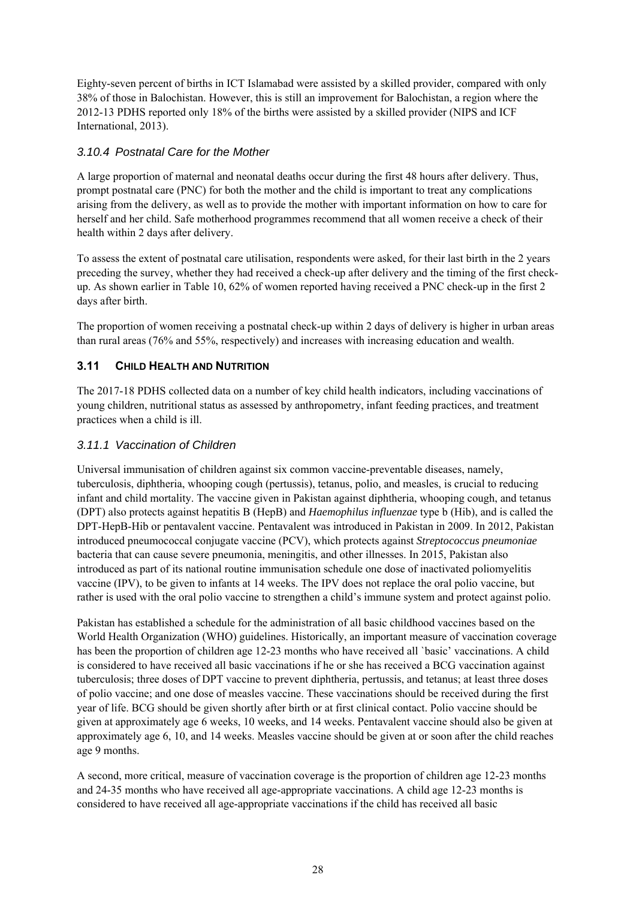Eighty-seven percent of births in ICT Islamabad were assisted by a skilled provider, compared with only 38% of those in Balochistan. However, this is still an improvement for Balochistan, a region where the 2012-13 PDHS reported only 18% of the births were assisted by a skilled provider (NIPS and ICF International, 2013).

### *3.10.4 Postnatal Care for the Mother*

A large proportion of maternal and neonatal deaths occur during the first 48 hours after delivery. Thus, prompt postnatal care (PNC) for both the mother and the child is important to treat any complications arising from the delivery, as well as to provide the mother with important information on how to care for herself and her child. Safe motherhood programmes recommend that all women receive a check of their health within 2 days after delivery.

To assess the extent of postnatal care utilisation, respondents were asked, for their last birth in the 2 years preceding the survey, whether they had received a check-up after delivery and the timing of the first check-up. As shown earlier in Table 10, 62% of women reported having received a PNC check-up in the first 2 days after birth.

The proportion of women receiving a postnatal check-up within 2 days of delivery is higher in urban areas than rural areas (76% and 55%, respectively) and increases with increasing education and wealth.

## 3.11 CHILD HEALTH AND NUTRITION

The 2017-18 PDHS collected data on a number of key child health indicators, including vaccinations of young children, nutritional status as assessed by anthropometry, infant feeding practices, and treatment practices when a child is ill.

### *3.11.1 Vaccination of Children*

Universal immunisation of children against six common vaccine-preventable diseases, namely, tuberculosis, diphtheria, whooping cough (pertussis), tetanus, polio, and measles, is crucial to reducing infant and child mortality. The vaccine given in Pakistan against diphtheria, whooping cough, and tetanus (DPT) also protects against hepatitis B (HepB) and *Haemophilus influenzae* type b (Hib), and is called the DPT-HepB-Hib or pentavalent vaccine. Pentavalent was introduced in Pakistan in 2009. In 2012, Pakistan introduced pneumococcal conjugate vaccine (PCV), which protects against *Streptococcus pneumoniae* bacteria that can cause severe pneumonia, meningitis, and other illnesses. In 2015, Pakistan also introduced as part of its national routine immunisation schedule one dose of inactivated poliomyelitis vaccine (IPV), to be given to infants at 14 weeks. The IPV does not replace the oral polio vaccine, but rather is used with the oral polio vaccine to strengthen a child's immune system and protect against polio.

Pakistan has established a schedule for the administration of all basic childhood vaccines based on the World Health Organization (WHO) guidelines. Historically, an important measure of vaccination coverage has been the proportion of children age 12-23 months who have received all `basic' vaccinations. A child is considered to have received all basic vaccinations if he or she has received a BCG vaccination against tuberculosis; three doses of DPT vaccine to prevent diphtheria, pertussis, and tetanus; at least three doses of polio vaccine; and one dose of measles vaccine. These vaccinations should be received during the first year of life. BCG should be given shortly after birth or at first clinical contact. Polio vaccine should be given at approximately age 6 weeks, 10 weeks, and 14 weeks. Pentavalent vaccine should also be given at approximately age 6, 10, and 14 weeks. Measles vaccine should be given at or soon after the child reaches age 9 months.

A second, more critical, measure of vaccination coverage is the proportion of children age 12-23 months and 24-35 months who have received all age-appropriate vaccinations. A child age 12-23 months is considered to have received all age-appropriate vaccinations if the child has received all basic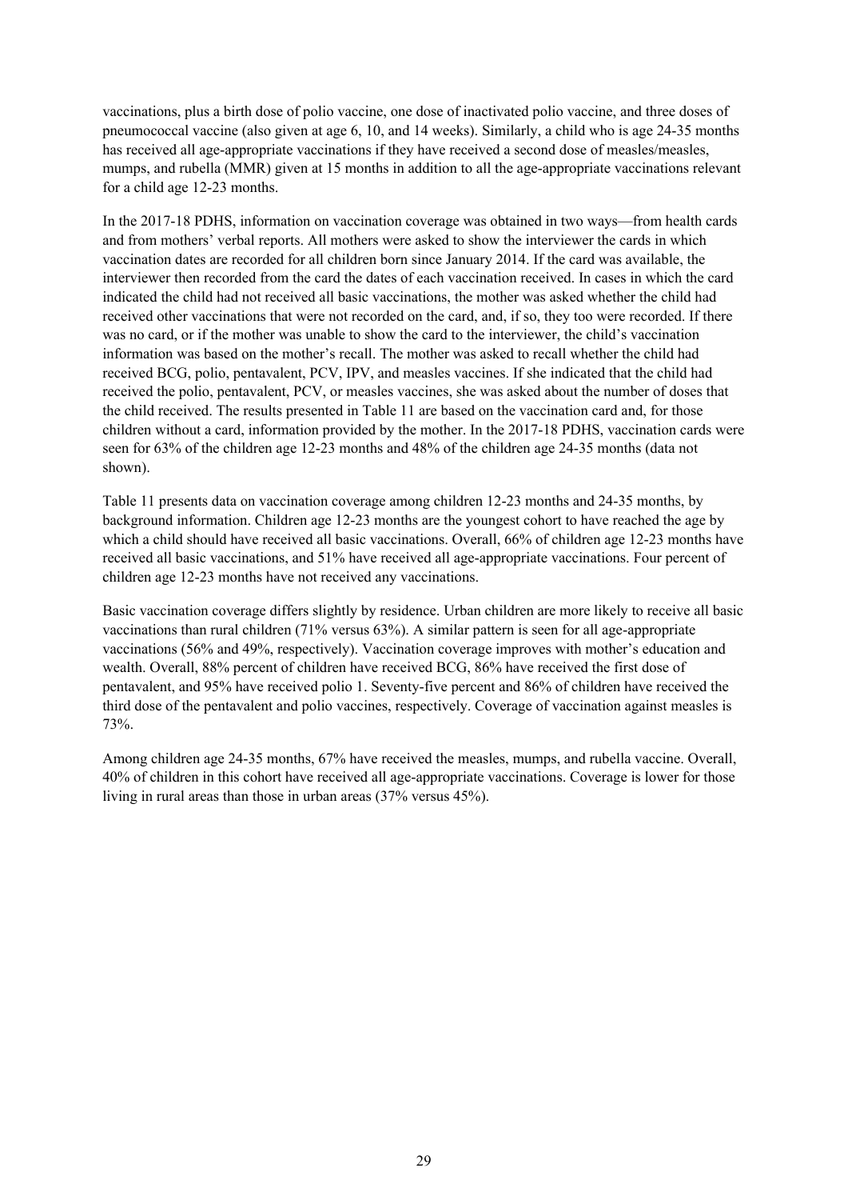vaccinations, plus a birth dose of polio vaccine, one dose of inactivated polio vaccine, and three doses of pneumococcal vaccine (also given at age 6, 10, and 14 weeks). Similarly, a child who is age 24-35 months has received all age-appropriate vaccinations if they have received a second dose of measles/measles, mumps, and rubella (MMR) given at 15 months in addition to all the age-appropriate vaccinations relevant for a child age 12-23 months.

In the 2017-18 PDHS, information on vaccination coverage was obtained in two ways—from health cards and from mothers' verbal reports. All mothers were asked to show the interviewer the cards in which vaccination dates are recorded for all children born since January 2014. If the card was available, the interviewer then recorded from the card the dates of each vaccination received. In cases in which the card indicated the child had not received all basic vaccinations, the mother was asked whether the child had received other vaccinations that were not recorded on the card, and, if so, they too were recorded. If there was no card, or if the mother was unable to show the card to the interviewer, the child's vaccination information was based on the mother's recall. The mother was asked to recall whether the child had received BCG, polio, pentavalent, PCV, IPV, and measles vaccines. If she indicated that the child had received the polio, pentavalent, PCV, or measles vaccines, she was asked about the number of doses that the child received. The results presented in Table 11 are based on the vaccination card and, for those children without a card, information provided by the mother. In the 2017-18 PDHS, vaccination cards were seen for 63% of the children age 12-23 months and 48% of the children age 24-35 months (data not shown).

Table 11 presents data on vaccination coverage among children 12-23 months and 24-35 months, by background information. Children age 12-23 months are the youngest cohort to have reached the age by which a child should have received all basic vaccinations. Overall, 66% of children age 12-23 months have received all basic vaccinations, and 51% have received all age-appropriate vaccinations. Four percent of children age 12-23 months have not received any vaccinations.

Basic vaccination coverage differs slightly by residence. Urban children are more likely to receive all basic vaccinations than rural children (71% versus 63%). A similar pattern is seen for all age-appropriate vaccinations (56% and 49%, respectively). Vaccination coverage improves with mother's education and wealth. Overall, 88% percent of children have received BCG, 86% have received the first dose of pentavalent, and 95% have received polio 1. Seventy-five percent and 86% of children have received the third dose of the pentavalent and polio vaccines, respectively. Coverage of vaccination against measles is 73%.

Among children age 24-35 months, 67% have received the measles, mumps, and rubella vaccine. Overall, 40% of children in this cohort have received all age-appropriate vaccinations. Coverage is lower for those living in rural areas than those in urban areas (37% versus 45%).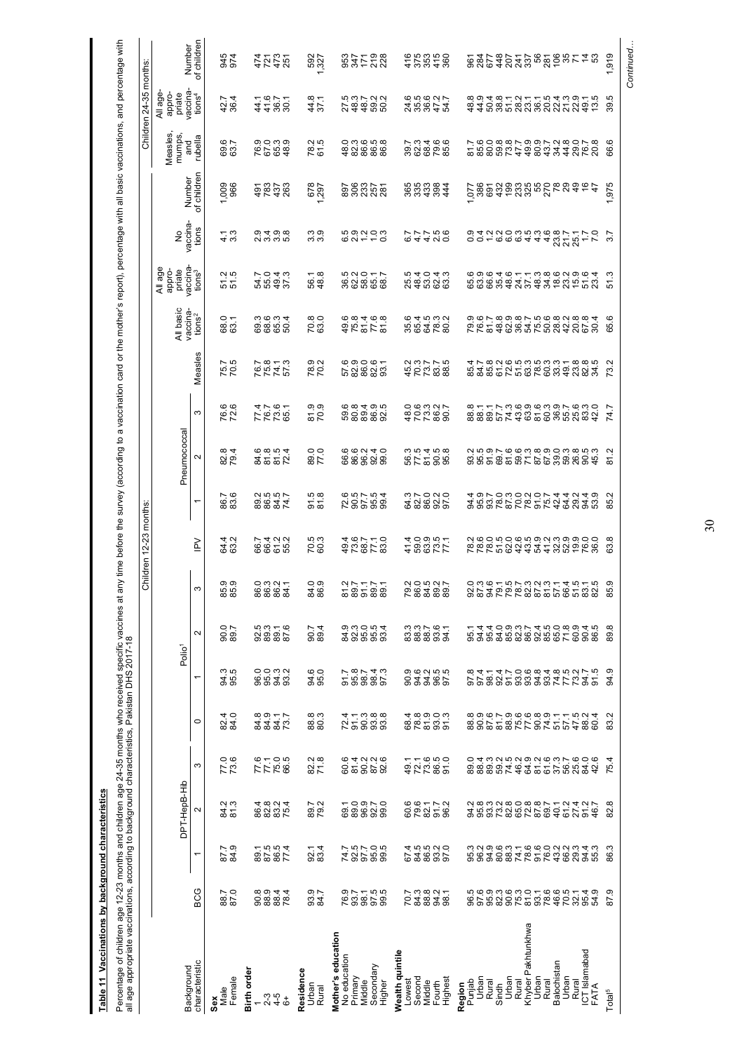## Table 11 Vaccinations by background characteristics

Percentage of children age 12-23 months and children age 24-35 months who received specific vaccines at any time before the survey (according to a vaccination card or the mother's report), percentage with all basic vaccinations, and percentage with all age appropriate vaccinations, according to background characteristics, Pakistan DHS 2017-18

| Background characteristic | Children 12-23 months: | | | | | | | | | | | | | | | | | | Children 24-35 months: | | |
|---|---|---|---|---|---|---|---|---|---|---|---|---|---|---|---|---|---|---|---|---|
| | BCG | DPT-HepB-Hib | | | Polio[1] | | | | IPV | Pneumococcal | | | Measles | All basic vaccinations[2] | All age appropriate vaccinations[3] | No vaccinations | Number of children | | Measles, mumps, and rubella | All age-appropriate vaccinations[4] | Number of children |
| | | 1 | 2 | 3 | 0 | 1 | 2 | 3 | | 1 | 2 | 3 | | | | | | | | | |
| **Sex** | | | | | | | | | | | | | | | | | | | | | |
| Male | 88.7 | 87.7 | 84.2 | 77.0 | 82.4 | 94.3 | 90.0 | 85.9 | 64.4 | 86.7 | 82.8 | 76.6 | 75.7 | 68.0 | 51.2 | 4.1 | 1,009 | | 69.6 | 42.7 | 945 |
| Female | 87.0 | 84.9 | 81.3 | 73.6 | 84.0 | 95.5 | 89.7 | 85.9 | 63.2 | 83.6 | 79.4 | 72.6 | 70.5 | 63.1 | 51.5 | 3.3 | 966 | | 63.7 | 36.4 | 974 |
| **Birth order** | | | | | | | | | | | | | | | | | | | | | |
| 1 | 90.8 | 89.1 | 86.4 | 77.6 | 84.8 | 96.0 | 92.5 | 86.0 | 66.7 | 89.2 | 84.6 | 77.4 | 76.7 | 69.3 | 54.7 | 2.9 | 491 | | 76.9 | 44.1 | 474 |
| 2-3 | 88.9 | 87.5 | 82.8 | 77.1 | 84.9 | 95.0 | 89.3 | 86.3 | 66.4 | 86.5 | 81.8 | 76.7 | 75.8 | 68.6 | 55.0 | 3.4 | 783 | | 67.0 | 41.6 | 721 |
| 4-5 | 88.4 | 86.5 | 83.2 | 75.0 | 84.1 | 94.3 | 89.1 | 86.2 | 61.2 | 84.5 | 81.5 | 73.6 | 74.1 | 65.3 | 49.4 | 3.9 | 437 | | 65.3 | 36.7 | 473 |
| 6+ | 78.4 | 77.4 | 75.4 | 66.5 | 73.7 | 93.2 | 87.6 | 84.1 | 55.2 | 74.7 | 72.4 | 65.1 | 57.3 | 50.4 | 37.3 | 5.8 | 263 | | 48.9 | 30.1 | 251 |
| **Residence** | | | | | | | | | | | | | | | | | | | | | |
| Urban | 93.9 | 92.1 | 89.7 | 82.2 | 88.8 | 94.6 | 90.7 | 84.0 | 70.5 | 91.5 | 89.0 | 81.9 | 78.9 | 70.8 | 56.1 | 3.3 | 678 | | 78.2 | 44.8 | 592 |
| Rural | 84.7 | 83.4 | 79.2 | 71.8 | 80.3 | 95.0 | 89.4 | 86.9 | 60.3 | 81.8 | 77.0 | 70.9 | 70.2 | 63.0 | 48.8 | 3.9 | 1,297 | | 61.5 | 37.1 | 1,327 |
| **Mother's education** | | | | | | | | | | | | | | | | | | | | | |
| No education | 76.9 | 74.7 | 69.1 | 60.6 | 72.4 | 91.7 | 84.9 | 81.2 | 49.4 | 72.6 | 66.6 | 59.6 | 57.6 | 49.6 | 36.5 | 6.5 | 897 | | 48.0 | 27.5 | 953 |
| Primary | 93.7 | 92.5 | 89.0 | 81.4 | 91.1 | 95.8 | 92.3 | 89.7 | 73.6 | 90.5 | 86.6 | 80.8 | 82.9 | 75.8 | 62.2 | 2.9 | 306 | | 82.3 | 48.3 | 347 |
| Middle | 98.1 | 97.7 | 96.9 | 90.2 | 90.3 | 98.7 | 95.0 | 91.1 | 68.7 | 97.7 | 96.2 | 89.4 | 86.0 | 81.4 | 58.0 | 1.2 | 233 | | 86.6 | 48.7 | 171 |
| Secondary | 97.5 | 95.0 | 92.7 | 87.2 | 93.8 | 98.4 | 95.5 | 89.7 | 77.1 | 95.5 | 92.4 | 86.9 | 82.6 | 77.6 | 65.1 | 1.0 | 257 | | 86.5 | 59.2 | 219 |
| Higher | 99.5 | 99.5 | 99.0 | 92.6 | 93.8 | 97.3 | 93.4 | 89.1 | 83.0 | 99.4 | 99.0 | 92.5 | 93.1 | 81.8 | 68.7 | 0.3 | 281 | | 86.8 | 50.2 | 228 |
| **Wealth quintile** | | | | | | | | | | | | | | | | | | | | | |
| Lowest | 70.7 | 67.4 | 60.6 | 49.1 | 68.4 | 90.9 | 83.3 | 79.2 | 41.4 | 64.3 | 56.3 | 48.0 | 45.2 | 35.6 | 25.5 | 6.7 | 365 | | 39.7 | 24.6 | 416 |
| Second | 84.3 | 84.5 | 79.6 | 72.1 | 78.8 | 94.6 | 88.3 | 86.0 | 59.0 | 82.7 | 77.5 | 70.6 | 70.3 | 65.4 | 48.4 | 4.7 | 335 | | 62.3 | 35.5 | 375 |
| Middle | 88.8 | 86.5 | 82.1 | 73.6 | 81.9 | 94.2 | 88.7 | 84.5 | 63.9 | 86.0 | 81.4 | 73.3 | 73.7 | 64.5 | 53.0 | 4.7 | 433 | | 68.4 | 36.6 | 353 |
| Fourth | 94.2 | 93.2 | 91.7 | 86.5 | 93.0 | 96.5 | 93.6 | 89.2 | 73.5 | 92.2 | 90.5 | 86.2 | 83.7 | 78.3 | 62.4 | 2.5 | 398 | | 79.6 | 47.2 | 415 |
| Highest | 98.1 | 97.0 | 96.2 | 91.0 | 91.3 | 97.5 | 94.1 | 89.7 | 77.1 | 97.0 | 95.8 | 90.7 | 88.5 | 80.2 | 63.3 | 0.6 | 444 | | 85.6 | 54.7 | 360 |
| **Region** | | | | | | | | | | | | | | | | | | | | | |
| Punjab | 96.5 | 95.3 | 94.2 | 89.0 | 88.8 | 97.8 | 95.1 | 92.0 | 78.2 | 94.4 | 93.2 | 88.8 | 85.4 | 79.9 | 65.6 | 0.9 | 1,077 | | 81.7 | 48.8 | 961 |
| Urban | 97.6 | 96.2 | 95.8 | 88.4 | 90.9 | 97.4 | 94.4 | 87.3 | 78.6 | 95.9 | 95.5 | 88.1 | 84.7 | 76.6 | 63.9 | 0.4 | 386 | | 85.6 | 44.9 | 284 |
| Rural | 95.9 | 94.9 | 93.3 | 89.3 | 87.6 | 98.1 | 95.4 | 94.6 | 78.0 | 93.7 | 91.9 | 89.1 | 85.8 | 81.7 | 66.6 | 1.2 | 691 | | 80.0 | 50.4 | 677 |
| Sindh | 82.3 | 80.6 | 73.2 | 59.2 | 81.7 | 92.4 | 84.0 | 79.1 | 51.5 | 78.0 | 69.7 | 57.7 | 61.2 | 48.8 | 35.4 | 6.2 | 432 | | 59.8 | 38.8 | 448 |
| Urban | 90.6 | 88.3 | 82.8 | 74.5 | 88.9 | 91.7 | 85.9 | 79.5 | 62.0 | 87.3 | 81.6 | 74.3 | 72.6 | 62.9 | 48.6 | 6.0 | 199 | | 73.8 | 51.1 | 207 |
| Rural | 75.3 | 74.1 | 65.0 | 46.2 | 75.6 | 93.0 | 82.3 | 78.7 | 42.6 | 70.0 | 59.6 | 43.6 | 51.5 | 36.8 | 24.1 | 6.3 | 233 | | 47.7 | 28.2 | 241 |
| Khyber Pakhtunkhwa | 81.0 | 78.6 | 72.8 | 64.9 | 77.6 | 93.6 | 86.7 | 82.3 | 43.5 | 78.2 | 71.3 | 63.9 | 63.3 | 54.7 | 37.1 | 4.5 | 325 | | 49.9 | 23.1 | 337 |
| Urban | 93.1 | 91.6 | 87.8 | 81.2 | 90.8 | 94.8 | 92.4 | 87.2 | 54.9 | 91.0 | 87.8 | 81.6 | 78.5 | 75.5 | 48.3 | 4.3 | 55 | | 80.9 | 36.1 | 56 |
| Rural | 78.6 | 76.0 | 69.7 | 61.6 | 74.9 | 93.4 | 85.5 | 81.3 | 41.2 | 75.7 | 67.9 | 60.3 | 60.3 | 50.6 | 34.8 | 4.6 | 270 | | 43.7 | 20.5 | 281 |
| Balochistan | 46.6 | 43.2 | 40.1 | 37.3 | 51.1 | 74.8 | 65.0 | 57.1 | 32.3 | 42.4 | 39.0 | 36.9 | 33.3 | 28.8 | 18.6 | 23.8 | 78 | | 34.2 | 22.4 | 106 |
| Urban | 70.5 | 66.2 | 61.2 | 56.7 | 57.5 | 77.5 | 71.8 | 66.4 | 52.9 | 64.4 | 59.3 | 55.7 | 49.1 | 42.2 | 23.2 | 21.7 | 29 | | 44.8 | 21.3 | 35 |
| Rural | 32.1 | 29.3 | 27.4 | 25.6 | 47.5 | 73.2 | 60.9 | 51.5 | 19.9 | 29.2 | 26.8 | 25.6 | 23.8 | 20.8 | 15.9 | 25.1 | 49 | | 29.0 | 22.9 | 71 |
| ICT Islamabad | 95.4 | 94.4 | 91.2 | 84.0 | 88.2 | 94.7 | 90.4 | 83.1 | 76.0 | 94.4 | 90.5 | 83.3 | 82.8 | 67.8 | 51.6 | 1.7 | 16 | | 76.7 | 49.1 | 14 |
| FATA | 54.9 | 55.3 | 46.7 | 42.6 | 60.4 | 91.5 | 86.5 | 82.5 | 36.0 | 53.9 | 45.3 | 42.0 | 34.5 | 30.4 | 23.4 | 7.0 | 47 | | 20.8 | 13.5 | 53 |
| Total[5] | 87.9 | 86.3 | 82.8 | 75.4 | 83.2 | 94.9 | 89.8 | 85.9 | 63.8 | 85.2 | 81.2 | 74.7 | 73.2 | 65.6 | 51.3 | 3.7 | 1,975 | | 66.6 | 39.5 | 1,919 |

*Continued...*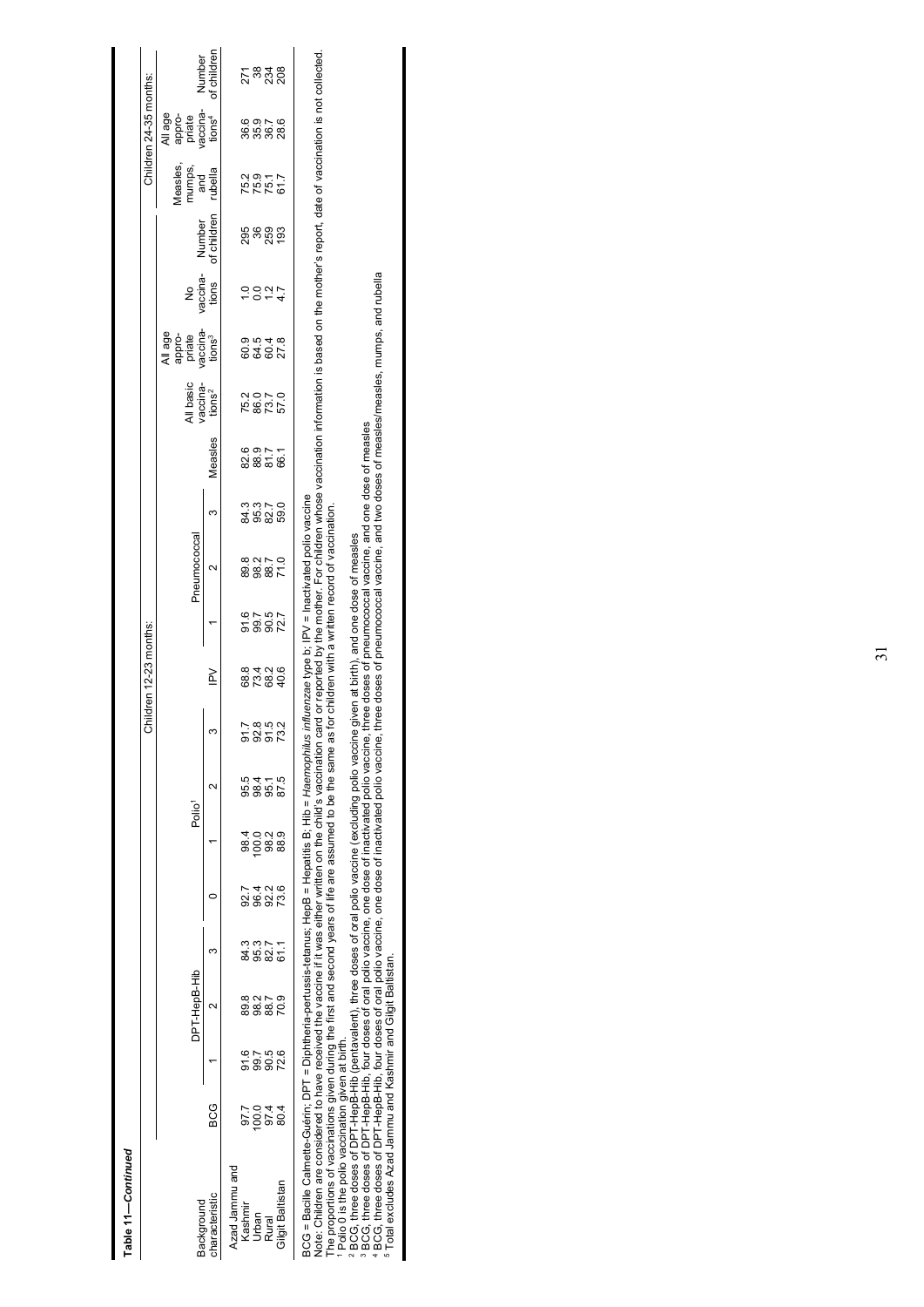**Table 11—*Continued***

| Background characteristic | Children 12-23 months: | | | | | | | | | | | | | | | | | | Children 24-35 months: | | |
|---|---|---|---|---|---|---|---|---|---|---|---|---|---|---|---|---|---|---|---|---|---|
| | BCG | DPT-HepB-Hib | | | Polio[1] | | | | IPV | Pneumococcal | | | Measles | All basic vaccinations[2] | All age appropriate vaccinations[3] | No vaccinations | Number of children | Measles, mumps, and rubella | All age appropriate vaccinations[4] | Number of children |
| | | 1 | 2 | 3 | 0 | 1 | 2 | 3 | | 1 | 2 | 3 | | | | | | | | |
| Azad Jammu and Kashmir | 97.7 | 91.6 | 89.8 | 84.3 | 92.7 | 98.4 | 95.5 | 91.7 | 68.8 | 91.6 | 89.8 | 84.3 | 82.6 | 75.2 | 60.9 | 1.0 | 295 | 75.2 | 36.6 | 271 |
| Urban | 100.0 | 99.7 | 98.2 | 95.3 | 96.4 | 100.0 | 98.4 | 92.8 | 73.4 | 99.7 | 98.2 | 95.3 | 88.9 | 86.0 | 64.5 | 0.0 | 36 | 75.9 | 35.9 | 38 |
| Rural | 97.4 | 90.5 | 88.7 | 82.7 | 92.2 | 98.2 | 95.1 | 91.5 | 68.2 | 90.5 | 88.7 | 82.7 | 81.7 | 73.7 | 60.4 | 1.2 | 259 | 75.1 | 36.7 | 234 |
| Gilgit Baltistan | 80.4 | 72.6 | 70.9 | 61.1 | 73.6 | 88.9 | 87.5 | 73.2 | 40.6 | 72.7 | 71.0 | 59.0 | 66.1 | 57.0 | 27.8 | 4.7 | 193 | 61.7 | 28.6 | 208 |

BCG = Bacille Calmette-Guérin; DPT = Diphtheria-pertussis-tetanus; HepB = Hepatitis B; Hib = *Haemophilus influenzae* type b; IPV = Inactivated polio vaccine
Note: Children are considered to have received the vaccine if it was either written on the child's vaccination card or reported by the mother. For children whose vaccination information is based on the mother's report, date of vaccination is not collected. The proportions of vaccinations given during the first and second years of life are assumed to be the same as for children with a written record of vaccination.
[1] Polio 0 is the polio vaccination given at birth.
[2] BCG, three doses of DPT-HepB-Hib (pentavalent), three doses of oral polio vaccine (excluding polio vaccine given at birth), and one dose of measles
[3] BCG, three doses of DPT-HepB-Hib, four doses of oral polio vaccine, one dose of inactivated polio vaccine, three doses of pneumococcal vaccine, and one dose of measles
[4] BCG, three doses of DPT-HepB-Hib, four doses of oral polio vaccine, one dose of inactivated polio vaccine, three doses of pneumococcal vaccine, and two doses of measles/measles, mumps, and rubella
[5] Total excludes Azad Jammu and Kashmir and Gilgit Baltistan.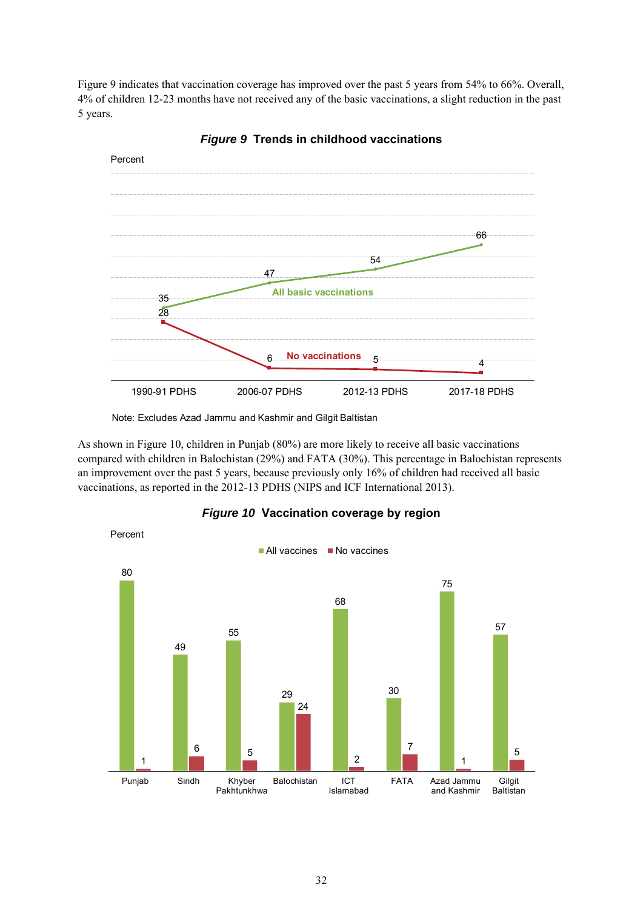Figure 9 indicates that vaccination coverage has improved over the past 5 years from 54% to 66%. Overall, 4% of children 12-23 months have not received any of the basic vaccinations, a slight reduction in the past 5 years.

***Figure 9*** **Trends in childhood vaccinations**

| | 1990-91 PDHS | 2006-07 PDHS | 2012-13 PDHS | 2017-18 PDHS |
|---|---|---|---|---|
| All basic vaccinations | 35 | 47 | 54 | 66 |
| No vaccinations | 28 | 6 | 5 | 4 |

Note: Excludes Azad Jammu and Kashmir and Gilgit Baltistan

As shown in Figure 10, children in Punjab (80%) are more likely to receive all basic vaccinations compared with children in Balochistan (29%) and FATA (30%). This percentage in Balochistan represents an improvement over the past 5 years, because previously only 16% of children had received all basic vaccinations, as reported in the 2012-13 PDHS (NIPS and ICF International 2013).

***Figure 10*** **Vaccination coverage by region**

| Region | All vaccines | No vaccines |
|---|---|---|
| Punjab | 80 | 1 |
| Sindh | 49 | 6 |
| Khyber Pakhtunkhwa | 55 | 5 |
| Balochistan | 29 | 24 |
| ICT Islamabad | 68 | 2 |
| FATA | 30 | 7 |
| Azad Jammu and Kashmir | 75 | 1 |
| Gilgit Baltistan | 57 | 5 |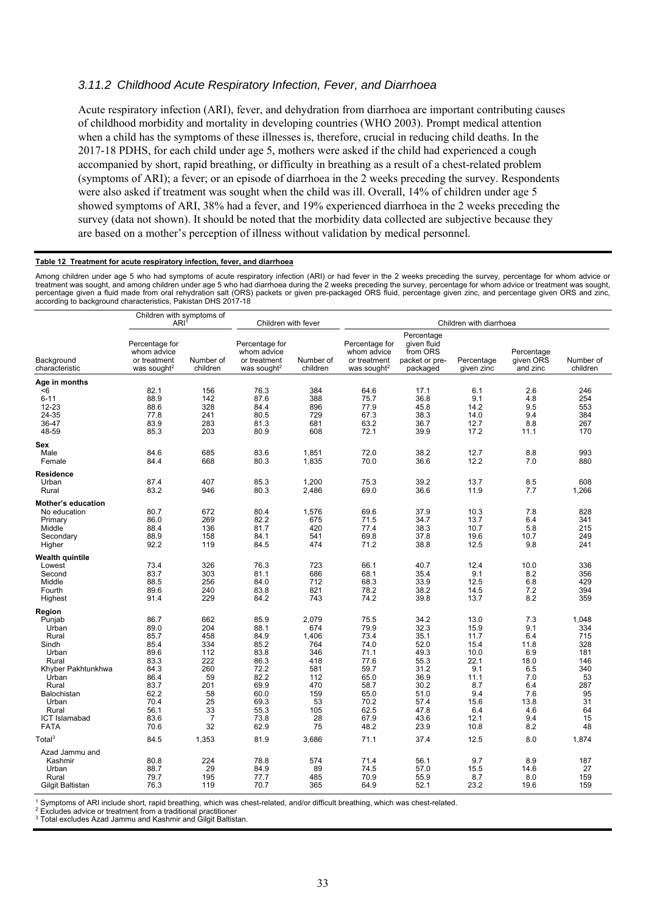### *3.11.2 Childhood Acute Respiratory Infection, Fever, and Diarrhoea*

Acute respiratory infection (ARI), fever, and dehydration from diarrhoea are important contributing causes of childhood morbidity and mortality in developing countries (WHO 2003). Prompt medical attention when a child has the symptoms of these illnesses is, therefore, crucial in reducing child deaths. In the 2017-18 PDHS, for each child under age 5, mothers were asked if the child had experienced a cough accompanied by short, rapid breathing, or difficulty in breathing as a result of a chest-related problem (symptoms of ARI); a fever; or an episode of diarrhoea in the 2 weeks preceding the survey. Respondents were also asked if treatment was sought when the child was ill. Overall, 14% of children under age 5 showed symptoms of ARI, 38% had a fever, and 19% experienced diarrhoea in the 2 weeks preceding the survey (data not shown). It should be noted that the morbidity data collected are subjective because they are based on a mother's perception of illness without validation by medical personnel.

**Table 12 Treatment for acute respiratory infection, fever, and diarrhoea**

Among children under age 5 who had symptoms of acute respiratory infection (ARI) or had fever in the 2 weeks preceding the survey, percentage for whom advice or treatment was sought, and among children under age 5 who had diarrhoea during the 2 weeks preceding the survey, percentage for whom advice or treatment was sought, percentage given a fluid made from oral rehydration salt (ORS) packets or given pre-packaged ORS fluid, percentage given zinc, and percentage given ORS and zinc, according to background characteristics, Pakistan DHS 2017-18

| Background characteristic | Children with symptoms of ARI[1] | | Children with fever | | Children with diarrhoea | | | | |
|---|---|---|---|---|---|---|---|---|---|
| | Percentage for whom advice or treatment was sought[2] | Number of children | Percentage for whom advice or treatment was sought[2] | Number of children | Percentage for whom advice or treatment was sought[2] | Percentage given fluid from ORS packet or pre-packaged | Percentage given zinc | Percentage given ORS and zinc | Number of children |
| **Age in months** | | | | | | | | | |
| <6 | 82.1 | 156 | 76.3 | 384 | 64.6 | 17.1 | 6.1 | 2.6 | 246 |
| 6-11 | 88.9 | 142 | 87.6 | 388 | 75.7 | 36.8 | 9.1 | 4.8 | 254 |
| 12-23 | 88.6 | 328 | 84.4 | 896 | 77.9 | 45.8 | 14.2 | 9.5 | 553 |
| 24-35 | 77.8 | 241 | 80.5 | 729 | 67.3 | 38.3 | 14.0 | 9.4 | 384 |
| 36-47 | 83.9 | 283 | 81.3 | 681 | 63.2 | 36.7 | 12.7 | 8.8 | 267 |
| 48-59 | 85.3 | 203 | 80.9 | 608 | 72.1 | 39.9 | 17.2 | 11.1 | 170 |
| **Sex** | | | | | | | | | |
| Male | 84.6 | 685 | 83.6 | 1,851 | 72.0 | 38.2 | 12.7 | 8.8 | 993 |
| Female | 84.4 | 668 | 80.3 | 1,835 | 70.0 | 36.6 | 12.2 | 7.0 | 880 |
| **Residence** | | | | | | | | | |
| Urban | 87.4 | 407 | 85.3 | 1,200 | 75.3 | 39.2 | 13.7 | 8.5 | 608 |
| Rural | 83.2 | 946 | 80.3 | 2,486 | 69.0 | 36.6 | 11.9 | 7.7 | 1,266 |
| **Mother's education** | | | | | | | | | |
| No education | 80.7 | 672 | 80.4 | 1,576 | 69.6 | 37.9 | 10.3 | 7.8 | 828 |
| Primary | 86.0 | 269 | 82.2 | 675 | 71.5 | 34.7 | 13.7 | 6.4 | 341 |
| Middle | 88.4 | 136 | 81.7 | 420 | 77.4 | 38.3 | 10.7 | 5.8 | 215 |
| Secondary | 88.9 | 158 | 84.1 | 541 | 69.8 | 37.8 | 19.6 | 10.7 | 249 |
| Higher | 92.2 | 119 | 84.5 | 474 | 71.2 | 38.8 | 12.5 | 9.8 | 241 |
| **Wealth quintile** | | | | | | | | | |
| Lowest | 73.4 | 326 | 76.3 | 723 | 66.1 | 40.7 | 12.4 | 10.0 | 336 |
| Second | 83.7 | 303 | 81.1 | 686 | 68.1 | 35.4 | 9.1 | 8.2 | 356 |
| Middle | 88.5 | 256 | 84.0 | 712 | 68.3 | 33.9 | 12.5 | 6.8 | 429 |
| Fourth | 89.6 | 240 | 83.8 | 821 | 78.2 | 38.2 | 14.5 | 7.2 | 394 |
| Highest | 91.4 | 229 | 84.2 | 743 | 74.2 | 39.8 | 13.7 | 8.2 | 359 |
| **Region** | | | | | | | | | |
| Punjab | 86.7 | 662 | 85.9 | 2,079 | 75.5 | 34.2 | 13.0 | 7.3 | 1,048 |
| Urban | 89.0 | 204 | 88.1 | 674 | 79.9 | 32.3 | 15.9 | 9.1 | 334 |
| Rural | 85.7 | 458 | 84.9 | 1,406 | 73.4 | 35.1 | 11.7 | 6.4 | 715 |
| Sindh | 85.4 | 334 | 85.2 | 764 | 74.0 | 52.0 | 15.4 | 11.8 | 328 |
| Urban | 89.6 | 112 | 83.8 | 346 | 71.1 | 49.3 | 10.0 | 6.9 | 181 |
| Rural | 83.3 | 222 | 86.3 | 418 | 77.6 | 55.3 | 22.1 | 18.0 | 146 |
| Khyber Pakhtunkhwa | 84.3 | 260 | 72.2 | 581 | 59.7 | 31.2 | 9.1 | 6.5 | 340 |
| Urban | 86.4 | 59 | 82.2 | 112 | 65.0 | 36.9 | 11.1 | 7.0 | 53 |
| Rural | 83.7 | 201 | 69.9 | 470 | 58.7 | 30.2 | 8.7 | 6.4 | 287 |
| Balochistan | 62.2 | 58 | 60.0 | 159 | 65.0 | 51.0 | 9.4 | 7.6 | 95 |
| Urban | 70.4 | 25 | 69.3 | 53 | 70.2 | 57.4 | 15.6 | 13.8 | 31 |
| Rural | 56.1 | 33 | 55.3 | 105 | 62.5 | 47.8 | 6.4 | 4.6 | 64 |
| ICT Islamabad | 83.6 | 7 | 73.8 | 28 | 67.9 | 43.6 | 12.1 | 9.4 | 15 |
| FATA | 70.6 | 32 | 62.9 | 75 | 48.2 | 23.9 | 10.8 | 8.2 | 48 |
| Total[3] | 84.5 | 1,353 | 81.9 | 3,686 | 71.1 | 37.4 | 12.5 | 8.0 | 1,874 |
| Azad Jammu and Kashmir | 80.8 | 224 | 78.8 | 574 | 71.4 | 56.1 | 9.7 | 8.9 | 187 |
| Urban | 88.7 | 29 | 84.9 | 89 | 74.5 | 57.0 | 15.5 | 14.6 | 27 |
| Rural | 79.7 | 195 | 77.7 | 485 | 70.9 | 55.9 | 8.7 | 8.0 | 159 |
| Gilgit Baltistan | 76.3 | 119 | 70.7 | 365 | 64.9 | 52.1 | 23.2 | 19.6 | 159 |

[1] Symptoms of ARI include short, rapid breathing, which was chest-related, and/or difficult breathing, which was chest-related.
[2] Excludes advice or treatment from a traditional practitioner
[3] Total excludes Azad Jammu and Kashmir and Gilgit Baltistan.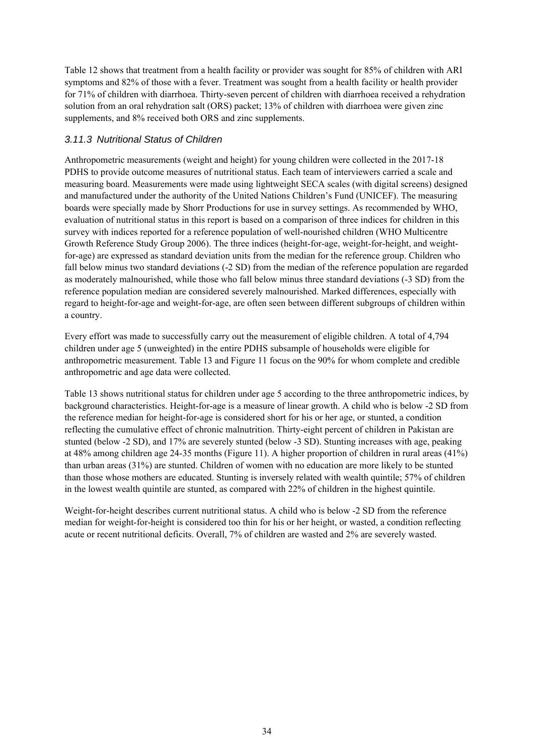Table 12 shows that treatment from a health facility or provider was sought for 85% of children with ARI symptoms and 82% of those with a fever. Treatment was sought from a health facility or health provider for 71% of children with diarrhoea. Thirty-seven percent of children with diarrhoea received a rehydration solution from an oral rehydration salt (ORS) packet; 13% of children with diarrhoea were given zinc supplements, and 8% received both ORS and zinc supplements.

### *3.11.3 Nutritional Status of Children*

Anthropometric measurements (weight and height) for young children were collected in the 2017-18 PDHS to provide outcome measures of nutritional status. Each team of interviewers carried a scale and measuring board. Measurements were made using lightweight SECA scales (with digital screens) designed and manufactured under the authority of the United Nations Children's Fund (UNICEF). The measuring boards were specially made by Shorr Productions for use in survey settings. As recommended by WHO, evaluation of nutritional status in this report is based on a comparison of three indices for children in this survey with indices reported for a reference population of well-nourished children (WHO Multicentre Growth Reference Study Group 2006). The three indices (height-for-age, weight-for-height, and weight-for-age) are expressed as standard deviation units from the median for the reference group. Children who fall below minus two standard deviations (-2 SD) from the median of the reference population are regarded as moderately malnourished, while those who fall below minus three standard deviations (-3 SD) from the reference population median are considered severely malnourished. Marked differences, especially with regard to height-for-age and weight-for-age, are often seen between different subgroups of children within a country.

Every effort was made to successfully carry out the measurement of eligible children. A total of 4,794 children under age 5 (unweighted) in the entire PDHS subsample of households were eligible for anthropometric measurement. Table 13 and Figure 11 focus on the 90% for whom complete and credible anthropometric and age data were collected.

Table 13 shows nutritional status for children under age 5 according to the three anthropometric indices, by background characteristics. Height-for-age is a measure of linear growth. A child who is below -2 SD from the reference median for height-for-age is considered short for his or her age, or stunted, a condition reflecting the cumulative effect of chronic malnutrition. Thirty-eight percent of children in Pakistan are stunted (below -2 SD), and 17% are severely stunted (below -3 SD). Stunting increases with age, peaking at 48% among children age 24-35 months (Figure 11). A higher proportion of children in rural areas (41%) than urban areas (31%) are stunted. Children of women with no education are more likely to be stunted than those whose mothers are educated. Stunting is inversely related with wealth quintile; 57% of children in the lowest wealth quintile are stunted, as compared with 22% of children in the highest quintile.

Weight-for-height describes current nutritional status. A child who is below -2 SD from the reference median for weight-for-height is considered too thin for his or her height, or wasted, a condition reflecting acute or recent nutritional deficits. Overall, 7% of children are wasted and 2% are severely wasted.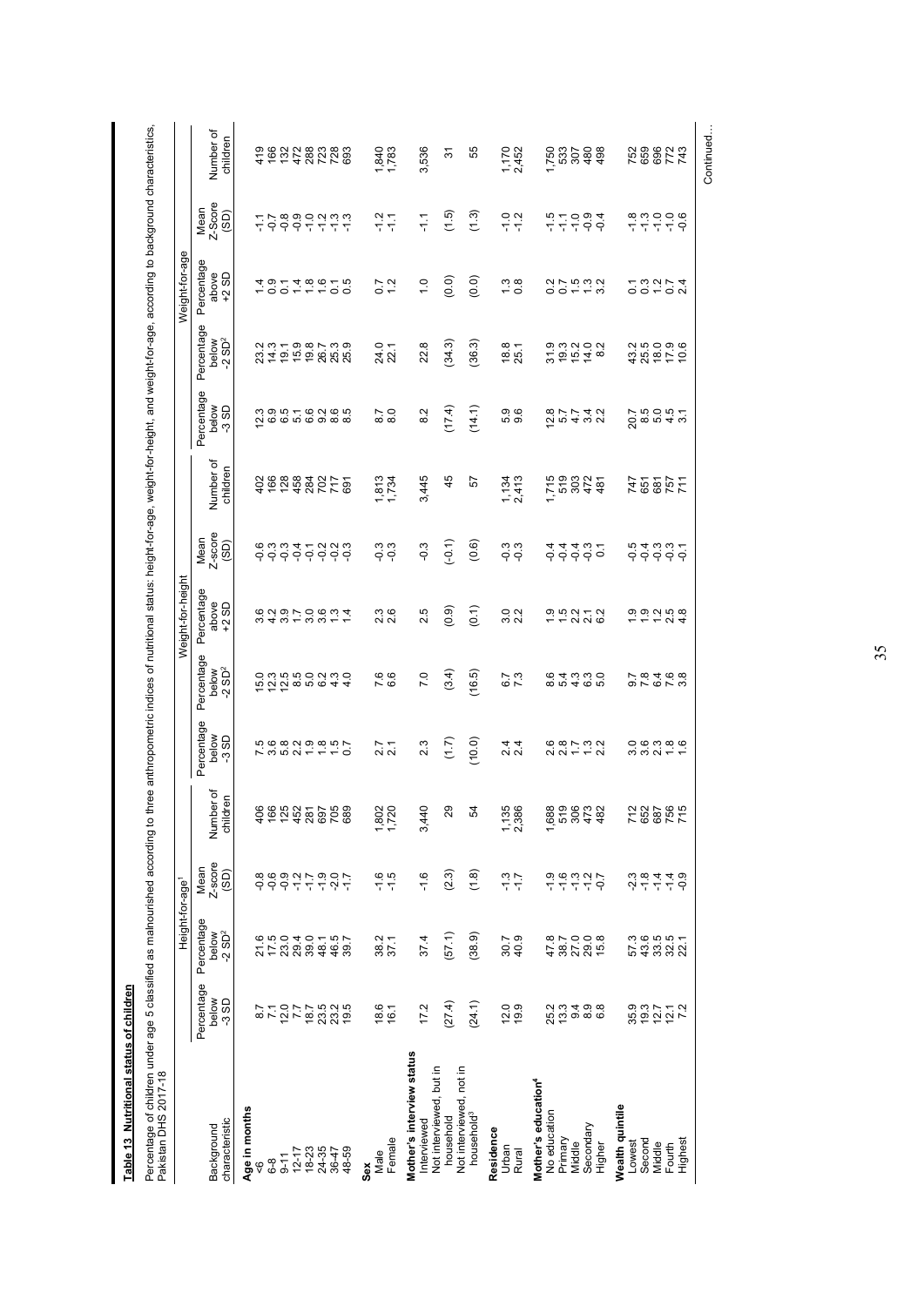**Table 13 Nutritional status of children**

Percentage of children under age 5 classified as malnourished according to three anthropometric indices of nutritional status: height-for-age, weight-for-height, and weight-for-age, according to background characteristics, Pakistan DHS 2017-18

| Background characteristic | Height-for-age[1] | | | | Weight-for-height | | | | | Weight-for-age | | | | |
|---|---|---|---|---|---|---|---|---|---|---|---|---|---|---|
| | Percentage below -3 SD | Percentage below -2 SD[2] | Mean Z-score (SD) | Number of children | Percentage below -3 SD | Percentage below -2 SD[2] | Percentage above +2 SD | Mean Z-score (SD) | Number of children | Percentage below -3 SD | Percentage below -2 SD[2] | Percentage above +2 SD | Mean Z-Score (SD) | Number of children |
| **Age in months** | | | | | | | | | | | | | | |
| <6 | 8.7 | 21.6 | -0.8 | 406 | 7.5 | 15.0 | 3.6 | -0.6 | 402 | 12.3 | 23.2 | 1.4 | -1.1 | 419 |
| 6-8 | 7.1 | 17.5 | -0.6 | 166 | 3.6 | 12.3 | 4.2 | -0.3 | 166 | 6.9 | 14.3 | 0.9 | -0.7 | 166 |
| 9-11 | 12.0 | 23.0 | -0.9 | 125 | 5.8 | 12.5 | 3.9 | -0.3 | 128 | 6.5 | 19.1 | 0.1 | -0.8 | 132 |
| 12-17 | 7.7 | 29.4 | -1.2 | 452 | 2.2 | 8.5 | 1.7 | -0.4 | 458 | 5.1 | 15.9 | 1.4 | -0.9 | 472 |
| 18-23 | 18.7 | 39.0 | -1.7 | 281 | 1.9 | 5.0 | 3.0 | -0.1 | 284 | 6.6 | 19.8 | 1.8 | -1.0 | 288 |
| 24-35 | 23.5 | 48.1 | -1.9 | 697 | 1.8 | 6.2 | 3.6 | -0.2 | 702 | 9.2 | 26.7 | 1.6 | -1.2 | 723 |
| 36-47 | 23.2 | 46.5 | -2.0 | 705 | 1.5 | 4.3 | 1.3 | -0.2 | 717 | 8.6 | 25.3 | 0.1 | -1.3 | 728 |
| 48-59 | 19.5 | 39.7 | -1.7 | 689 | 0.7 | 4.0 | 1.4 | -0.3 | 691 | 8.5 | 25.9 | 0.5 | -1.3 | 693 |
| **Sex** | | | | | | | | | | | | | | |
| Male | 18.6 | 38.2 | -1.6 | 1,802 | 2.7 | 7.6 | 2.3 | -0.3 | 1,813 | 8.7 | 24.0 | 0.7 | -1.2 | 1,840 |
| Female | 16.1 | 37.1 | -1.5 | 1,720 | 2.1 | 6.6 | 2.6 | -0.3 | 1,734 | 8.0 | 22.1 | 1.2 | -1.1 | 1,783 |
| **Mother's interview status** | | | | | | | | | | | | | | |
| Interviewed | 17.2 | 37.4 | -1.6 | 3,440 | 2.3 | 7.0 | 2.5 | -0.3 | 3,445 | 8.2 | 22.8 | 1.0 | -1.1 | 3,536 |
| Not interviewed, but in household | (27.4) | (57.1) | (2.3) | 29 | (1.7) | (3.4) | (0.9) | (-0.1) | 45 | (17.4) | (34.3) | (0.0) | (1.5) | 31 |
| Not interviewed, not in household[3] | (24.1) | (38.9) | (1.8) | 54 | (10.0) | (16.5) | (0.1) | (0.6) | 57 | (14.1) | (36.3) | (0.0) | (1.3) | 55 |
| **Residence** | | | | | | | | | | | | | | |
| Urban | 12.0 | 30.7 | -1.3 | 1,135 | 2.4 | 6.7 | 3.0 | -0.3 | 1,134 | 5.9 | 18.8 | 1.3 | -1.0 | 1,170 |
| Rural | 19.9 | 40.9 | -1.7 | 2,386 | 2.4 | 7.3 | 2.2 | -0.3 | 2,413 | 9.6 | 25.1 | 0.8 | -1.2 | 2,452 |
| **Mother's education[4]** | | | | | | | | | | | | | | |
| No education | 25.2 | 47.8 | -1.9 | 1,688 | 2.6 | 8.6 | 1.9 | -0.4 | 1,715 | 12.8 | 31.9 | 0.2 | -1.5 | 1,750 |
| Primary | 13.3 | 38.7 | -1.6 | 519 | 2.8 | 5.4 | 1.5 | -0.4 | 519 | 5.7 | 19.3 | 0.7 | -1.1 | 533 |
| Middle | 9.4 | 27.0 | -1.3 | 306 | 1.7 | 4.3 | 2.2 | -0.4 | 303 | 4.7 | 15.2 | 1.5 | -1.0 | 307 |
| Secondary | 8.9 | 29.0 | -1.2 | 473 | 1.3 | 6.3 | 2.1 | -0.3 | 472 | 3.4 | 14.0 | 1.3 | -0.9 | 480 |
| Higher | 6.8 | 15.8 | -0.7 | 482 | 2.2 | 5.0 | 6.2 | 0.1 | 481 | 2.2 | 8.2 | 3.2 | -0.4 | 498 |
| **Wealth quintile** | | | | | | | | | | | | | | |
| Lowest | 35.9 | 57.3 | -2.3 | 712 | 3.0 | 9.7 | 1.9 | -0.5 | 747 | 20.7 | 43.2 | 0.1 | -1.8 | 752 |
| Second | 19.3 | 43.6 | -1.8 | 652 | 3.6 | 7.8 | 1.9 | -0.4 | 651 | 8.5 | 25.5 | 0.3 | -1.3 | 659 |
| Middle | 12.7 | 33.5 | -1.4 | 687 | 2.3 | 6.4 | 1.2 | -0.3 | 681 | 5.0 | 18.0 | 1.2 | -1.0 | 696 |
| Fourth | 12.1 | 32.5 | -1.4 | 756 | 1.8 | 7.6 | 2.5 | -0.3 | 757 | 4.5 | 17.9 | 0.7 | -1.0 | 772 |
| Highest | 7.2 | 22.1 | -0.9 | 715 | 1.6 | 3.8 | 4.8 | -0.1 | 711 | 3.1 | 10.6 | 2.4 | -0.6 | 743 |

Continued...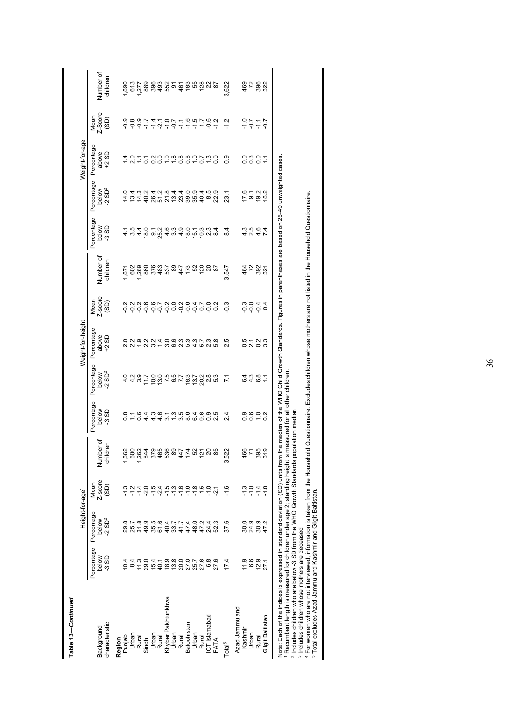**Table 13—Continued**

| Background characteristic | Height-for-age[1] | | | | Weight-for-height | | | | | Weight-for-age | | | | |
|---|---|---|---|---|---|---|---|---|---|---|---|---|---|---|
| | Percentage below -3 SD | Percentage below -2 SD[2] | Mean Z-score (SD) | Number of children | Percentage below -3 SD | Percentage below -2 SD[2] | Percentage above +2 SD | Mean Z-score (SD) | Number of children | Percentage below -3 SD | Percentage below -2 SD[2] | Percentage above +2 SD | Mean Z-Score (SD) | Number of children |
| **Region** | | | | | | | | | | | | | | |
| Punjab | 10.4 | 29.8 | -1.3 | 1,862 | 0.8 | 4.0 | 2.0 | -0.2 | 1,871 | 4.1 | 14.0 | 1.4 | -0.9 | 1,890 |
| Urban | 8.4 | 25.7 | -1.2 | 600 | 1.1 | 4.2 | 2.2 | -0.2 | 602 | 3.5 | 13.4 | 2.0 | -0.8 | 613 |
| Rural | 11.3 | 31.8 | -1.4 | 1,262 | 0.6 | 3.9 | 1.9 | -0.2 | 1,269 | 4.4 | 14.3 | 1.1 | -0.9 | 1,277 |
| Sindh | 29.0 | 49.9 | -2.0 | 844 | 4.4 | 11.7 | 2.2 | -0.6 | 860 | 18.0 | 40.2 | 0.1 | -1.7 | 889 |
| Urban | 15.4 | 35.5 | -1.5 | 379 | 4.3 | 10.0 | 3.2 | -0.6 | 376 | 9.1 | 26.4 | 0.2 | -1.4 | 396 |
| Rural | 40.1 | 61.6 | -2.4 | 465 | 4.6 | 13.0 | 1.4 | -0.7 | 483 | 25.2 | 51.2 | 0.0 | -2.1 | 493 |
| Khyber Pakhtunkhwa | 18.9 | 40.4 | -1.5 | 536 | 3.1 | 7.5 | 3.0 | -0.2 | 537 | 4.6 | 21.8 | 1.0 | -1.0 | 552 |
| Urban | 13.8 | 33.7 | -1.3 | 89 | 1.3 | 6.5 | 6.6 | 0.0 | 89 | 3.3 | 13.4 | 1.8 | -0.7 | 91 |
| Rural | 20.0 | 41.7 | -1.6 | 447 | 3.5 | 7.7 | 2.3 | -0.2 | 447 | 4.9 | 23.4 | 0.8 | -1.1 | 461 |
| Balochistan | 27.0 | 47.4 | -1.6 | 174 | 8.6 | 18.3 | 5.3 | -0.6 | 173 | 18.0 | 39.0 | 0.8 | -1.6 | 183 |
| Urban | 25.7 | 48.0 | -1.8 | 52 | 6.4 | 13.7 | 4.3 | -0.4 | 52 | 15.1 | 35.9 | 1.0 | -1.5 | 55 |
| Rural | 27.6 | 47.2 | -1.5 | 121 | 9.6 | 20.2 | 5.7 | -0.7 | 120 | 19.3 | 40.4 | 0.7 | -1.7 | 128 |
| ICT Islamabad | 6.8 | 24.4 | -1.0 | 20 | 0.9 | 2.8 | 2.3 | -0.0 | 20 | 2.3 | 8.5 | 1.3 | -0.6 | 22 |
| FATA | 27.6 | 52.3 | -2.1 | 85 | 2.5 | 5.3 | 5.8 | 0.2 | 87 | 8.4 | 22.9 | 0.0 | -1.2 | 87 |
| Total[5] | 17.4 | 37.6 | -1.6 | 3,522 | 2.4 | 7.1 | 2.5 | -0.3 | 3,547 | 8.4 | 23.1 | 0.9 | -1.2 | 3,622 |
| Azad Jammu and Kashmir | 11.9 | 30.0 | -1.3 | 466 | 0.9 | 6.4 | 0.5 | -0.3 | 464 | 4.3 | 17.6 | 0.0 | -1.0 | 469 |
| Urban | 6.6 | 24.9 | -1.0 | 71 | 0.6 | 4.3 | 2.1 | -0.0 | 72 | 2.5 | 9.1 | 0.3 | -0.7 | 72 |
| Rural | 12.9 | 30.9 | -1.4 | 395 | 1.0 | 6.8 | 0.2 | -0.4 | 392 | 4.6 | 19.2 | 0.0 | -1.1 | 396 |
| Gilgit Baltistan | 27.1 | 47.2 | -1.8 | 319 | 0.2 | 1.1 | 3.3 | 0.4 | 321 | 7.4 | 18.2 | 1.1 | -0.7 | 322 |

Note: Each of the indices is expressed in standard deviation (SD) units from the median of the WHO Child Growth Standards. Figures in parentheses are based on 25-49 unweighted cases.
[1] Recumbent length is measured for children under age 2; standing height is measured for all other children.
[2] Includes children who are below -3 SD from the WHO Growth Standards population median
[3] Includes children whose mothers are deceased
[4] For women who are not interviewed, information is taken from the Household Questionnaire. Excludes children whose mothers are not listed in the Household Questionnaire.
[5] Total excludes Azad Jammu and Kashmir and Gilgit Baltistan.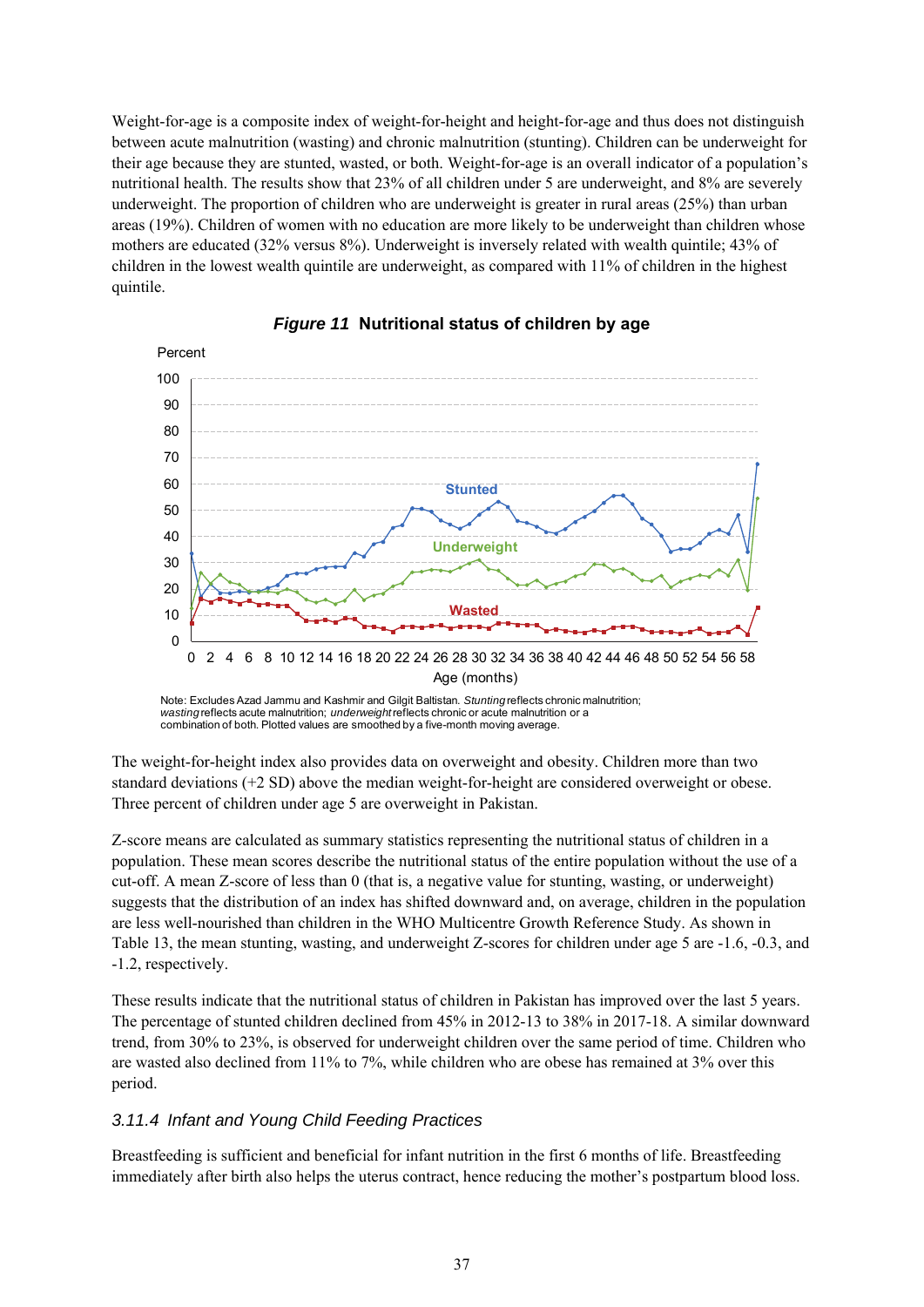Weight-for-age is a composite index of weight-for-height and height-for-age and thus does not distinguish between acute malnutrition (wasting) and chronic malnutrition (stunting). Children can be underweight for their age because they are stunted, wasted, or both. Weight-for-age is an overall indicator of a population's nutritional health. The results show that 23% of all children under 5 are underweight, and 8% are severely underweight. The proportion of children who are underweight is greater in rural areas (25%) than urban areas (19%). Children of women with no education are more likely to be underweight than children whose mothers are educated (32% versus 8%). Underweight is inversely related with wealth quintile; 43% of children in the lowest wealth quintile are underweight, as compared with 11% of children in the highest quintile.

***Figure 11*** **Nutritional status of children by age**

Note: Excludes Azad Jammu and Kashmir and Gilgit Baltistan. *Stunting* reflects chronic malnutrition; *wasting* reflects acute malnutrition; *underweight* reflects chronic or acute malnutrition or a combination of both. Plotted values are smoothed by a five-month moving average.

The weight-for-height index also provides data on overweight and obesity. Children more than two standard deviations (+2 SD) above the median weight-for-height are considered overweight or obese. Three percent of children under age 5 are overweight in Pakistan.

Z-score means are calculated as summary statistics representing the nutritional status of children in a population. These mean scores describe the nutritional status of the entire population without the use of a cut-off. A mean Z-score of less than 0 (that is, a negative value for stunting, wasting, or underweight) suggests that the distribution of an index has shifted downward and, on average, children in the population are less well-nourished than children in the WHO Multicentre Growth Reference Study. As shown in Table 13, the mean stunting, wasting, and underweight Z-scores for children under age 5 are -1.6, -0.3, and -1.2, respectively.

These results indicate that the nutritional status of children in Pakistan has improved over the last 5 years. The percentage of stunted children declined from 45% in 2012-13 to 38% in 2017-18. A similar downward trend, from 30% to 23%, is observed for underweight children over the same period of time. Children who are wasted also declined from 11% to 7%, while children who are obese has remained at 3% over this period.

### *3.11.4 Infant and Young Child Feeding Practices*

Breastfeeding is sufficient and beneficial for infant nutrition in the first 6 months of life. Breastfeeding immediately after birth also helps the uterus contract, hence reducing the mother's postpartum blood loss.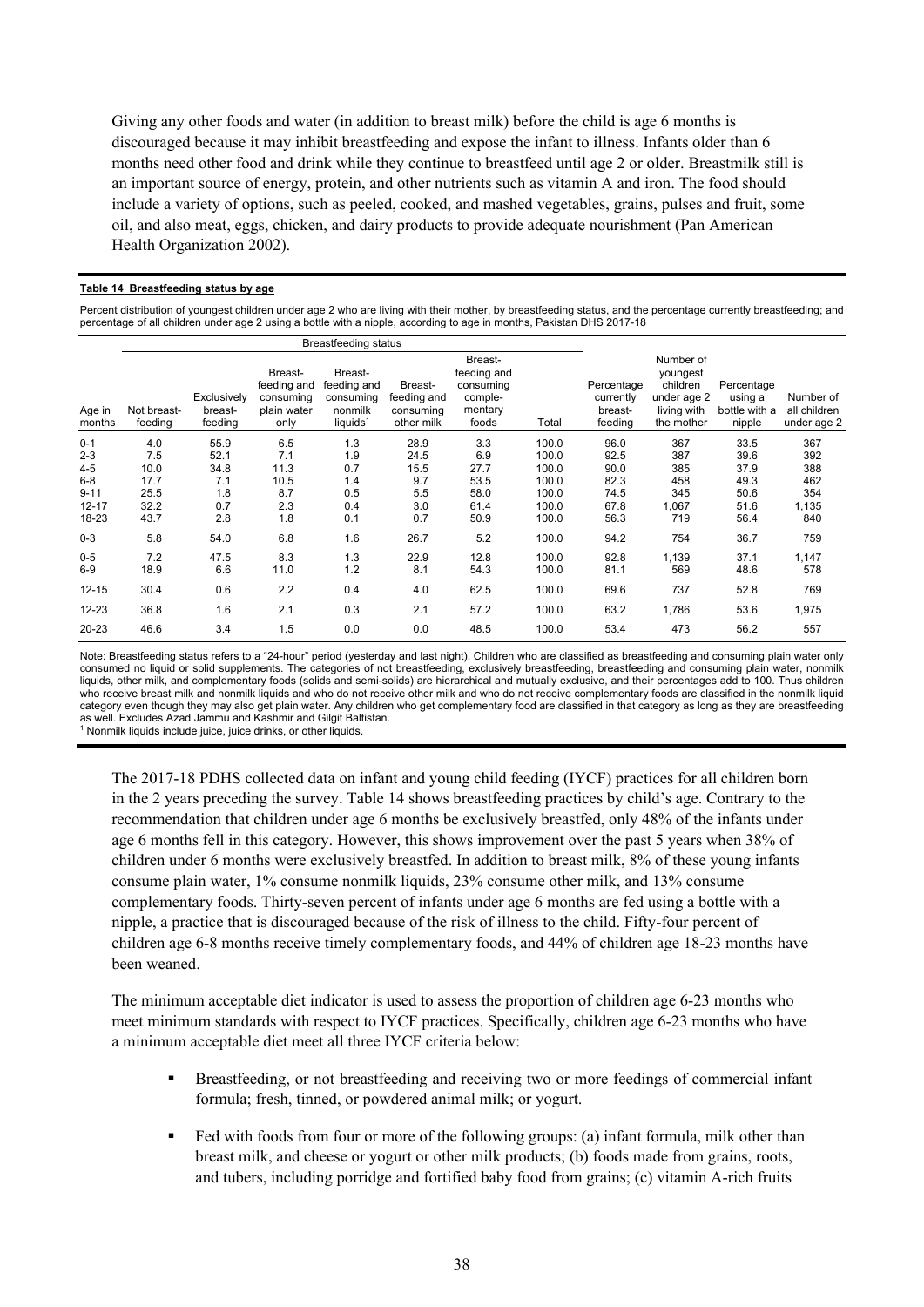Giving any other foods and water (in addition to breast milk) before the child is age 6 months is discouraged because it may inhibit breastfeeding and expose the infant to illness. Infants older than 6 months need other food and drink while they continue to breastfeed until age 2 or older. Breastmilk still is an important source of energy, protein, and other nutrients such as vitamin A and iron. The food should include a variety of options, such as peeled, cooked, and mashed vegetables, grains, pulses and fruit, some oil, and also meat, eggs, chicken, and dairy products to provide adequate nourishment (Pan American Health Organization 2002).

**Table 14 Breastfeeding status by age**

Percent distribution of youngest children under age 2 who are living with their mother, by breastfeeding status, and the percentage currently breastfeeding; and percentage of all children under age 2 using a bottle with a nipple, according to age in months, Pakistan DHS 2017-18

| | Breastfeeding status | | | | | | | | | | |
|---|---|---|---|---|---|---|---|---|---|---|---|
| Age in months | Not breast-feeding | Exclusively breast-feeding | Breast-feeding and consuming plain water only | Breast-feeding and consuming nonmilk liquids[1] | Breast-feeding and consuming other milk | Breast-feeding and consuming comple-mentary foods | Total | Percentage currently breast-feeding | Number of youngest children under age 2 living with the mother | Percentage using a bottle with a nipple | Number of all children under age 2 |
| 0-1 | 4.0 | 55.9 | 6.5 | 1.3 | 28.9 | 3.3 | 100.0 | 96.0 | 367 | 33.5 | 367 |
| 2-3 | 7.5 | 52.1 | 7.1 | 1.9 | 24.5 | 6.9 | 100.0 | 92.5 | 387 | 39.6 | 392 |
| 4-5 | 10.0 | 34.8 | 11.3 | 0.7 | 15.5 | 27.7 | 100.0 | 90.0 | 385 | 37.9 | 388 |
| 6-8 | 17.7 | 7.1 | 10.5 | 1.4 | 9.7 | 53.5 | 100.0 | 82.3 | 458 | 49.3 | 462 |
| 9-11 | 25.5 | 1.8 | 8.7 | 0.5 | 5.5 | 58.0 | 100.0 | 74.5 | 345 | 50.6 | 354 |
| 12-17 | 32.2 | 0.7 | 2.3 | 0.4 | 3.0 | 61.4 | 100.0 | 67.8 | 1,067 | 51.6 | 1,135 |
| 18-23 | 43.7 | 2.8 | 1.8 | 0.1 | 0.7 | 50.9 | 100.0 | 56.3 | 719 | 56.4 | 840 |
| 0-3 | 5.8 | 54.0 | 6.8 | 1.6 | 26.7 | 5.2 | 100.0 | 94.2 | 754 | 36.7 | 759 |
| 0-5 | 7.2 | 47.5 | 8.3 | 1.3 | 22.9 | 12.8 | 100.0 | 92.8 | 1,139 | 37.1 | 1,147 |
| 6-9 | 18.9 | 6.6 | 11.0 | 1.2 | 8.1 | 54.3 | 100.0 | 81.1 | 569 | 48.6 | 578 |
| 12-15 | 30.4 | 0.6 | 2.2 | 0.4 | 4.0 | 62.5 | 100.0 | 69.6 | 737 | 52.8 | 769 |
| 12-23 | 36.8 | 1.6 | 2.1 | 0.3 | 2.1 | 57.2 | 100.0 | 63.2 | 1,786 | 53.6 | 1,975 |
| 20-23 | 46.6 | 3.4 | 1.5 | 0.0 | 0.0 | 48.5 | 100.0 | 53.4 | 473 | 56.2 | 557 |

Note: Breastfeeding status refers to a "24-hour" period (yesterday and last night). Children who are classified as breastfeeding and consuming plain water only consumed no liquid or solid supplements. The categories of not breastfeeding, exclusively breastfeeding, breastfeeding and consuming plain water, nonmilk liquids, other milk, and complementary foods (solids and semi-solids) are hierarchical and mutually exclusive, and their percentages add to 100. Thus children who receive breast milk and nonmilk liquids and who do not receive other milk and who do not receive complementary foods are classified in the nonmilk liquid category even though they may also get plain water. Any children who get complementary food are classified in that category as long as they are breastfeeding as well. Excludes Azad Jammu and Kashmir and Gilgit Baltistan.
[1] Nonmilk liquids include juice, juice drinks, or other liquids.

The 2017-18 PDHS collected data on infant and young child feeding (IYCF) practices for all children born in the 2 years preceding the survey. Table 14 shows breastfeeding practices by child's age. Contrary to the recommendation that children under age 6 months be exclusively breastfed, only 48% of the infants under age 6 months fell in this category. However, this shows improvement over the past 5 years when 38% of children under 6 months were exclusively breastfed. In addition to breast milk, 8% of these young infants consume plain water, 1% consume nonmilk liquids, 23% consume other milk, and 13% consume complementary foods. Thirty-seven percent of infants under age 6 months are fed using a bottle with a nipple, a practice that is discouraged because of the risk of illness to the child. Fifty-four percent of children age 6-8 months receive timely complementary foods, and 44% of children age 18-23 months have been weaned.

The minimum acceptable diet indicator is used to assess the proportion of children age 6-23 months who meet minimum standards with respect to IYCF practices. Specifically, children age 6-23 months who have a minimum acceptable diet meet all three IYCF criteria below:

- Breastfeeding, or not breastfeeding and receiving two or more feedings of commercial infant formula; fresh, tinned, or powdered animal milk; or yogurt.
- Fed with foods from four or more of the following groups: (a) infant formula, milk other than breast milk, and cheese or yogurt or other milk products; (b) foods made from grains, roots, and tubers, including porridge and fortified baby food from grains; (c) vitamin A-rich fruits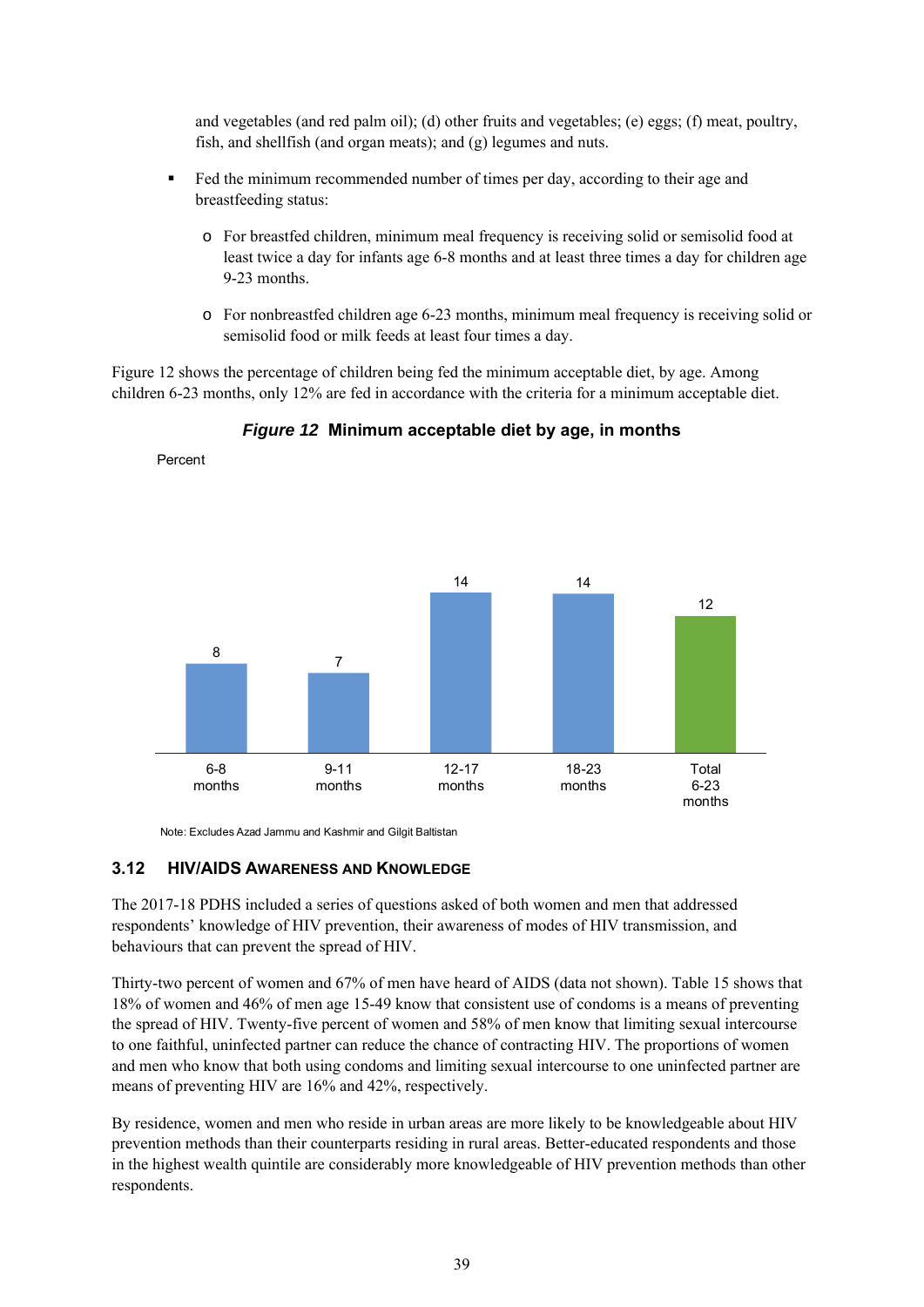and vegetables (and red palm oil); (d) other fruits and vegetables; (e) eggs; (f) meat, poultry, fish, and shellfish (and organ meats); and (g) legumes and nuts.

- Fed the minimum recommended number of times per day, according to their age and breastfeeding status:
  - For breastfed children, minimum meal frequency is receiving solid or semisolid food at least twice a day for infants age 6-8 months and at least three times a day for children age 9-23 months.
  - For nonbreastfed children age 6-23 months, minimum meal frequency is receiving solid or semisolid food or milk feeds at least four times a day.

Figure 12 shows the percentage of children being fed the minimum acceptable diet, by age. Among children 6-23 months, only 12% are fed in accordance with the criteria for a minimum acceptable diet.

***Figure 12*** **Minimum acceptable diet by age, in months**

Percent

| Age | Percent |
|---|---|
| 6-8 months | 8 |
| 9-11 months | 7 |
| 12-17 months | 14 |
| 18-23 months | 14 |
| Total 6-23 months | 12 |

Note: Excludes Azad Jammu and Kashmir and Gilgit Baltistan

## 3.12 HIV/AIDS Awareness and Knowledge

The 2017-18 PDHS included a series of questions asked of both women and men that addressed respondents' knowledge of HIV prevention, their awareness of modes of HIV transmission, and behaviours that can prevent the spread of HIV.

Thirty-two percent of women and 67% of men have heard of AIDS (data not shown). Table 15 shows that 18% of women and 46% of men age 15-49 know that consistent use of condoms is a means of preventing the spread of HIV. Twenty-five percent of women and 58% of men know that limiting sexual intercourse to one faithful, uninfected partner can reduce the chance of contracting HIV. The proportions of women and men who know that both using condoms and limiting sexual intercourse to one uninfected partner are means of preventing HIV are 16% and 42%, respectively.

By residence, women and men who reside in urban areas are more likely to be knowledgeable about HIV prevention methods than their counterparts residing in rural areas. Better-educated respondents and those in the highest wealth quintile are considerably more knowledgeable of HIV prevention methods than other respondents.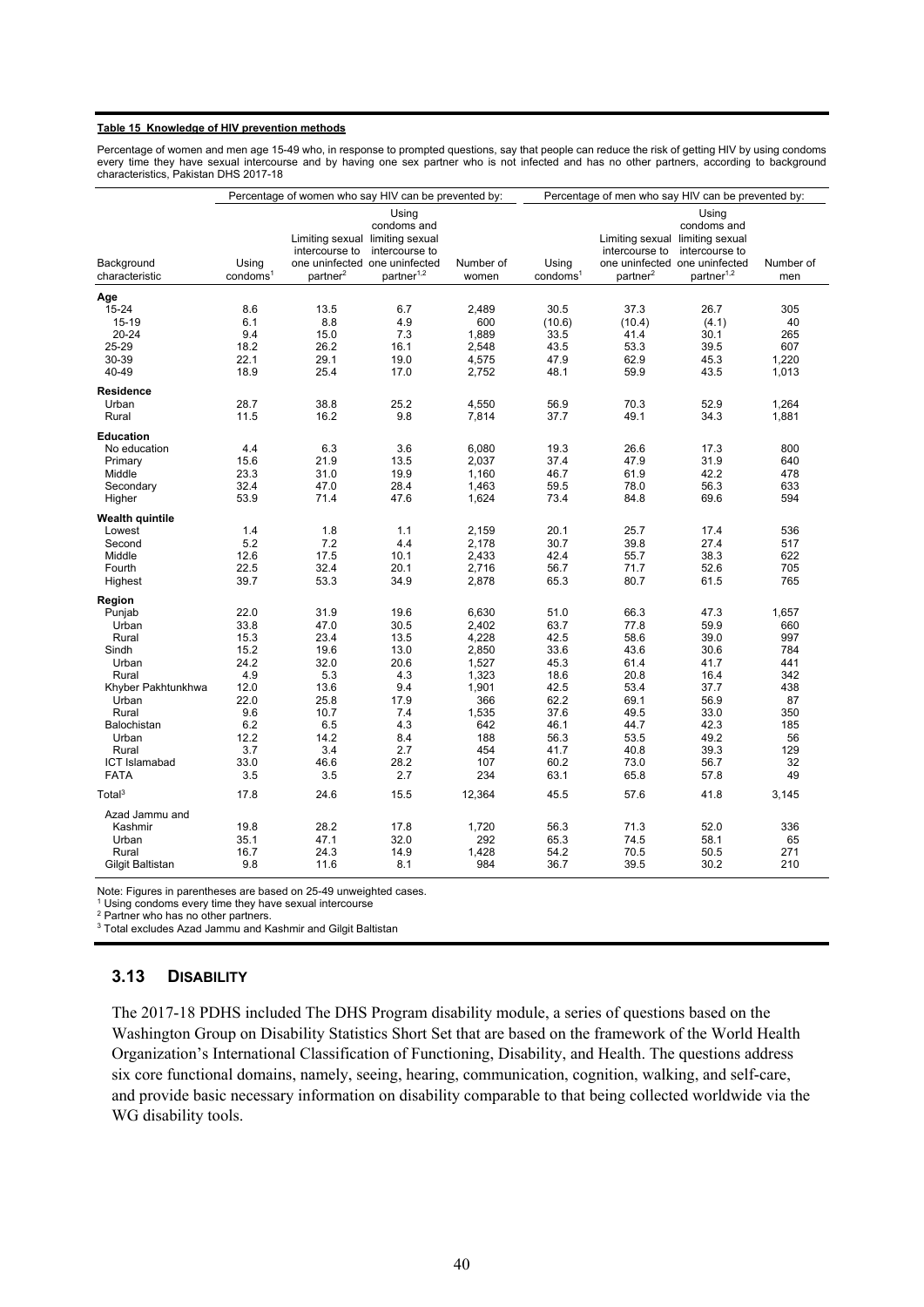**Table 15 Knowledge of HIV prevention methods**

Percentage of women and men age 15-49 who, in response to prompted questions, say that people can reduce the risk of getting HIV by using condoms every time they have sexual intercourse and by having one sex partner who is not infected and has no other partners, according to background characteristics, Pakistan DHS 2017-18

| Background characteristic | Percentage of women who say HIV can be prevented by: | | | | Percentage of men who say HIV can be prevented by: | | | |
|---|---|---|---|---|---|---|---|---|
| | Using condoms[1] | Limiting sexual intercourse to one uninfected partner[2] | Using condoms and limiting sexual intercourse to one uninfected partner[1,2] | Number of women | Using condoms[1] | Limiting sexual intercourse to one uninfected partner[2] | Using condoms and limiting sexual intercourse to one uninfected partner[1,2] | Number of men |
| **Age** | | | | | | | | |
| 15-24 | 8.6 | 13.5 | 6.7 | 2,489 | 30.5 | 37.3 | 26.7 | 305 |
| 15-19 | 6.1 | 8.8 | 4.9 | 600 | (10.6) | (10.4) | (4.1) | 40 |
| 20-24 | 9.4 | 15.0 | 7.3 | 1,889 | 33.5 | 41.4 | 30.1 | 265 |
| 25-29 | 18.2 | 26.2 | 16.1 | 2,548 | 43.5 | 53.3 | 39.5 | 607 |
| 30-39 | 22.1 | 29.1 | 19.0 | 4,575 | 47.9 | 62.9 | 45.3 | 1,220 |
| 40-49 | 18.9 | 25.4 | 17.0 | 2,752 | 48.1 | 59.9 | 43.5 | 1,013 |
| **Residence** | | | | | | | | |
| Urban | 28.7 | 38.8 | 25.2 | 4,550 | 56.9 | 70.3 | 52.9 | 1,264 |
| Rural | 11.5 | 16.2 | 9.8 | 7,814 | 37.7 | 49.1 | 34.3 | 1,881 |
| **Education** | | | | | | | | |
| No education | 4.4 | 6.3 | 3.6 | 6,080 | 19.3 | 26.6 | 17.3 | 800 |
| Primary | 15.6 | 21.9 | 13.5 | 2,037 | 37.4 | 47.9 | 31.9 | 640 |
| Middle | 23.3 | 31.0 | 19.9 | 1,160 | 46.7 | 61.9 | 42.2 | 478 |
| Secondary | 32.4 | 47.0 | 28.4 | 1,463 | 59.5 | 78.0 | 56.3 | 633 |
| Higher | 53.9 | 71.4 | 47.6 | 1,624 | 73.4 | 84.8 | 69.6 | 594 |
| **Wealth quintile** | | | | | | | | |
| Lowest | 1.4 | 1.8 | 1.1 | 2,159 | 20.1 | 25.7 | 17.4 | 536 |
| Second | 5.2 | 7.2 | 4.4 | 2,178 | 30.7 | 39.8 | 27.4 | 517 |
| Middle | 12.6 | 17.5 | 10.1 | 2,433 | 42.4 | 55.7 | 38.3 | 622 |
| Fourth | 22.5 | 32.4 | 20.1 | 2,716 | 56.7 | 71.7 | 52.6 | 705 |
| Highest | 39.7 | 53.3 | 34.9 | 2,878 | 65.3 | 80.7 | 61.5 | 765 |
| **Region** | | | | | | | | |
| Punjab | 22.0 | 31.9 | 19.6 | 6,630 | 51.0 | 66.3 | 47.3 | 1,657 |
| Urban | 33.8 | 47.0 | 30.5 | 2,402 | 63.7 | 77.8 | 59.9 | 660 |
| Rural | 15.3 | 23.4 | 13.5 | 4,228 | 42.5 | 58.6 | 39.0 | 997 |
| Sindh | 15.2 | 19.6 | 13.0 | 2,850 | 33.6 | 43.6 | 30.6 | 784 |
| Urban | 24.2 | 32.0 | 20.6 | 1,527 | 45.3 | 61.4 | 41.7 | 441 |
| Rural | 4.9 | 5.3 | 4.3 | 1,323 | 18.6 | 20.8 | 16.4 | 342 |
| Khyber Pakhtunkhwa | 12.0 | 13.6 | 9.4 | 1,901 | 42.5 | 53.4 | 37.7 | 438 |
| Urban | 22.0 | 25.8 | 17.9 | 366 | 62.2 | 69.1 | 56.9 | 87 |
| Rural | 9.6 | 10.7 | 7.4 | 1,535 | 37.6 | 49.5 | 33.0 | 350 |
| Balochistan | 6.2 | 6.5 | 4.3 | 642 | 46.1 | 44.7 | 42.3 | 185 |
| Urban | 12.2 | 14.2 | 8.4 | 188 | 56.3 | 53.5 | 49.2 | 56 |
| Rural | 3.7 | 3.4 | 2.7 | 454 | 41.7 | 40.8 | 39.3 | 129 |
| ICT Islamabad | 33.0 | 46.6 | 28.2 | 107 | 60.2 | 73.0 | 56.7 | 32 |
| FATA | 3.5 | 3.5 | 2.7 | 234 | 63.1 | 65.8 | 57.8 | 49 |
| Total[3] | 17.8 | 24.6 | 15.5 | 12,364 | 45.5 | 57.6 | 41.8 | 3,145 |
| Azad Jammu and Kashmir | 19.8 | 28.2 | 17.8 | 1,720 | 56.3 | 71.3 | 52.0 | 336 |
| Urban | 35.1 | 47.1 | 32.0 | 292 | 65.3 | 74.5 | 58.1 | 65 |
| Rural | 16.7 | 24.3 | 14.9 | 1,428 | 54.2 | 70.5 | 50.5 | 271 |
| Gilgit Baltistan | 9.8 | 11.6 | 8.1 | 984 | 36.7 | 39.5 | 30.2 | 210 |

Note: Figures in parentheses are based on 25-49 unweighted cases.
[1] Using condoms every time they have sexual intercourse
[2] Partner who has no other partners.
[3] Total excludes Azad Jammu and Kashmir and Gilgit Baltistan

## 3.13 DISABILITY

The 2017-18 PDHS included The DHS Program disability module, a series of questions based on the Washington Group on Disability Statistics Short Set that are based on the framework of the World Health Organization's International Classification of Functioning, Disability, and Health. The questions address six core functional domains, namely, seeing, hearing, communication, cognition, walking, and self-care, and provide basic necessary information on disability comparable to that being collected worldwide via the WG disability tools.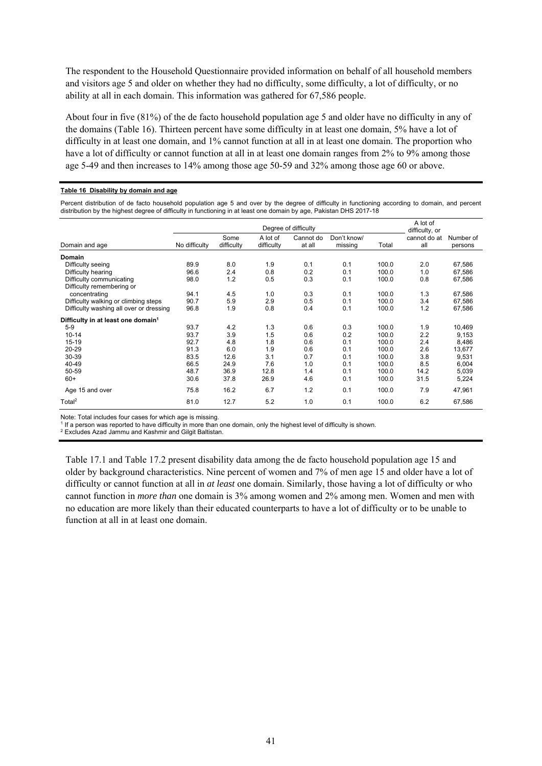The respondent to the Household Questionnaire provided information on behalf of all household members and visitors age 5 and older on whether they had no difficulty, some difficulty, a lot of difficulty, or no ability at all in each domain. This information was gathered for 67,586 people.

About four in five (81%) of the de facto household population age 5 and older have no difficulty in any of the domains (Table 16). Thirteen percent have some difficulty in at least one domain, 5% have a lot of difficulty in at least one domain, and 1% cannot function at all in at least one domain. The proportion who have a lot of difficulty or cannot function at all in at least one domain ranges from 2% to 9% among those age 5-49 and then increases to 14% among those age 50-59 and 32% among those age 60 or above.

**Table 16 Disability by domain and age**

Percent distribution of de facto household population age 5 and over by the degree of difficulty in functioning according to domain, and percent distribution by the highest degree of difficulty in functioning in at least one domain by age, Pakistan DHS 2017-18

| Domain and age | Degree of difficulty | | | | | | A lot of difficulty, or cannot do at all | Number of persons |
|---|---|---|---|---|---|---|---|---|
| | No difficulty | Some difficulty | A lot of difficulty | Cannot do at all | Don't know/ missing | Total | | |
| **Domain** | | | | | | | | |
| Difficulty seeing | 89.9 | 8.0 | 1.9 | 0.1 | 0.1 | 100.0 | 2.0 | 67,586 |
| Difficulty hearing | 96.6 | 2.4 | 0.8 | 0.2 | 0.1 | 100.0 | 1.0 | 67,586 |
| Difficulty communicating | 98.0 | 1.2 | 0.5 | 0.3 | 0.1 | 100.0 | 0.8 | 67,586 |
| Difficulty remembering or concentrating | 94.1 | 4.5 | 1.0 | 0.3 | 0.1 | 100.0 | 1.3 | 67,586 |
| Difficulty walking or climbing steps | 90.7 | 5.9 | 2.9 | 0.5 | 0.1 | 100.0 | 3.4 | 67,586 |
| Difficulty washing all over or dressing | 96.8 | 1.9 | 0.8 | 0.4 | 0.1 | 100.0 | 1.2 | 67,586 |
| **Difficulty in at least one domain[1]** | | | | | | | | |
| 5-9 | 93.7 | 4.2 | 1.3 | 0.6 | 0.3 | 100.0 | 1.9 | 10,469 |
| 10-14 | 93.7 | 3.9 | 1.5 | 0.6 | 0.2 | 100.0 | 2.2 | 9,153 |
| 15-19 | 92.7 | 4.8 | 1.8 | 0.6 | 0.1 | 100.0 | 2.4 | 8,486 |
| 20-29 | 91.3 | 6.0 | 1.9 | 0.6 | 0.1 | 100.0 | 2.6 | 13,677 |
| 30-39 | 83.5 | 12.6 | 3.1 | 0.7 | 0.1 | 100.0 | 3.8 | 9,531 |
| 40-49 | 66.5 | 24.9 | 7.6 | 1.0 | 0.1 | 100.0 | 8.5 | 6,004 |
| 50-59 | 48.7 | 36.9 | 12.8 | 1.4 | 0.1 | 100.0 | 14.2 | 5,039 |
| 60+ | 30.6 | 37.8 | 26.9 | 4.6 | 0.1 | 100.0 | 31.5 | 5,224 |
| Age 15 and over | 75.8 | 16.2 | 6.7 | 1.2 | 0.1 | 100.0 | 7.9 | 47,961 |
| Total[2] | 81.0 | 12.7 | 5.2 | 1.0 | 0.1 | 100.0 | 6.2 | 67,586 |

Note: Total includes four cases for which age is missing.
[1] If a person was reported to have difficulty in more than one domain, only the highest level of difficulty is shown.
[2] Excludes Azad Jammu and Kashmir and Gilgit Baltistan.

Table 17.1 and Table 17.2 present disability data among the de facto household population age 15 and older by background characteristics. Nine percent of women and 7% of men age 15 and older have a lot of difficulty or cannot function at all in *at least* one domain. Similarly, those having a lot of difficulty or who cannot function in *more than* one domain is 3% among women and 2% among men. Women and men with no education are more likely than their educated counterparts to have a lot of difficulty or to be unable to function at all in at least one domain.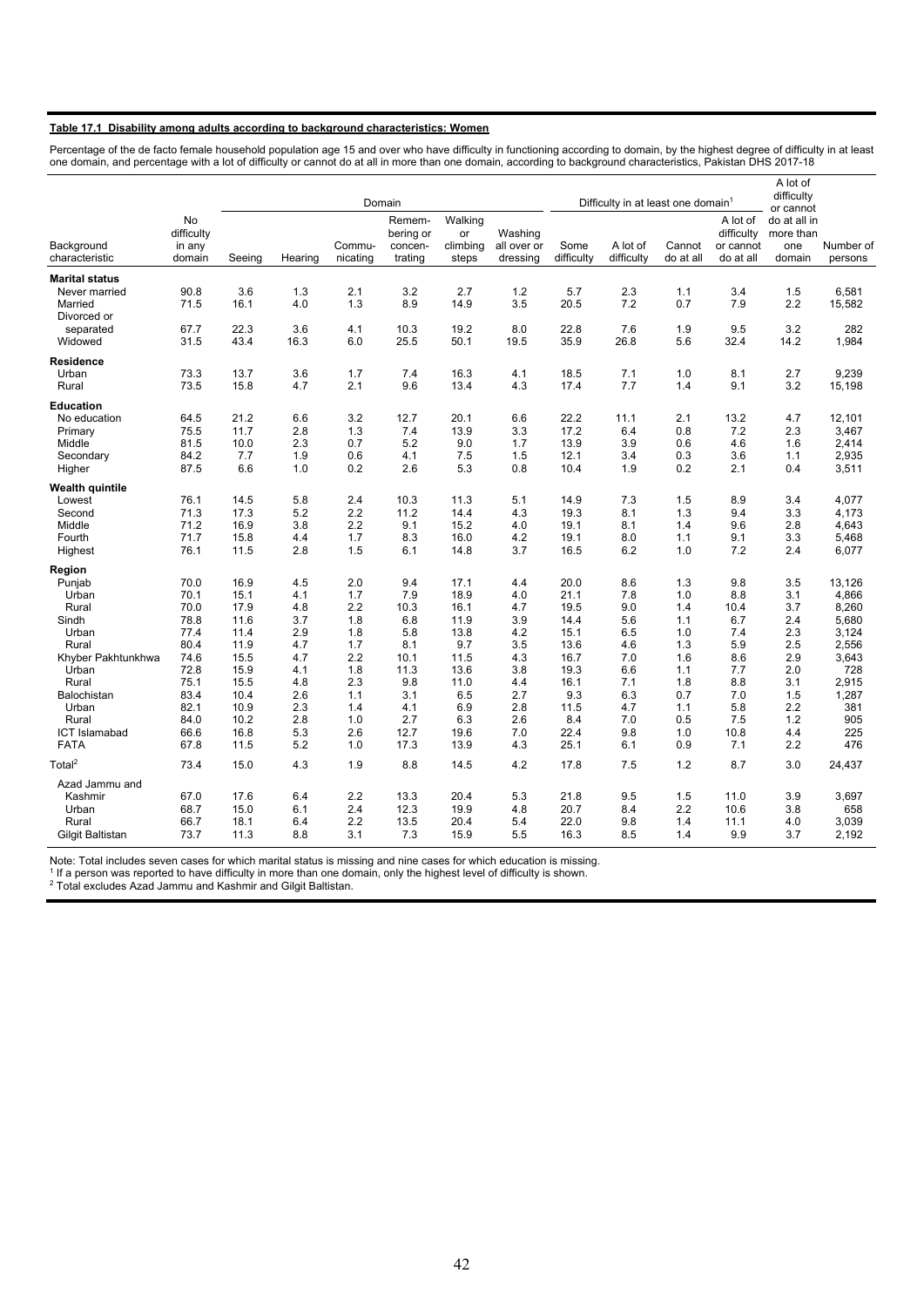**Table 17.1 Disability among adults according to background characteristics: Women**

Percentage of the de facto female household population age 15 and over who have difficulty in functioning according to domain, by the highest degree of difficulty in at least one domain, and percentage with a lot of difficulty or cannot do at all in more than one domain, according to background characteristics, Pakistan DHS 2017-18

| Background characteristic | No difficulty in any domain | Domain | | | | | | Difficulty in at least one domain[1] | | | | A lot of difficulty or cannot do at all in more than one domain | Number of persons |
|---|---|---|---|---|---|---|---|---|---|---|---|---|---|
| | | Seeing | Hearing | Commu-nicating | Remem-bering or concen-trating | Walking or climbing steps | Washing all over or dressing | Some difficulty | A lot of difficulty | Cannot do at all | A lot of difficulty or cannot do at all | | |
| **Marital status** | | | | | | | | | | | | | |
| Never married | 90.8 | 3.6 | 1.3 | 2.1 | 3.2 | 2.7 | 1.2 | 5.7 | 2.3 | 1.1 | 3.4 | 1.5 | 6,581 |
| Married | 71.5 | 16.1 | 4.0 | 1.3 | 8.9 | 14.9 | 3.5 | 20.5 | 7.2 | 0.7 | 7.9 | 2.2 | 15,582 |
| Divorced or separated | 67.7 | 22.3 | 3.6 | 4.1 | 10.3 | 19.2 | 8.0 | 22.8 | 7.6 | 1.9 | 9.5 | 3.2 | 282 |
| Widowed | 31.5 | 43.4 | 16.3 | 6.0 | 25.5 | 50.1 | 19.5 | 35.9 | 26.8 | 5.6 | 32.4 | 14.2 | 1,984 |
| **Residence** | | | | | | | | | | | | | |
| Urban | 73.3 | 13.7 | 3.6 | 1.7 | 7.4 | 16.3 | 4.1 | 18.5 | 7.1 | 1.0 | 8.1 | 2.7 | 9,239 |
| Rural | 73.5 | 15.8 | 4.7 | 2.1 | 9.6 | 13.4 | 4.3 | 17.4 | 7.7 | 1.4 | 9.1 | 3.2 | 15,198 |
| **Education** | | | | | | | | | | | | | |
| No education | 64.5 | 21.2 | 6.6 | 3.2 | 12.7 | 20.1 | 6.6 | 22.2 | 11.1 | 2.1 | 13.2 | 4.7 | 12,101 |
| Primary | 75.5 | 11.7 | 2.8 | 1.3 | 7.4 | 13.9 | 3.3 | 17.2 | 6.4 | 0.8 | 7.2 | 2.3 | 3,467 |
| Middle | 81.5 | 10.0 | 2.3 | 0.7 | 5.2 | 9.0 | 1.7 | 13.9 | 3.9 | 0.6 | 4.6 | 1.6 | 2,414 |
| Secondary | 84.2 | 7.7 | 1.9 | 0.6 | 4.1 | 7.5 | 1.5 | 12.1 | 3.4 | 0.3 | 3.6 | 1.1 | 2,935 |
| Higher | 87.5 | 6.6 | 1.0 | 0.2 | 2.6 | 5.3 | 0.8 | 10.4 | 1.9 | 0.2 | 2.1 | 0.4 | 3,511 |
| **Wealth quintile** | | | | | | | | | | | | | |
| Lowest | 76.1 | 14.5 | 5.8 | 2.4 | 10.3 | 11.3 | 5.1 | 14.9 | 7.3 | 1.5 | 8.9 | 3.4 | 4,077 |
| Second | 71.3 | 17.3 | 5.2 | 2.2 | 11.2 | 14.4 | 4.3 | 19.3 | 8.1 | 1.3 | 9.4 | 3.3 | 4,173 |
| Middle | 71.2 | 16.9 | 3.8 | 2.2 | 9.1 | 15.2 | 4.0 | 19.1 | 8.1 | 1.4 | 9.6 | 2.8 | 4,643 |
| Fourth | 71.7 | 15.8 | 4.4 | 1.7 | 8.3 | 16.0 | 4.2 | 19.1 | 8.0 | 1.1 | 9.1 | 3.3 | 5,468 |
| Highest | 76.1 | 11.5 | 2.8 | 1.5 | 6.1 | 14.8 | 3.7 | 16.5 | 6.2 | 1.0 | 7.2 | 2.4 | 6,077 |
| **Region** | | | | | | | | | | | | | |
| Punjab | 70.0 | 16.9 | 4.5 | 2.0 | 9.4 | 17.1 | 4.4 | 20.0 | 8.6 | 1.3 | 9.8 | 3.5 | 13,126 |
| Urban | 70.1 | 15.1 | 4.1 | 1.7 | 7.9 | 18.9 | 4.0 | 21.1 | 7.8 | 1.0 | 8.8 | 3.1 | 4,866 |
| Rural | 70.0 | 17.9 | 4.8 | 2.2 | 10.3 | 16.1 | 4.7 | 19.5 | 9.0 | 1.4 | 10.4 | 3.7 | 8,260 |
| Sindh | 78.8 | 11.6 | 3.7 | 1.8 | 6.8 | 11.9 | 3.9 | 14.4 | 5.6 | 1.1 | 6.7 | 2.4 | 5,680 |
| Urban | 77.4 | 11.4 | 2.9 | 1.8 | 5.8 | 13.8 | 4.2 | 15.1 | 6.5 | 1.0 | 7.4 | 2.3 | 3,124 |
| Rural | 80.4 | 11.9 | 4.7 | 1.7 | 8.1 | 9.7 | 3.5 | 13.6 | 4.6 | 1.3 | 5.9 | 2.5 | 2,556 |
| Khyber Pakhtunkhwa | 74.6 | 15.5 | 4.7 | 2.2 | 10.1 | 11.5 | 4.3 | 16.7 | 7.0 | 1.6 | 8.6 | 2.9 | 3,643 |
| Urban | 72.8 | 15.9 | 4.1 | 1.8 | 11.3 | 13.6 | 3.8 | 19.3 | 6.6 | 1.1 | 7.7 | 2.0 | 728 |
| Rural | 75.1 | 15.5 | 4.8 | 2.3 | 9.8 | 11.0 | 4.4 | 16.1 | 7.1 | 1.8 | 8.8 | 3.1 | 2,915 |
| Balochistan | 83.4 | 10.4 | 2.6 | 1.1 | 3.1 | 6.5 | 2.7 | 9.3 | 6.3 | 0.7 | 7.0 | 1.5 | 1,287 |
| Urban | 82.1 | 10.9 | 2.3 | 1.4 | 4.1 | 6.9 | 2.8 | 11.5 | 4.7 | 1.1 | 5.8 | 2.2 | 381 |
| Rural | 84.0 | 10.2 | 2.8 | 1.0 | 2.7 | 6.3 | 2.6 | 8.4 | 7.0 | 0.5 | 7.5 | 1.2 | 905 |
| ICT Islamabad | 66.6 | 16.8 | 5.3 | 2.6 | 12.7 | 19.6 | 7.0 | 22.4 | 9.8 | 1.0 | 10.8 | 4.4 | 225 |
| FATA | 67.8 | 11.5 | 5.2 | 1.0 | 17.3 | 13.9 | 4.3 | 25.1 | 6.1 | 0.9 | 7.1 | 2.2 | 476 |
| Total[2] | 73.4 | 15.0 | 4.3 | 1.9 | 8.8 | 14.5 | 4.2 | 17.8 | 7.5 | 1.2 | 8.7 | 3.0 | 24,437 |
| Azad Jammu and Kashmir | 67.0 | 17.6 | 6.4 | 2.2 | 13.3 | 20.4 | 5.3 | 21.8 | 9.5 | 1.5 | 11.0 | 3.9 | 3,697 |
| Urban | 68.7 | 15.0 | 6.1 | 2.4 | 12.3 | 19.9 | 4.8 | 20.7 | 8.4 | 2.2 | 10.6 | 3.8 | 658 |
| Rural | 66.7 | 18.1 | 6.4 | 2.2 | 13.5 | 20.4 | 5.4 | 22.0 | 9.8 | 1.4 | 11.1 | 4.0 | 3,039 |
| Gilgit Baltistan | 73.7 | 11.3 | 8.8 | 3.1 | 7.3 | 15.9 | 5.5 | 16.3 | 8.5 | 1.4 | 9.9 | 3.7 | 2,192 |

Note: Total includes seven cases for which marital status is missing and nine cases for which education is missing.
[1] If a person was reported to have difficulty in more than one domain, only the highest level of difficulty is shown.
[2] Total excludes Azad Jammu and Kashmir and Gilgit Baltistan.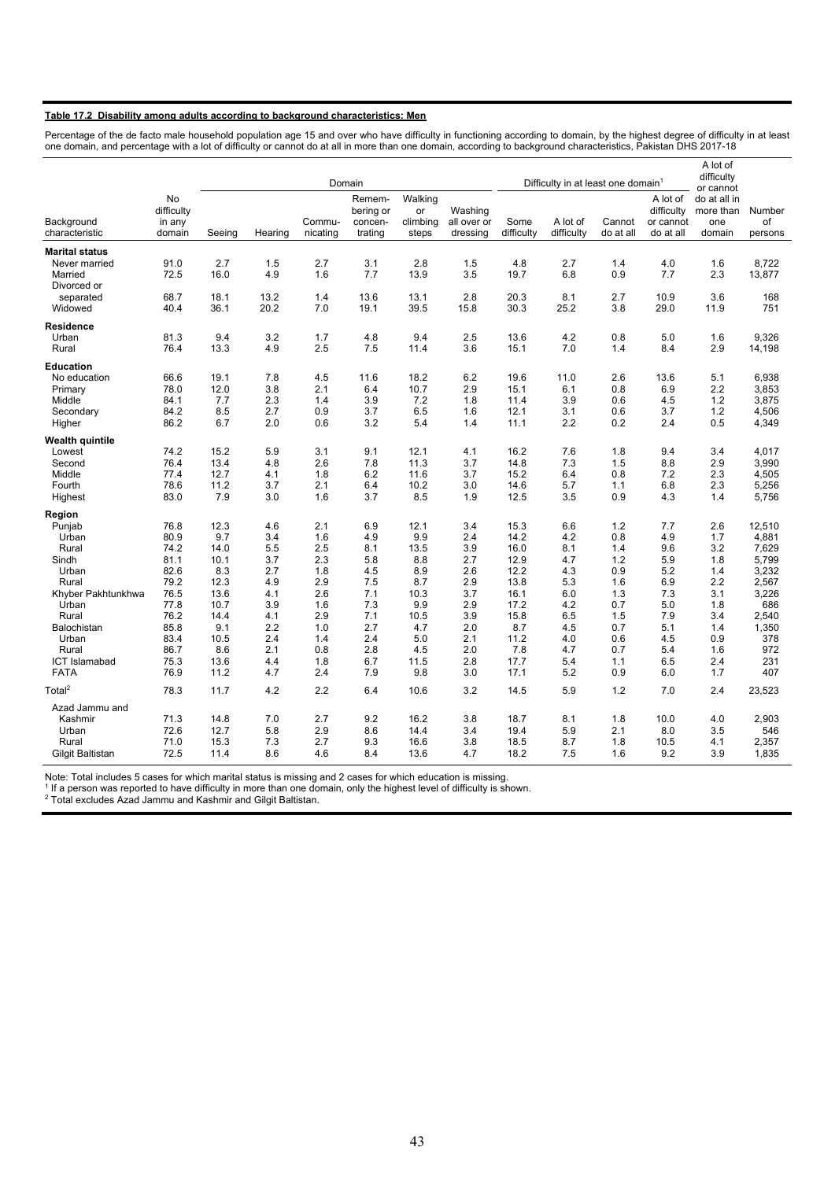**Table 17.2 Disability among adults according to background characteristics: Men**

Percentage of the de facto male household population age 15 and over who have difficulty in functioning according to domain, by the highest degree of difficulty in at least one domain, and percentage with a lot of difficulty or cannot do at all in more than one domain, according to background characteristics, Pakistan DHS 2017-18

| Background characteristic | No difficulty in any domain | Domain | | | | | | Difficulty in at least one domain[1] | | | | A lot of difficulty or cannot do at all in more than one domain | Number of persons |
|---|---|---|---|---|---|---|---|---|---|---|---|---|---|
| | | Seeing | Hearing | Commu-nicating | Remem-bering or concen-trating | Walking or climbing steps | Washing all over or dressing | Some difficulty | A lot of difficulty | Cannot do at all | A lot of difficulty or cannot do at all | | |
| **Marital status** | | | | | | | | | | | | | |
| Never married | 91.0 | 2.7 | 1.5 | 2.7 | 3.1 | 2.8 | 1.5 | 4.8 | 2.7 | 1.4 | 4.0 | 1.6 | 8,722 |
| Married | 72.5 | 16.0 | 4.9 | 1.6 | 7.7 | 13.9 | 3.5 | 19.7 | 6.8 | 0.9 | 7.7 | 2.3 | 13,877 |
| Divorced or separated | 68.7 | 18.1 | 13.2 | 1.4 | 13.6 | 13.1 | 2.8 | 20.3 | 8.1 | 2.7 | 10.9 | 3.6 | 168 |
| Widowed | 40.4 | 36.1 | 20.2 | 7.0 | 19.1 | 39.5 | 15.8 | 30.3 | 25.2 | 3.8 | 29.0 | 11.9 | 751 |
| **Residence** | | | | | | | | | | | | | |
| Urban | 81.3 | 9.4 | 3.2 | 1.7 | 4.8 | 9.4 | 2.5 | 13.6 | 4.2 | 0.8 | 5.0 | 1.6 | 9,326 |
| Rural | 76.4 | 13.3 | 4.9 | 2.5 | 7.5 | 11.4 | 3.6 | 15.1 | 7.0 | 1.4 | 8.4 | 2.9 | 14,198 |
| **Education** | | | | | | | | | | | | | |
| No education | 66.6 | 19.1 | 7.8 | 4.5 | 11.6 | 18.2 | 6.2 | 19.6 | 11.0 | 2.6 | 13.6 | 5.1 | 6,938 |
| Primary | 78.0 | 12.0 | 3.8 | 2.1 | 6.4 | 10.7 | 2.9 | 15.1 | 6.1 | 0.8 | 6.9 | 2.2 | 3,853 |
| Middle | 84.1 | 7.7 | 2.3 | 1.4 | 3.9 | 7.2 | 1.8 | 11.4 | 3.9 | 0.6 | 4.5 | 1.2 | 3,875 |
| Secondary | 84.2 | 8.5 | 2.7 | 0.9 | 3.7 | 6.5 | 1.6 | 12.1 | 3.1 | 0.6 | 3.7 | 1.2 | 4,506 |
| Higher | 86.2 | 6.7 | 2.0 | 0.6 | 3.2 | 5.4 | 1.4 | 11.1 | 2.2 | 0.2 | 2.4 | 0.5 | 4,349 |
| **Wealth quintile** | | | | | | | | | | | | | |
| Lowest | 74.2 | 15.2 | 5.9 | 3.1 | 9.1 | 12.1 | 4.1 | 16.2 | 7.6 | 1.8 | 9.4 | 3.4 | 4,017 |
| Second | 76.4 | 13.4 | 4.8 | 2.6 | 7.8 | 11.3 | 3.7 | 14.8 | 7.3 | 1.5 | 8.8 | 2.9 | 3,990 |
| Middle | 77.4 | 12.7 | 4.1 | 1.8 | 6.2 | 11.6 | 3.7 | 15.2 | 6.4 | 0.8 | 7.2 | 2.3 | 4,505 |
| Fourth | 78.6 | 11.2 | 3.7 | 2.1 | 6.4 | 10.2 | 3.0 | 14.6 | 5.7 | 1.1 | 6.8 | 2.3 | 5,256 |
| Highest | 83.0 | 7.9 | 3.0 | 1.6 | 3.7 | 8.5 | 1.9 | 12.5 | 3.5 | 0.9 | 4.3 | 1.4 | 5,756 |
| **Region** | | | | | | | | | | | | | |
| Punjab | 76.8 | 12.3 | 4.6 | 2.1 | 6.9 | 12.1 | 3.4 | 15.3 | 6.6 | 1.2 | 7.7 | 2.6 | 12,510 |
| Urban | 80.9 | 9.7 | 3.4 | 1.6 | 4.9 | 9.9 | 2.4 | 14.2 | 4.2 | 0.8 | 4.9 | 1.7 | 4,881 |
| Rural | 74.2 | 14.0 | 5.5 | 2.5 | 8.1 | 13.5 | 3.9 | 16.0 | 8.1 | 1.4 | 9.6 | 3.2 | 7,629 |
| Sindh | 81.1 | 10.1 | 3.7 | 2.3 | 5.8 | 8.8 | 2.7 | 12.9 | 4.7 | 1.2 | 5.9 | 1.8 | 5,799 |
| Urban | 82.6 | 8.3 | 2.7 | 1.8 | 4.5 | 8.9 | 2.6 | 12.2 | 4.3 | 0.9 | 5.2 | 1.4 | 3,232 |
| Rural | 79.2 | 12.3 | 4.9 | 2.9 | 7.5 | 8.7 | 2.9 | 13.8 | 5.3 | 1.6 | 6.9 | 2.2 | 2,567 |
| Khyber Pakhtunkhwa | 76.5 | 13.6 | 4.1 | 2.6 | 7.1 | 10.3 | 3.7 | 16.1 | 6.0 | 1.3 | 7.3 | 3.1 | 3,226 |
| Urban | 77.8 | 10.7 | 3.9 | 1.6 | 7.3 | 9.9 | 2.9 | 17.2 | 4.2 | 0.7 | 5.0 | 1.8 | 686 |
| Rural | 76.2 | 14.4 | 4.1 | 2.9 | 7.1 | 10.5 | 3.9 | 15.8 | 6.5 | 1.5 | 7.9 | 3.4 | 2,540 |
| Balochistan | 85.8 | 9.1 | 2.2 | 1.0 | 2.7 | 4.7 | 2.0 | 8.7 | 4.5 | 0.7 | 5.1 | 1.4 | 1,350 |
| Urban | 83.4 | 10.5 | 2.4 | 1.4 | 2.4 | 5.0 | 2.1 | 11.2 | 4.0 | 0.6 | 4.5 | 0.9 | 378 |
| Rural | 86.7 | 8.6 | 2.1 | 0.8 | 2.8 | 4.5 | 2.0 | 7.8 | 4.7 | 0.7 | 5.4 | 1.6 | 972 |
| ICT Islamabad | 75.3 | 13.6 | 4.4 | 1.8 | 6.7 | 11.5 | 2.8 | 17.7 | 5.4 | 1.1 | 6.5 | 2.4 | 231 |
| FATA | 76.9 | 11.2 | 4.7 | 2.4 | 7.9 | 9.8 | 3.0 | 17.1 | 5.2 | 0.9 | 6.0 | 1.7 | 407 |
| Total[2] | 78.3 | 11.7 | 4.2 | 2.2 | 6.4 | 10.6 | 3.2 | 14.5 | 5.9 | 1.2 | 7.0 | 2.4 | 23,523 |
| Azad Jammu and Kashmir | 71.3 | 14.8 | 7.0 | 2.7 | 9.2 | 16.2 | 3.8 | 18.7 | 8.1 | 1.8 | 10.0 | 4.0 | 2,903 |
| Urban | 72.6 | 12.7 | 5.8 | 2.9 | 8.6 | 14.4 | 3.4 | 19.4 | 5.9 | 2.1 | 8.0 | 3.5 | 546 |
| Rural | 71.0 | 15.3 | 7.3 | 2.7 | 9.3 | 16.6 | 3.8 | 18.5 | 8.7 | 1.8 | 10.5 | 4.1 | 2,357 |
| Gilgit Baltistan | 72.5 | 11.4 | 8.6 | 4.6 | 8.4 | 13.6 | 4.7 | 18.2 | 7.5 | 1.6 | 9.2 | 3.9 | 1,835 |

Note: Total includes 5 cases for which marital status is missing and 2 cases for which education is missing.
[1] If a person was reported to have difficulty in more than one domain, only the highest level of difficulty is shown.
[2] Total excludes Azad Jammu and Kashmir and Gilgit Baltistan.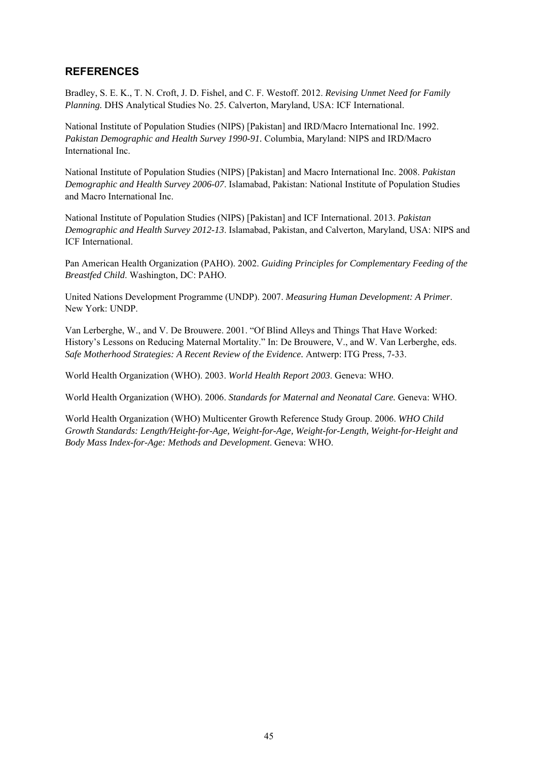## REFERENCES

Bradley, S. E. K., T. N. Croft, J. D. Fishel, and C. F. Westoff. 2012. *Revising Unmet Need for Family Planning.* DHS Analytical Studies No. 25. Calverton, Maryland, USA: ICF International.

National Institute of Population Studies (NIPS) [Pakistan] and IRD/Macro International Inc. 1992. *Pakistan Demographic and Health Survey 1990-91.* Columbia, Maryland: NIPS and IRD/Macro International Inc.

National Institute of Population Studies (NIPS) [Pakistan] and Macro International Inc. 2008. *Pakistan Demographic and Health Survey 2006-07*. Islamabad, Pakistan: National Institute of Population Studies and Macro International Inc.

National Institute of Population Studies (NIPS) [Pakistan] and ICF International. 2013. *Pakistan Demographic and Health Survey 2012-13*. Islamabad, Pakistan, and Calverton, Maryland, USA: NIPS and ICF International.

Pan American Health Organization (PAHO). 2002. *Guiding Principles for Complementary Feeding of the Breastfed Child.* Washington, DC: PAHO.

United Nations Development Programme (UNDP). 2007. *Measuring Human Development: A Primer*. New York: UNDP.

Van Lerberghe, W., and V. De Brouwere. 2001. "Of Blind Alleys and Things That Have Worked: History's Lessons on Reducing Maternal Mortality." In: De Brouwere, V., and W. Van Lerberghe, eds. *Safe Motherhood Strategies: A Recent Review of the Evidence.* Antwerp: ITG Press, 7-33.

World Health Organization (WHO). 2003. *World Health Report 2003*. Geneva: WHO.

World Health Organization (WHO). 2006. *Standards for Maternal and Neonatal Care.* Geneva: WHO.

World Health Organization (WHO) Multicenter Growth Reference Study Group. 2006. *WHO Child Growth Standards: Length/Height-for-Age, Weight-for-Age, Weight-for-Length, Weight-for-Height and Body Mass Index-for-Age: Methods and Development*. Geneva: WHO.